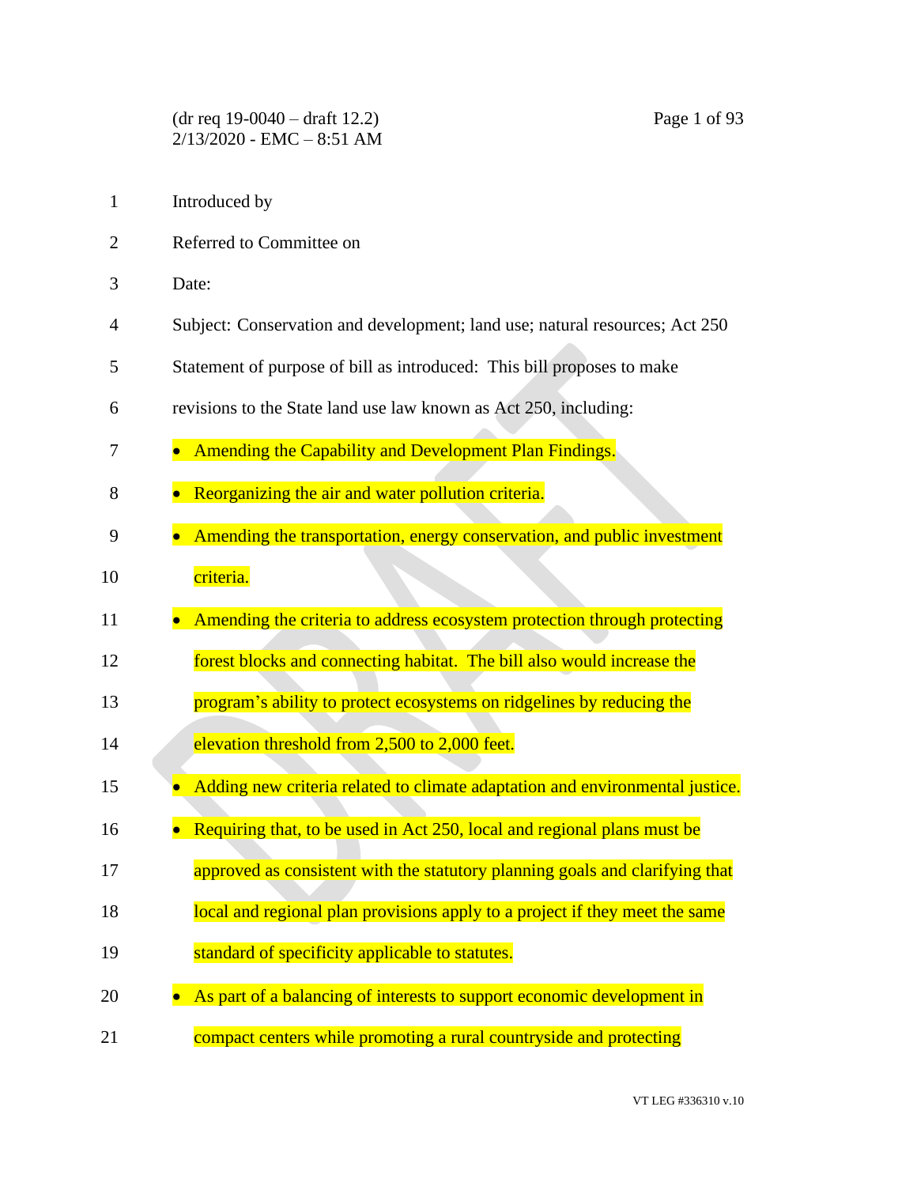(dr req 19-0040 – draft 12.2)
2/13/2020 - EMC – 8:51 AM

Introduced by

Referred to Committee on

Date:

Subject: Conservation and development; land use; natural resources; Act 250

Statement of purpose of bill as introduced: This bill proposes to make revisions to the State land use law known as Act 250, including:

- Amending the Capability and Development Plan Findings.
- Reorganizing the air and water pollution criteria.
- Amending the transportation, energy conservation, and public investment criteria.
- Amending the criteria to address ecosystem protection through protecting forest blocks and connecting habitat. The bill also would increase the program's ability to protect ecosystems on ridgelines by reducing the elevation threshold from 2,500 to 2,000 feet.
- Adding new criteria related to climate adaptation and environmental justice.
- Requiring that, to be used in Act 250, local and regional plans must be approved as consistent with the statutory planning goals and clarifying that local and regional plan provisions apply to a project if they meet the same standard of specificity applicable to statutes.
- As part of a balancing of interests to support economic development in compact centers while promoting a rural countryside and protecting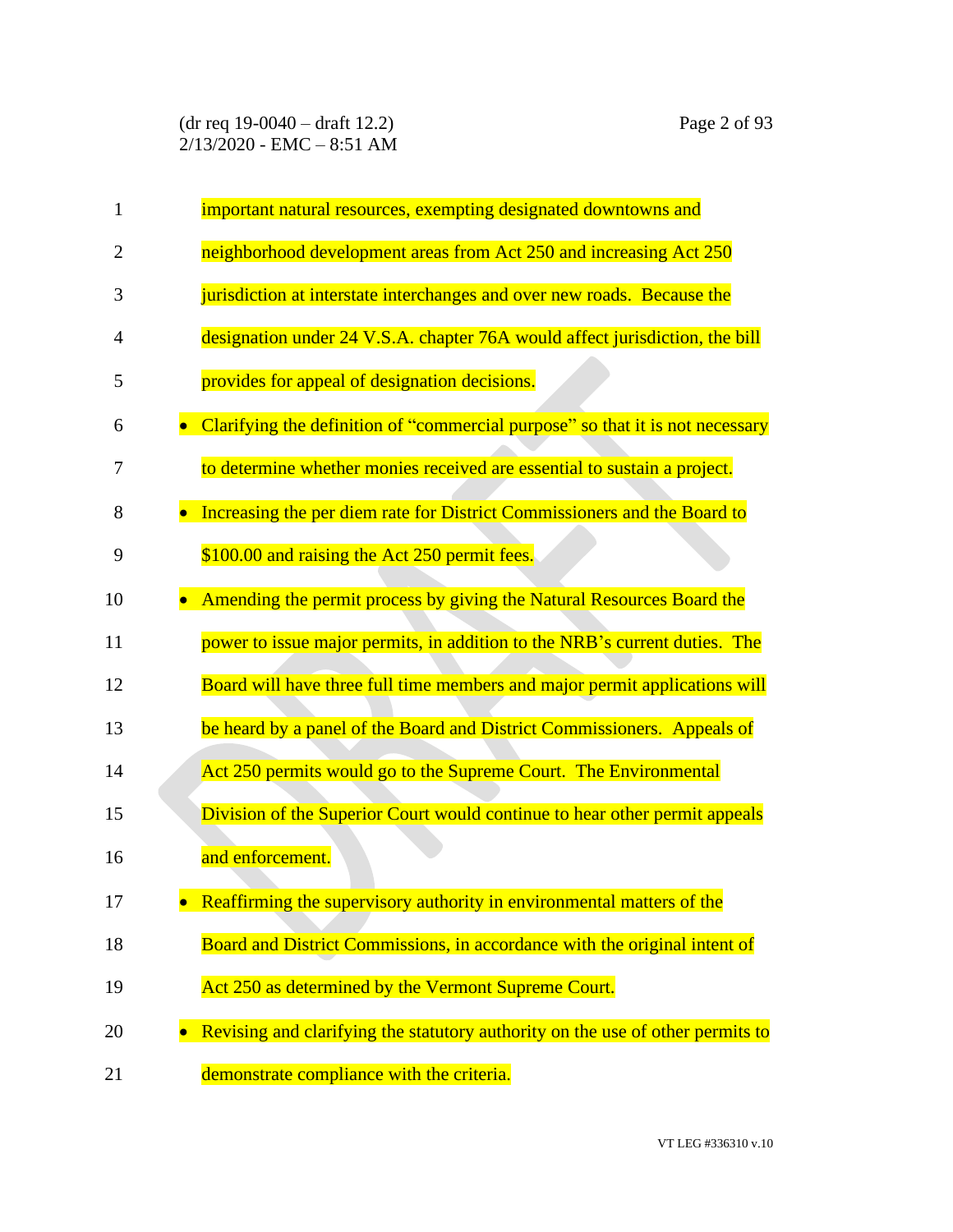important natural resources, exempting designated downtowns and neighborhood development areas from Act 250 and increasing Act 250 jurisdiction at interstate interchanges and over new roads. Because the designation under 24 V.S.A. chapter 76A would affect jurisdiction, the bill provides for appeal of designation decisions.

- Clarifying the definition of "commercial purpose" so that it is not necessary to determine whether monies received are essential to sustain a project.
- Increasing the per diem rate for District Commissioners and the Board to $100.00 and raising the Act 250 permit fees.
- Amending the permit process by giving the Natural Resources Board the power to issue major permits, in addition to the NRB's current duties. The Board will have three full time members and major permit applications will be heard by a panel of the Board and District Commissioners. Appeals of Act 250 permits would go to the Supreme Court. The Environmental Division of the Superior Court would continue to hear other permit appeals and enforcement.
- Reaffirming the supervisory authority in environmental matters of the Board and District Commissions, in accordance with the original intent of Act 250 as determined by the Vermont Supreme Court.
- Revising and clarifying the statutory authority on the use of other permits to demonstrate compliance with the criteria.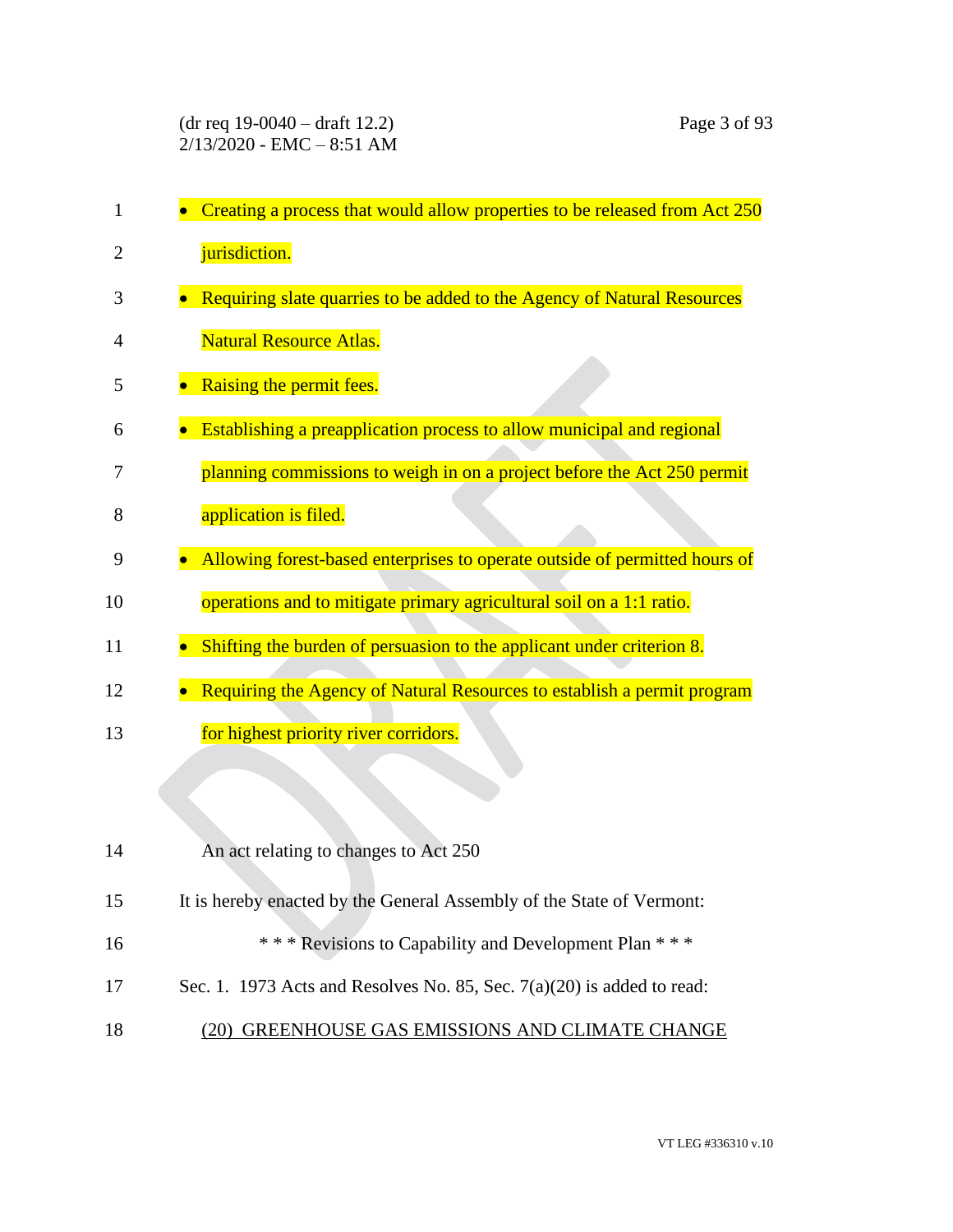- Creating a process that would allow properties to be released from Act 250 jurisdiction.
- Requiring slate quarries to be added to the Agency of Natural Resources Natural Resource Atlas.
- Raising the permit fees.
- Establishing a preapplication process to allow municipal and regional planning commissions to weigh in on a project before the Act 250 permit application is filed.
- Allowing forest-based enterprises to operate outside of permitted hours of operations and to mitigate primary agricultural soil on a 1:1 ratio.
- Shifting the burden of persuasion to the applicant under criterion 8.
- Requiring the Agency of Natural Resources to establish a permit program for highest priority river corridors.

An act relating to changes to Act 250

It is hereby enacted by the General Assembly of the State of Vermont:

\* \* \* Revisions to Capability and Development Plan \* \* \*

Sec. 1. 1973 Acts and Resolves No. 85, Sec. 7(a)(20) is added to read:

(20) GREENHOUSE GAS EMISSIONS AND CLIMATE CHANGE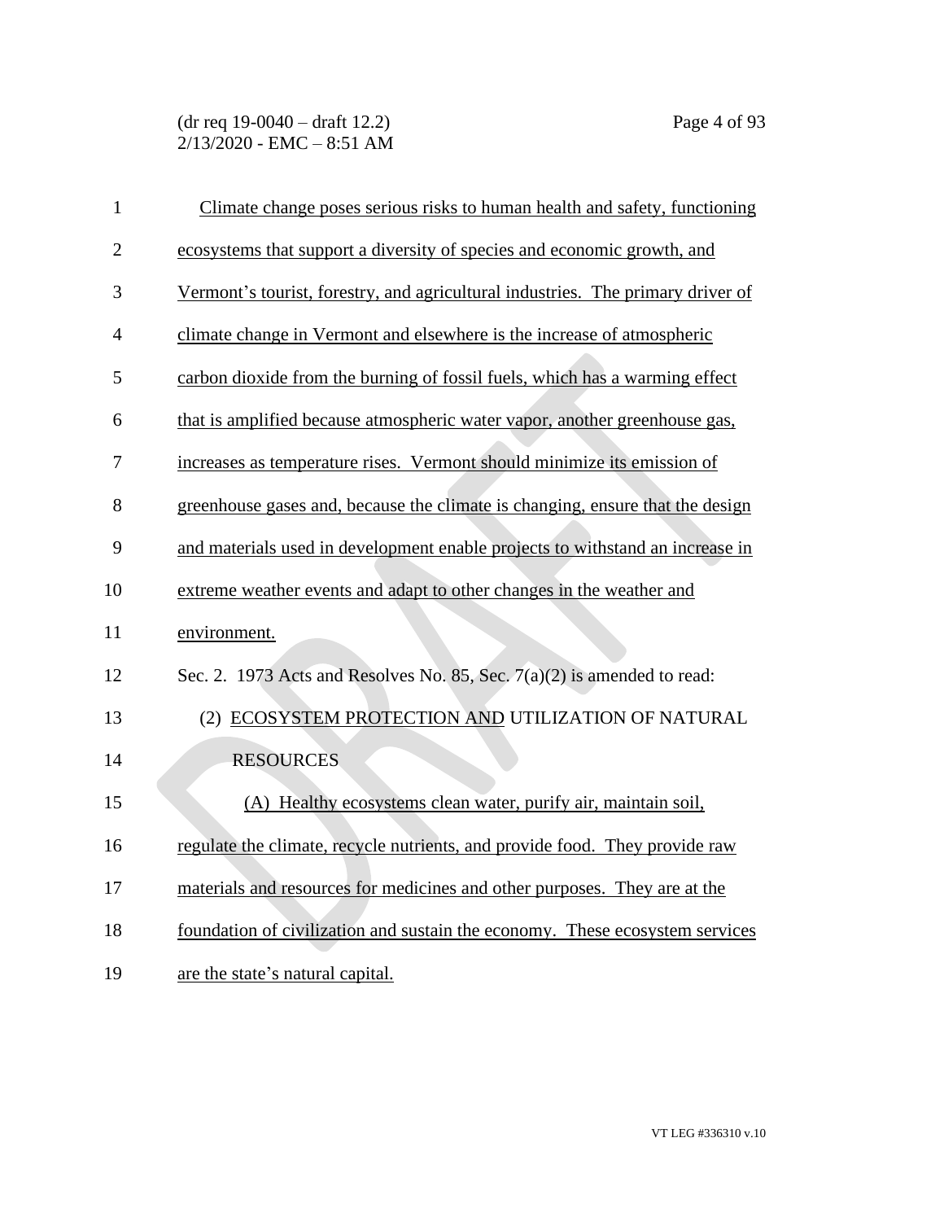Climate change poses serious risks to human health and safety, functioning ecosystems that support a diversity of species and economic growth, and Vermont's tourist, forestry, and agricultural industries. The primary driver of climate change in Vermont and elsewhere is the increase of atmospheric carbon dioxide from the burning of fossil fuels, which has a warming effect that is amplified because atmospheric water vapor, another greenhouse gas, increases as temperature rises. Vermont should minimize its emission of greenhouse gases and, because the climate is changing, ensure that the design and materials used in development enable projects to withstand an increase in extreme weather events and adapt to other changes in the weather and environment.

Sec. 2. 1973 Acts and Resolves No. 85, Sec. 7(a)(2) is amended to read:

(2) ECOSYSTEM PROTECTION AND UTILIZATION OF NATURAL RESOURCES

(A) Healthy ecosystems clean water, purify air, maintain soil, regulate the climate, recycle nutrients, and provide food. They provide raw materials and resources for medicines and other purposes. They are at the foundation of civilization and sustain the economy. These ecosystem services are the state's natural capital.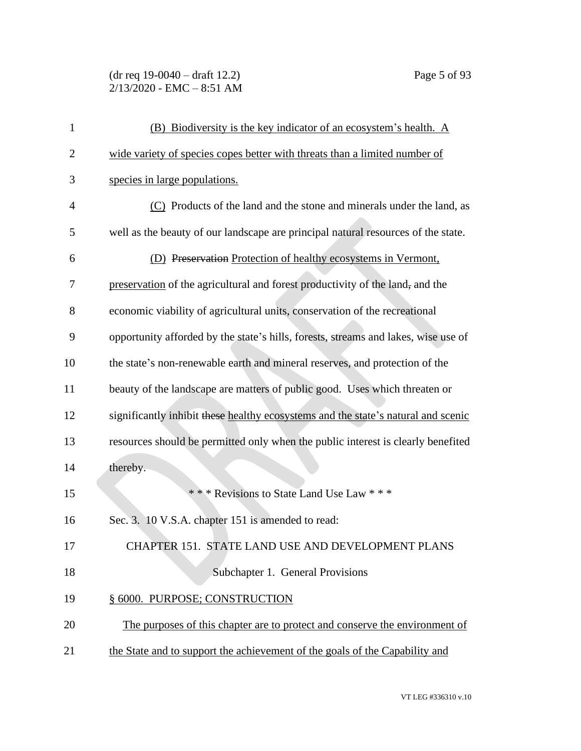(B) Biodiversity is the key indicator of an ecosystem's health. A wide variety of species copes better with threats than a limited number of species in large populations.

(C) Products of the land and the stone and minerals under the land, as well as the beauty of our landscape are principal natural resources of the state.

(D) ~~Preservation~~ Protection of healthy ecosystems in Vermont, preservation of the agricultural and forest productivity of the land~~,~~ and the economic viability of agricultural units, conservation of the recreational opportunity afforded by the state's hills, forests, streams and lakes, wise use of the state's non-renewable earth and mineral reserves, and protection of the beauty of the landscape are matters of public good. Uses which threaten or significantly inhibit ~~these~~ healthy ecosystems and the state's natural and scenic resources should be permitted only when the public interest is clearly benefited thereby.

\* \* \* Revisions to State Land Use Law \* \* \*

Sec. 3. 10 V.S.A. chapter 151 is amended to read:

CHAPTER 151. STATE LAND USE AND DEVELOPMENT PLANS

Subchapter 1. General Provisions

§ 6000. PURPOSE; CONSTRUCTION

The purposes of this chapter are to protect and conserve the environment of the State and to support the achievement of the goals of the Capability and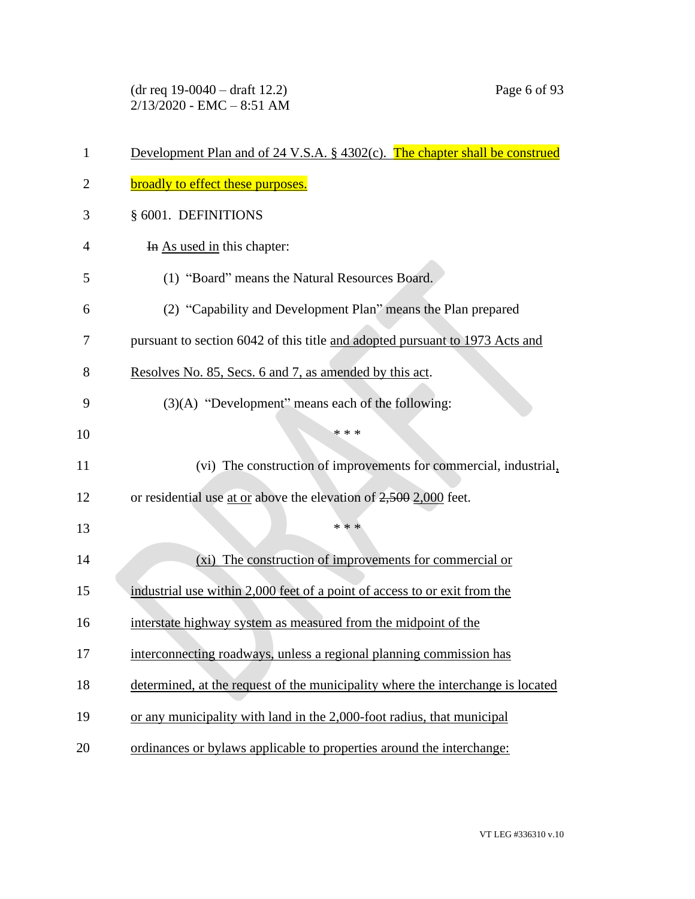Development Plan and of 24 V.S.A. § 4302(c). The chapter shall be construed broadly to effect these purposes.

§ 6001. DEFINITIONS

~~In~~ As used in this chapter:

(1) "Board" means the Natural Resources Board.

(2) "Capability and Development Plan" means the Plan prepared pursuant to section 6042 of this title and adopted pursuant to 1973 Acts and Resolves No. 85, Secs. 6 and 7, as amended by this act.

(3)(A) "Development" means each of the following:

\* \* \*

(vi) The construction of improvements for commercial, industrial, or residential use at or above the elevation of ~~2,500~~ 2,000 feet.

\* \* \*

(xi) The construction of improvements for commercial or industrial use within 2,000 feet of a point of access to or exit from the interstate highway system as measured from the midpoint of the interconnecting roadways, unless a regional planning commission has determined, at the request of the municipality where the interchange is located or any municipality with land in the 2,000-foot radius, that municipal ordinances or bylaws applicable to properties around the interchange: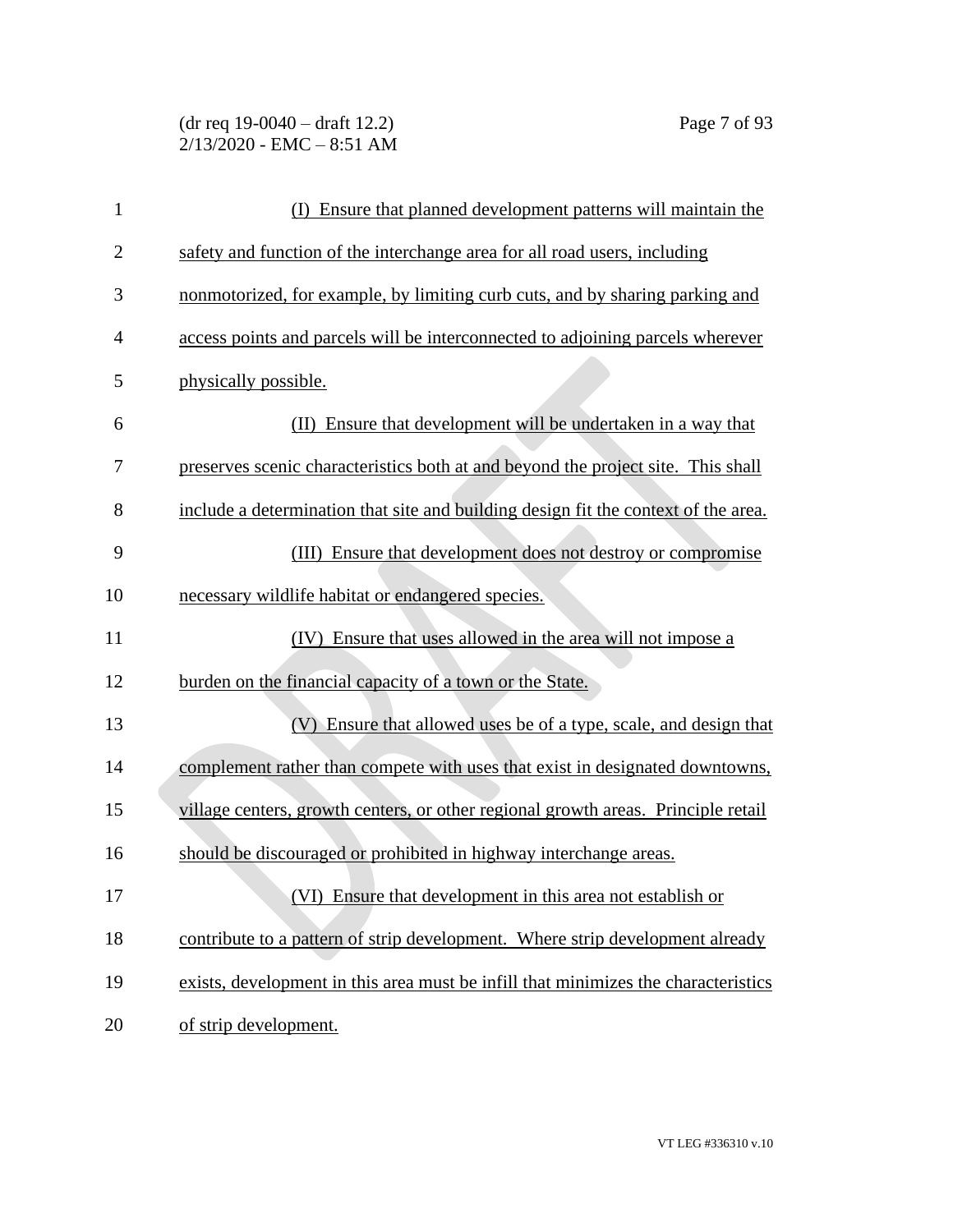(I) Ensure that planned development patterns will maintain the safety and function of the interchange area for all road users, including nonmotorized, for example, by limiting curb cuts, and by sharing parking and access points and parcels will be interconnected to adjoining parcels wherever physically possible.

(II) Ensure that development will be undertaken in a way that preserves scenic characteristics both at and beyond the project site. This shall include a determination that site and building design fit the context of the area.

(III) Ensure that development does not destroy or compromise necessary wildlife habitat or endangered species.

(IV) Ensure that uses allowed in the area will not impose a burden on the financial capacity of a town or the State.

(V) Ensure that allowed uses be of a type, scale, and design that complement rather than compete with uses that exist in designated downtowns, village centers, growth centers, or other regional growth areas. Principle retail should be discouraged or prohibited in highway interchange areas.

(VI) Ensure that development in this area not establish or contribute to a pattern of strip development. Where strip development already exists, development in this area must be infill that minimizes the characteristics of strip development.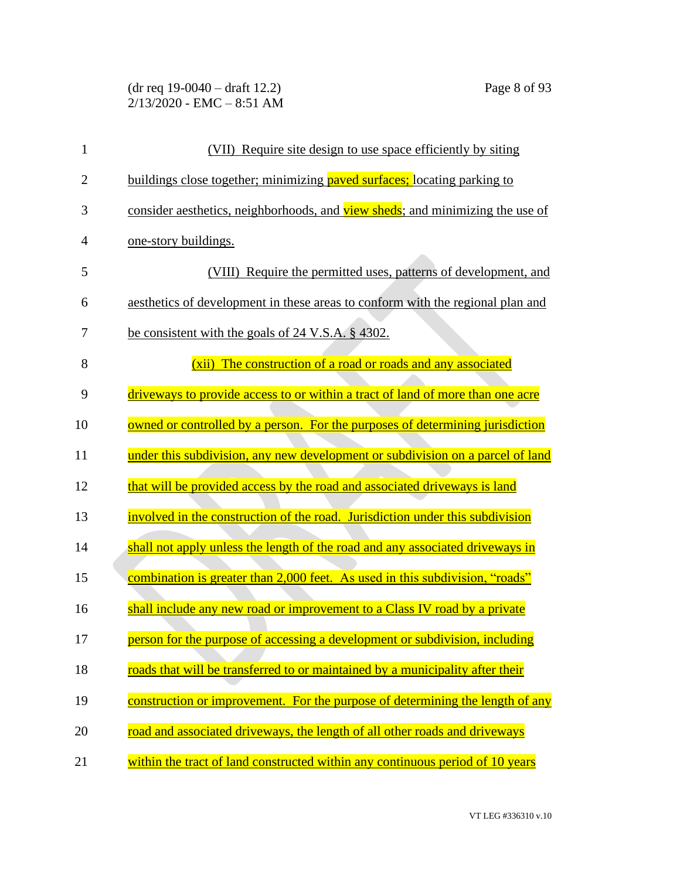(VII) Require site design to use space efficiently by siting buildings close together; minimizing paved surfaces; locating parking to consider aesthetics, neighborhoods, and view sheds; and minimizing the use of one-story buildings.

(VIII) Require the permitted uses, patterns of development, and aesthetics of development in these areas to conform with the regional plan and be consistent with the goals of 24 V.S.A. § 4302.

(xii) The construction of a road or roads and any associated driveways to provide access to or within a tract of land of more than one acre owned or controlled by a person. For the purposes of determining jurisdiction under this subdivision, any new development or subdivision on a parcel of land that will be provided access by the road and associated driveways is land involved in the construction of the road. Jurisdiction under this subdivision shall not apply unless the length of the road and any associated driveways in combination is greater than 2,000 feet. As used in this subdivision, "roads" shall include any new road or improvement to a Class IV road by a private person for the purpose of accessing a development or subdivision, including roads that will be transferred to or maintained by a municipality after their construction or improvement. For the purpose of determining the length of any road and associated driveways, the length of all other roads and driveways within the tract of land constructed within any continuous period of 10 years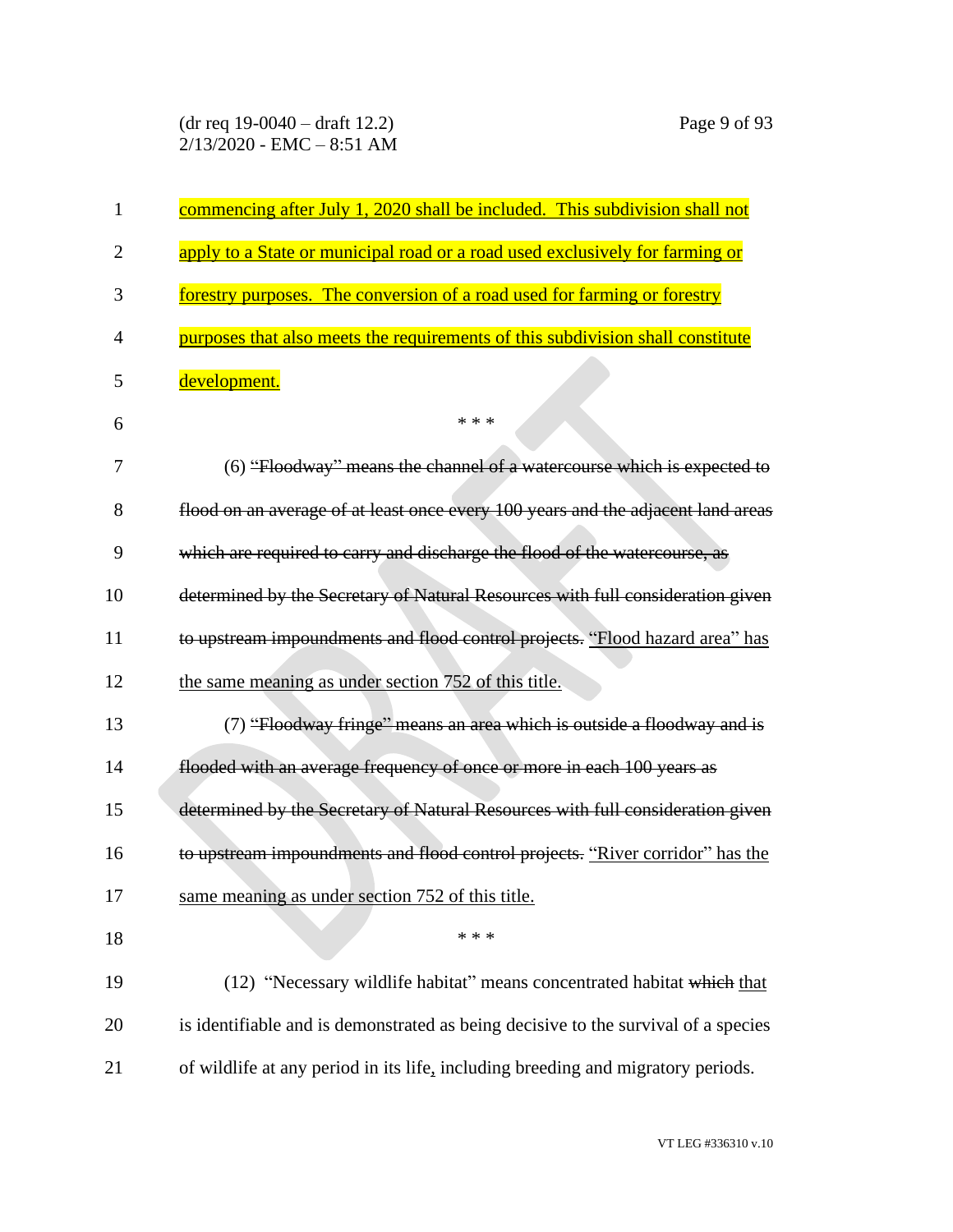commencing after July 1, 2020 shall be included. This subdivision shall not apply to a State or municipal road or a road used exclusively for farming or forestry purposes. The conversion of a road used for farming or forestry purposes that also meets the requirements of this subdivision shall constitute development.

\* \* \*

(6) ~~"Floodway" means the channel of a watercourse which is expected to flood on an average of at least once every 100 years and the adjacent land areas which are required to carry and discharge the flood of the watercourse, as determined by the Secretary of Natural Resources with full consideration given to upstream impoundments and flood control projects.~~ "Flood hazard area" has the same meaning as under section 752 of this title.

(7) ~~"Floodway fringe" means an area which is outside a floodway and is flooded with an average frequency of once or more in each 100 years as determined by the Secretary of Natural Resources with full consideration given to upstream impoundments and flood control projects.~~ "River corridor" has the same meaning as under section 752 of this title.

\* \* \*

(12) "Necessary wildlife habitat" means concentrated habitat ~~which~~ that is identifiable and is demonstrated as being decisive to the survival of a species of wildlife at any period in its life, including breeding and migratory periods.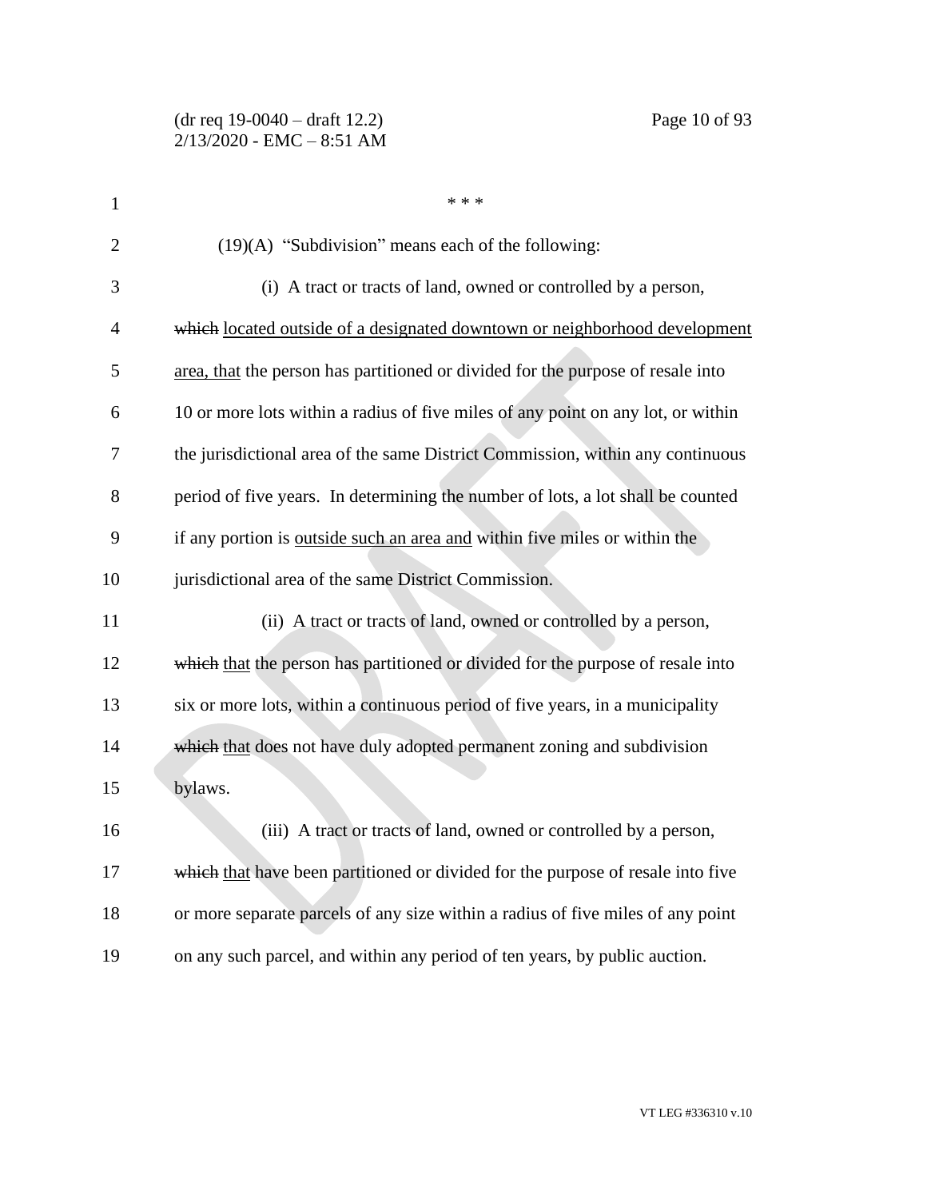\* \* \*

(19)(A) "Subdivision" means each of the following:

(i) A tract or tracts of land, owned or controlled by a person, ~~which~~ located outside of a designated downtown or neighborhood development area, that the person has partitioned or divided for the purpose of resale into 10 or more lots within a radius of five miles of any point on any lot, or within the jurisdictional area of the same District Commission, within any continuous period of five years. In determining the number of lots, a lot shall be counted if any portion is outside such an area and within five miles or within the jurisdictional area of the same District Commission.

(ii) A tract or tracts of land, owned or controlled by a person, ~~which~~ that the person has partitioned or divided for the purpose of resale into six or more lots, within a continuous period of five years, in a municipality ~~which~~ that does not have duly adopted permanent zoning and subdivision bylaws.

(iii) A tract or tracts of land, owned or controlled by a person, ~~which~~ that have been partitioned or divided for the purpose of resale into five or more separate parcels of any size within a radius of five miles of any point on any such parcel, and within any period of ten years, by public auction.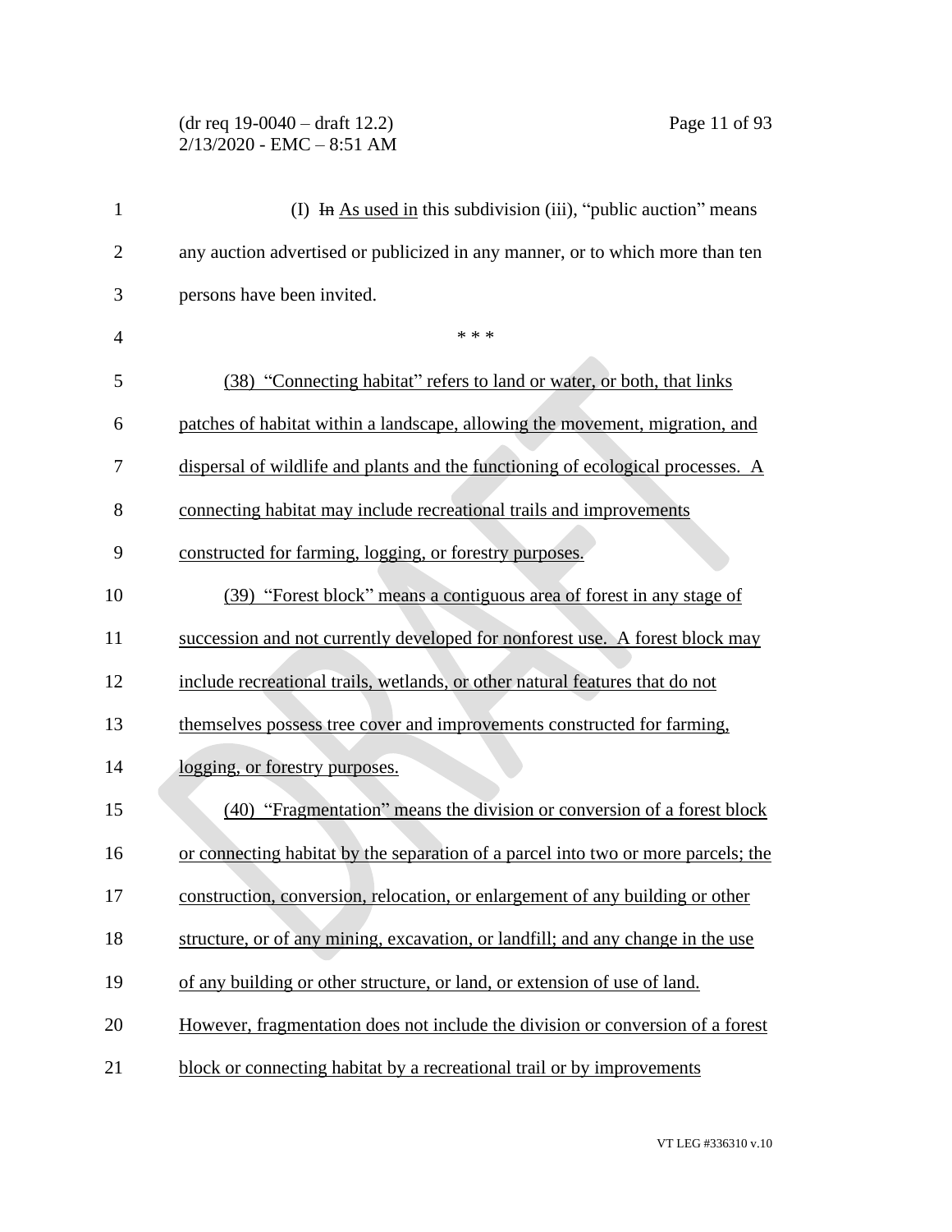(I) ~~In~~ As used in this subdivision (iii), "public auction" means any auction advertised or publicized in any manner, or to which more than ten persons have been invited.

\* \* \*

(38) "Connecting habitat" refers to land or water, or both, that links patches of habitat within a landscape, allowing the movement, migration, and dispersal of wildlife and plants and the functioning of ecological processes. A connecting habitat may include recreational trails and improvements constructed for farming, logging, or forestry purposes.

(39) "Forest block" means a contiguous area of forest in any stage of succession and not currently developed for nonforest use. A forest block may include recreational trails, wetlands, or other natural features that do not themselves possess tree cover and improvements constructed for farming, logging, or forestry purposes.

(40) "Fragmentation" means the division or conversion of a forest block or connecting habitat by the separation of a parcel into two or more parcels; the construction, conversion, relocation, or enlargement of any building or other structure, or of any mining, excavation, or landfill; and any change in the use of any building or other structure, or land, or extension of use of land. However, fragmentation does not include the division or conversion of a forest block or connecting habitat by a recreational trail or by improvements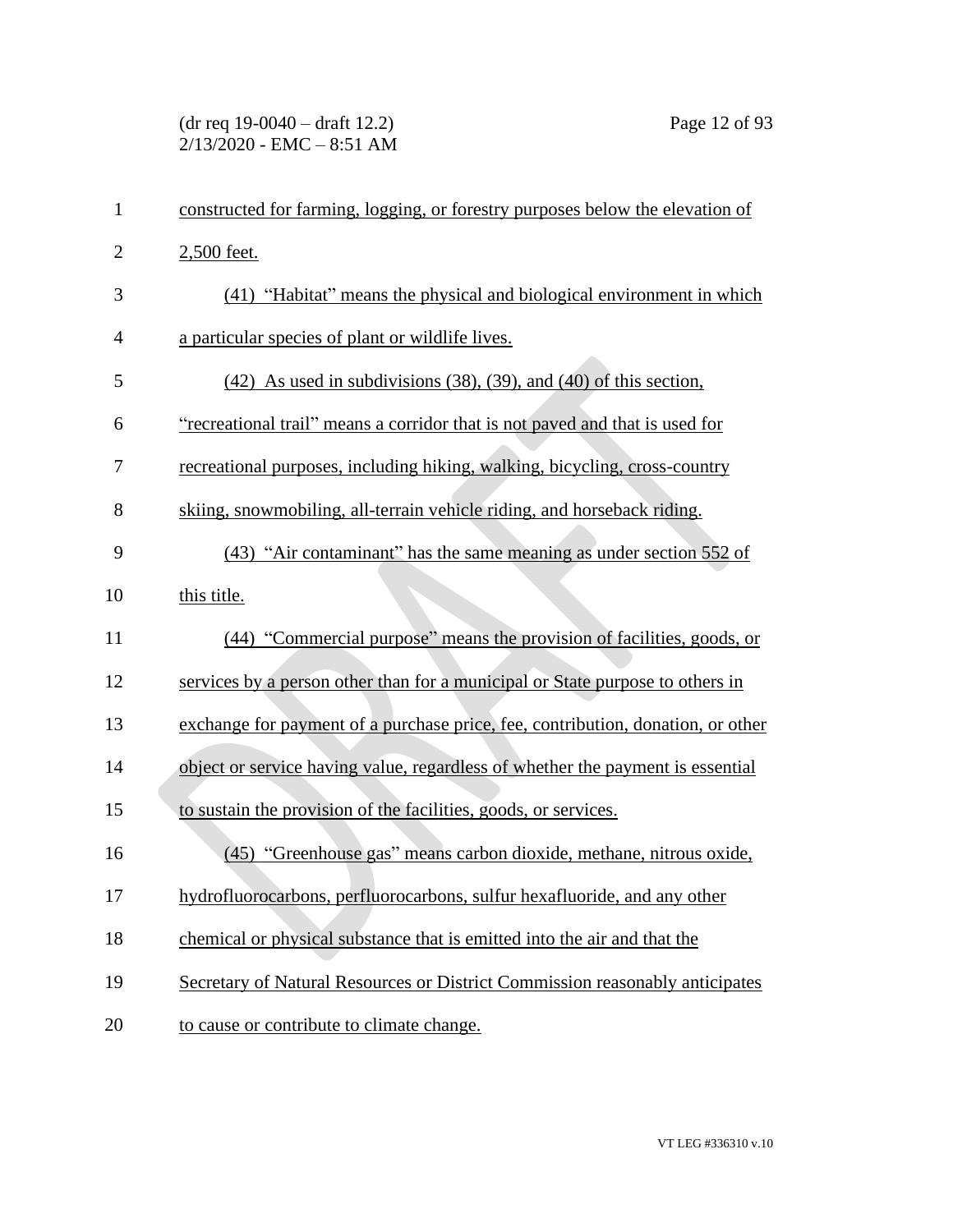constructed for farming, logging, or forestry purposes below the elevation of 2,500 feet.

(41) "Habitat" means the physical and biological environment in which a particular species of plant or wildlife lives.

(42) As used in subdivisions (38), (39), and (40) of this section, "recreational trail" means a corridor that is not paved and that is used for recreational purposes, including hiking, walking, bicycling, cross-country skiing, snowmobiling, all-terrain vehicle riding, and horseback riding.

(43) "Air contaminant" has the same meaning as under section 552 of this title.

(44) "Commercial purpose" means the provision of facilities, goods, or services by a person other than for a municipal or State purpose to others in exchange for payment of a purchase price, fee, contribution, donation, or other object or service having value, regardless of whether the payment is essential to sustain the provision of the facilities, goods, or services.

(45) "Greenhouse gas" means carbon dioxide, methane, nitrous oxide, hydrofluorocarbons, perfluorocarbons, sulfur hexafluoride, and any other chemical or physical substance that is emitted into the air and that the Secretary of Natural Resources or District Commission reasonably anticipates to cause or contribute to climate change.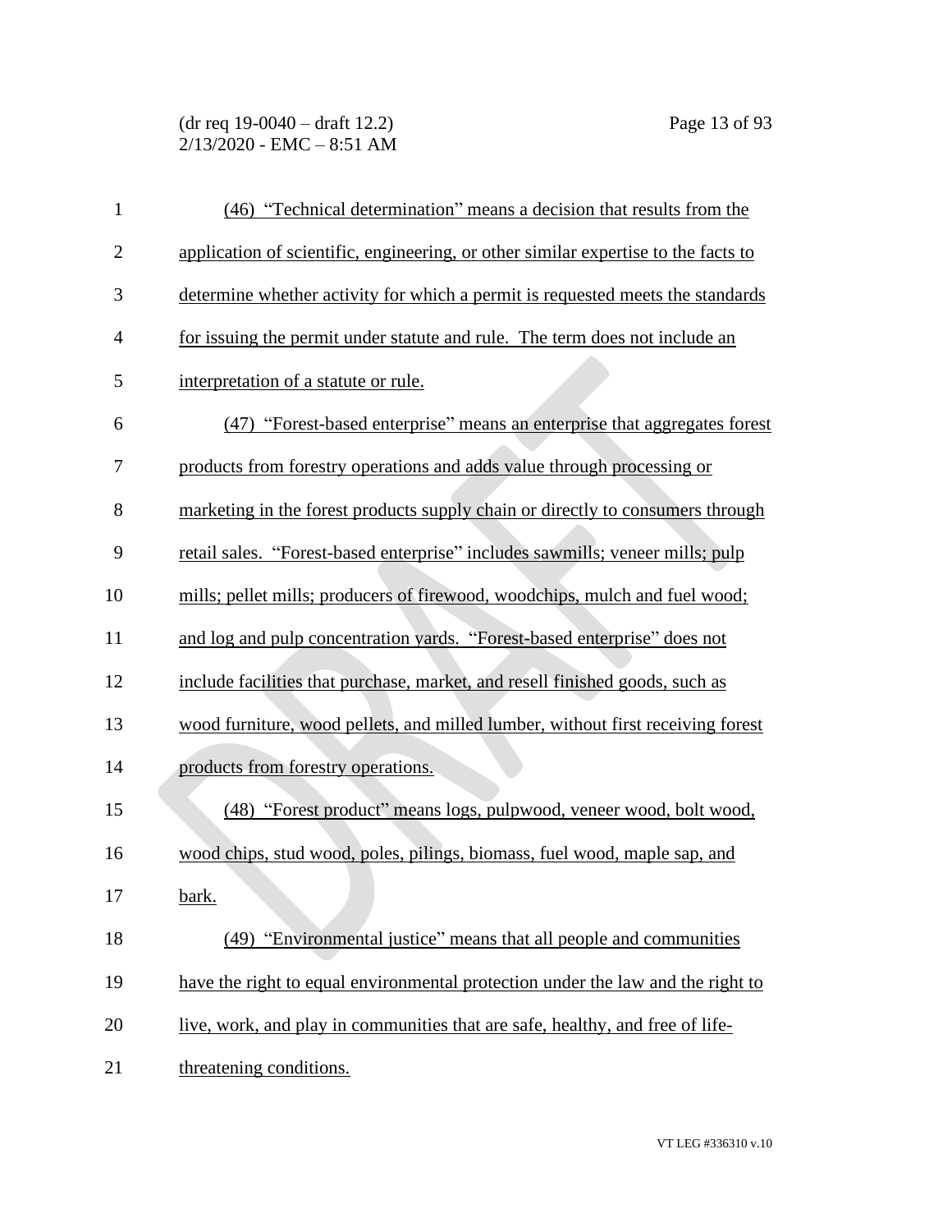(46) "Technical determination" means a decision that results from the application of scientific, engineering, or other similar expertise to the facts to determine whether activity for which a permit is requested meets the standards for issuing the permit under statute and rule. The term does not include an interpretation of a statute or rule.

(47) "Forest-based enterprise" means an enterprise that aggregates forest products from forestry operations and adds value through processing or marketing in the forest products supply chain or directly to consumers through retail sales. "Forest-based enterprise" includes sawmills; veneer mills; pulp mills; pellet mills; producers of firewood, woodchips, mulch and fuel wood; and log and pulp concentration yards. "Forest-based enterprise" does not include facilities that purchase, market, and resell finished goods, such as wood furniture, wood pellets, and milled lumber, without first receiving forest products from forestry operations.

(48) "Forest product" means logs, pulpwood, veneer wood, bolt wood, wood chips, stud wood, poles, pilings, biomass, fuel wood, maple sap, and bark.

(49) "Environmental justice" means that all people and communities have the right to equal environmental protection under the law and the right to live, work, and play in communities that are safe, healthy, and free of life-threatening conditions.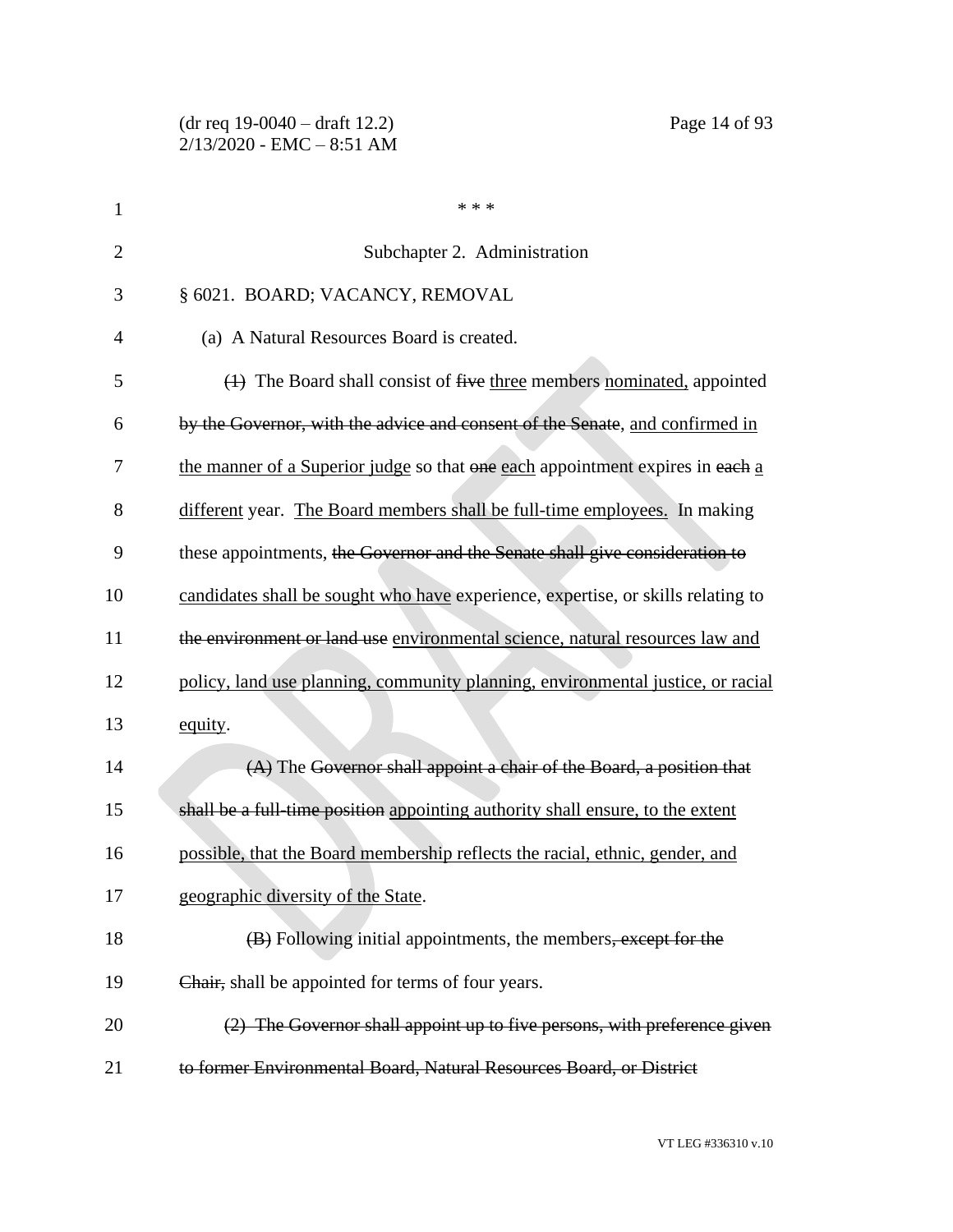\* \* \*

Subchapter 2. Administration

§ 6021. BOARD; VACANCY, REMOVAL

(a) A Natural Resources Board is created.

~~(1)~~ The Board shall consist of ~~five~~ <u>three</u> members <u>nominated,</u> appointed ~~by the Governor, with the advice and consent of the Senate~~, <u>and confirmed in the manner of a Superior judge</u> so that ~~one~~ <u>each</u> appointment expires in ~~each~~ <u>a different</u> year. <u>The Board members shall be full-time employees.</u> In making these appointments, ~~the Governor and the Senate shall give consideration to~~ <u>candidates shall be sought who have</u> experience, expertise, or skills relating to ~~the environment or land use~~ <u>environmental science, natural resources law and policy, land use planning, community planning, environmental justice, or racial equity</u>.

~~(A)~~ The ~~Governor shall appoint a chair of the Board, a position that shall be a full-time position~~ <u>appointing authority shall ensure, to the extent possible, that the Board membership reflects the racial, ethnic, gender, and geographic diversity of the State</u>.

~~(B)~~ Following initial appointments, the members~~, except for the Chair,~~ shall be appointed for terms of four years.

~~(2) The Governor shall appoint up to five persons, with preference given to former Environmental Board, Natural Resources Board, or District~~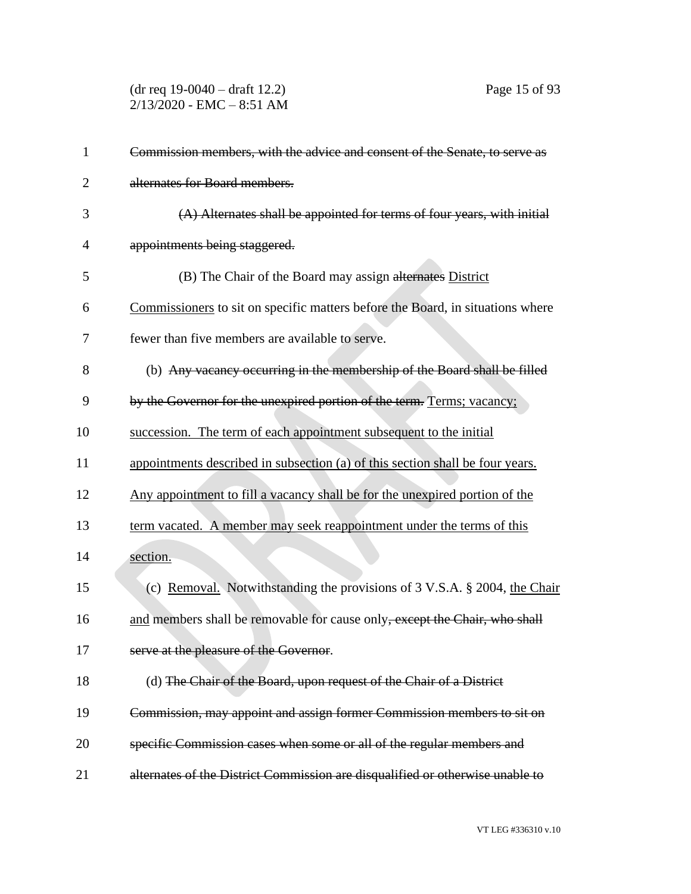~~Commission members, with the advice and consent of the Senate, to serve as alternates for Board members.~~

~~(A) Alternates shall be appointed for terms of four years, with initial appointments being staggered.~~

(B) The Chair of the Board may assign ~~alternates~~ District Commissioners to sit on specific matters before the Board, in situations where fewer than five members are available to serve.

(b) ~~Any vacancy occurring in the membership of the Board shall be filled by the Governor for the unexpired portion of the term.~~ Terms; vacancy; succession. The term of each appointment subsequent to the initial appointments described in subsection (a) of this section shall be four years. Any appointment to fill a vacancy shall be for the unexpired portion of the term vacated. A member may seek reappointment under the terms of this section.

(c) Removal. Notwithstanding the provisions of 3 V.S.A. § 2004, the Chair and members shall be removable for cause only~~, except the Chair, who shall serve at the pleasure of the Governor~~.

(d) ~~The Chair of the Board, upon request of the Chair of a District Commission, may appoint and assign former Commission members to sit on specific Commission cases when some or all of the regular members and alternates of the District Commission are disqualified or otherwise unable to~~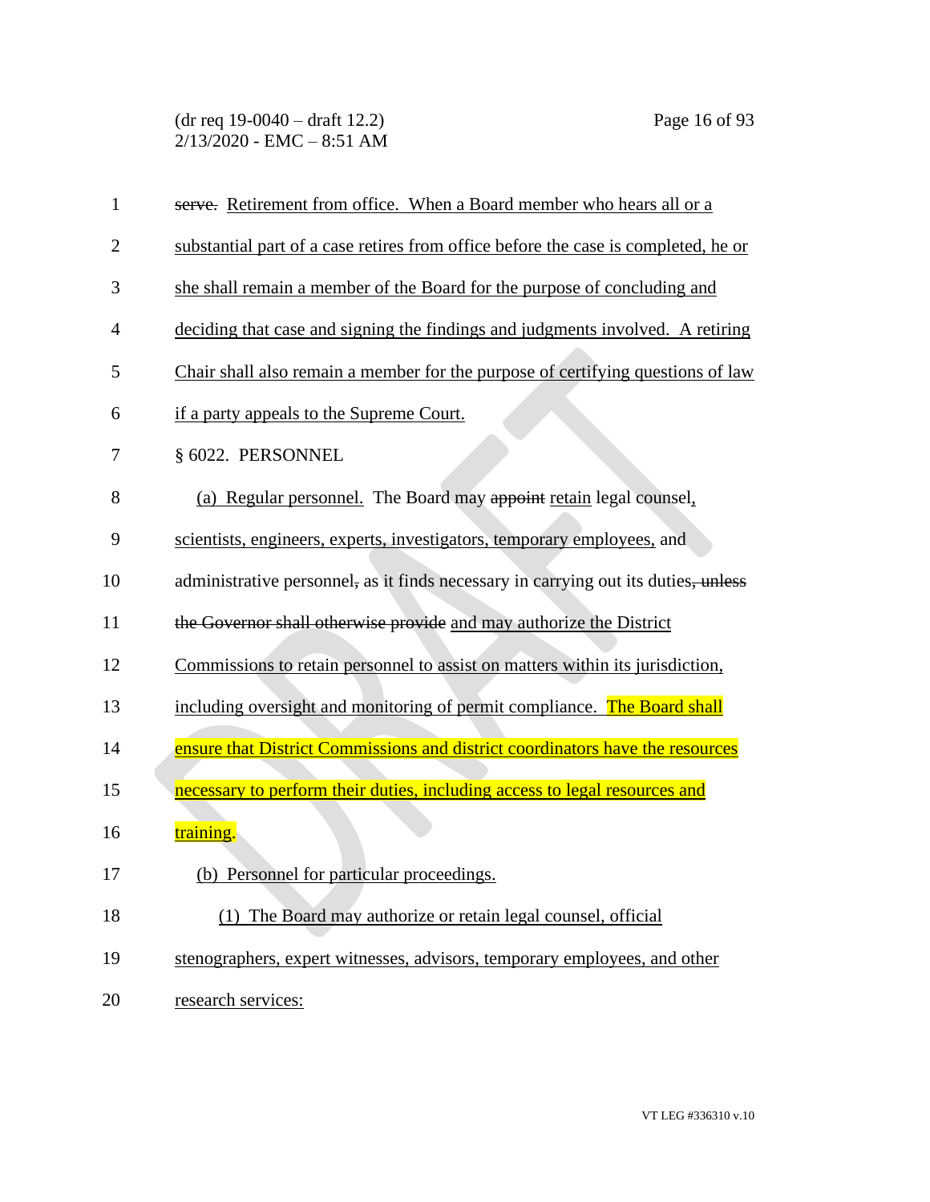serve. Retirement from office. When a Board member who hears all or a substantial part of a case retires from office before the case is completed, he or she shall remain a member of the Board for the purpose of concluding and deciding that case and signing the findings and judgments involved. A retiring Chair shall also remain a member for the purpose of certifying questions of law if a party appeals to the Supreme Court.

§ 6022. PERSONNEL

(a) Regular personnel. The Board may appoint retain legal counsel, scientists, engineers, experts, investigators, temporary employees, and administrative personnel, as it finds necessary in carrying out its duties, unless the Governor shall otherwise provide and may authorize the District Commissions to retain personnel to assist on matters within its jurisdiction, including oversight and monitoring of permit compliance. The Board shall ensure that District Commissions and district coordinators have the resources necessary to perform their duties, including access to legal resources and training.

(b) Personnel for particular proceedings.

(1) The Board may authorize or retain legal counsel, official stenographers, expert witnesses, advisors, temporary employees, and other research services: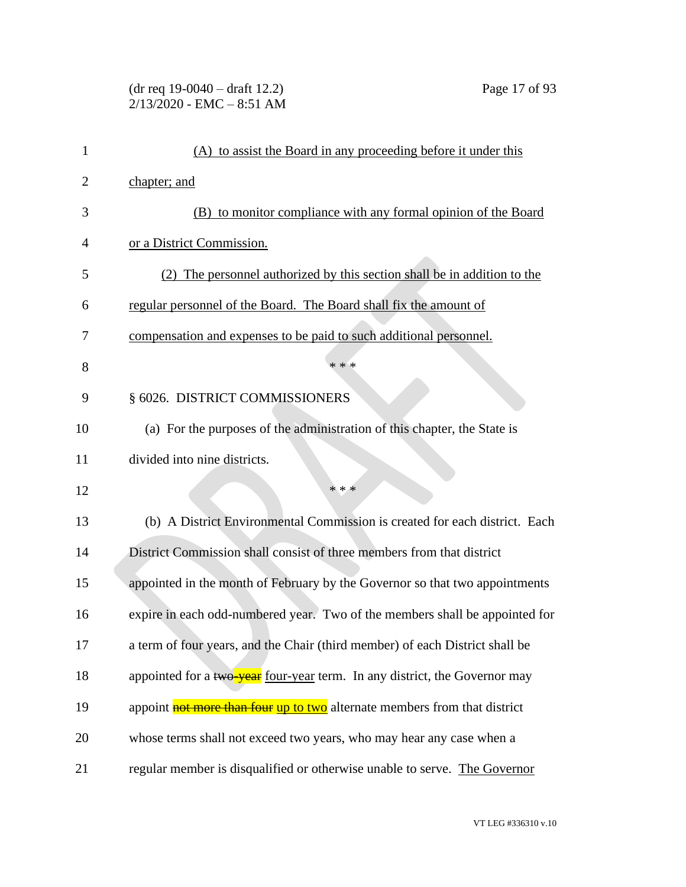(A) to assist the Board in any proceeding before it under this chapter; and

(B) to monitor compliance with any formal opinion of the Board or a District Commission.

(2) The personnel authorized by this section shall be in addition to the regular personnel of the Board. The Board shall fix the amount of compensation and expenses to be paid to such additional personnel.

\* \* \*

§ 6026. DISTRICT COMMISSIONERS

(a) For the purposes of the administration of this chapter, the State is divided into nine districts.

\* \* \*

(b) A District Environmental Commission is created for each district. Each District Commission shall consist of three members from that district appointed in the month of February by the Governor so that two appointments expire in each odd-numbered year. Two of the members shall be appointed for a term of four years, and the Chair (third member) of each District shall be appointed for a ~~two-year~~ four-year term. In any district, the Governor may appoint ~~not more than four~~ up to two alternate members from that district whose terms shall not exceed two years, who may hear any case when a regular member is disqualified or otherwise unable to serve. The Governor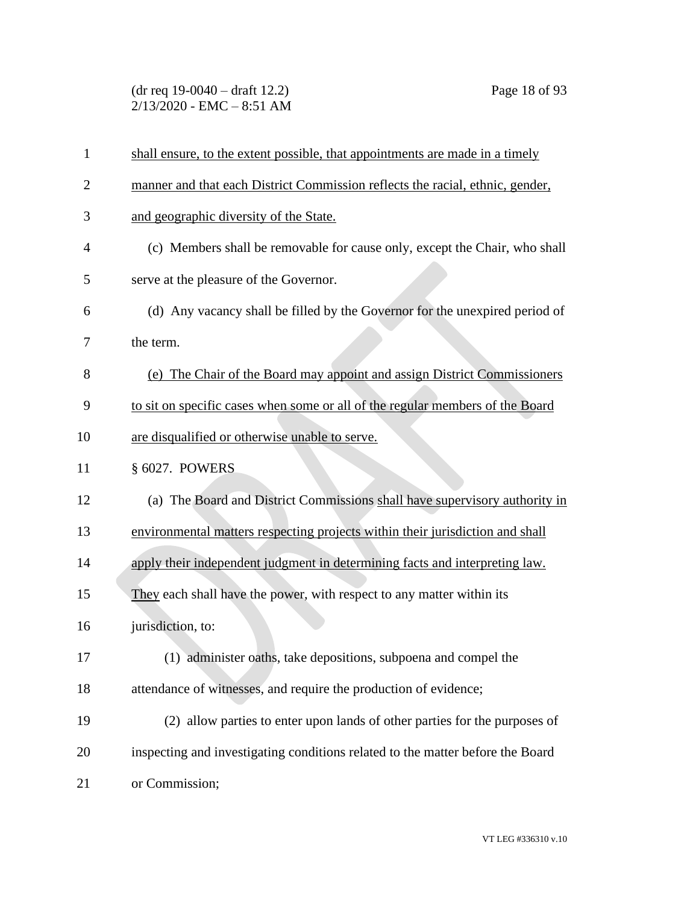shall ensure, to the extent possible, that appointments are made in a timely manner and that each District Commission reflects the racial, ethnic, gender, and geographic diversity of the State.

(c) Members shall be removable for cause only, except the Chair, who shall serve at the pleasure of the Governor.

(d) Any vacancy shall be filled by the Governor for the unexpired period of the term.

(e) The Chair of the Board may appoint and assign District Commissioners to sit on specific cases when some or all of the regular members of the Board are disqualified or otherwise unable to serve.

§ 6027. POWERS

(a) The Board and District Commissions shall have supervisory authority in environmental matters respecting projects within their jurisdiction and shall apply their independent judgment in determining facts and interpreting law. They each shall have the power, with respect to any matter within its jurisdiction, to:

(1) administer oaths, take depositions, subpoena and compel the attendance of witnesses, and require the production of evidence;

(2) allow parties to enter upon lands of other parties for the purposes of inspecting and investigating conditions related to the matter before the Board or Commission;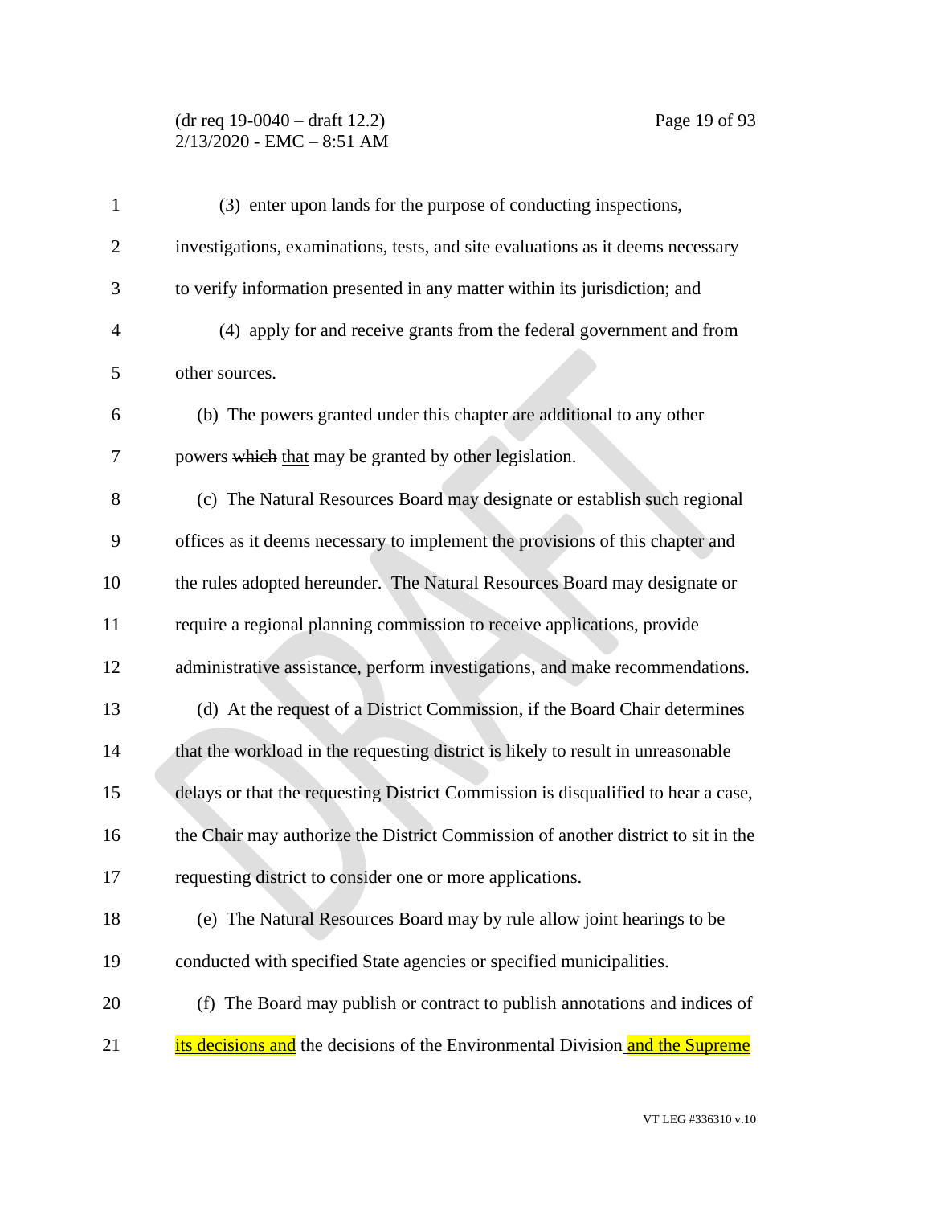(3) enter upon lands for the purpose of conducting inspections, investigations, examinations, tests, and site evaluations as it deems necessary to verify information presented in any matter within its jurisdiction; <u>and</u>

(4) apply for and receive grants from the federal government and from other sources.

(b) The powers granted under this chapter are additional to any other powers ~~which~~ <u>that</u> may be granted by other legislation.

(c) The Natural Resources Board may designate or establish such regional offices as it deems necessary to implement the provisions of this chapter and the rules adopted hereunder. The Natural Resources Board may designate or require a regional planning commission to receive applications, provide administrative assistance, perform investigations, and make recommendations.

(d) At the request of a District Commission, if the Board Chair determines that the workload in the requesting district is likely to result in unreasonable delays or that the requesting District Commission is disqualified to hear a case, the Chair may authorize the District Commission of another district to sit in the requesting district to consider one or more applications.

(e) The Natural Resources Board may by rule allow joint hearings to be conducted with specified State agencies or specified municipalities.

(f) The Board may publish or contract to publish annotations and indices of <u>its decisions and</u> the decisions of the Environmental Division <u>and the Supreme</u>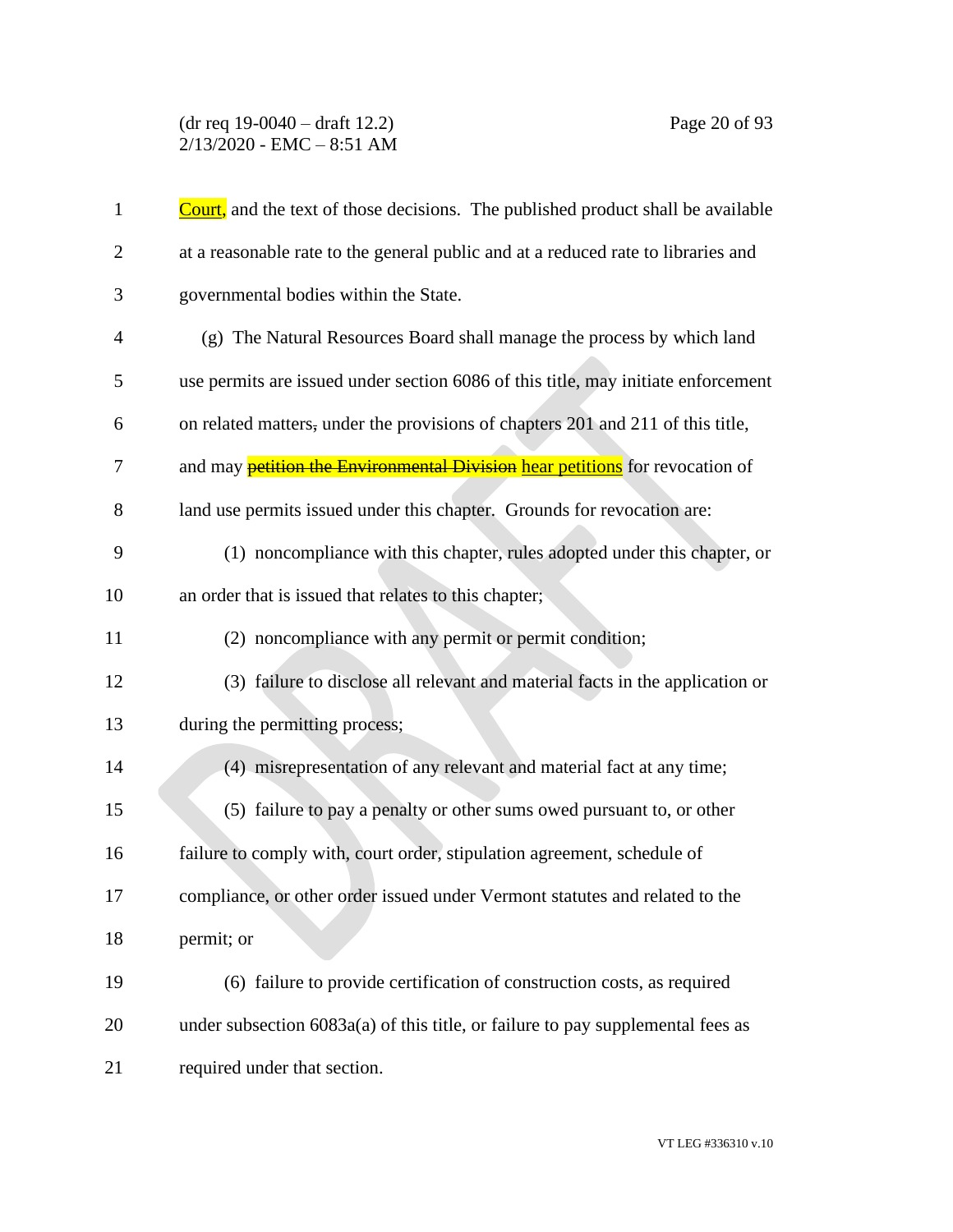Court, and the text of those decisions. The published product shall be available at a reasonable rate to the general public and at a reduced rate to libraries and governmental bodies within the State.

(g) The Natural Resources Board shall manage the process by which land use permits are issued under section 6086 of this title, may initiate enforcement on related matters, under the provisions of chapters 201 and 211 of this title, and may ~~petition the Environmental Division~~ hear petitions for revocation of land use permits issued under this chapter. Grounds for revocation are:

(1) noncompliance with this chapter, rules adopted under this chapter, or an order that is issued that relates to this chapter;

(2) noncompliance with any permit or permit condition;

(3) failure to disclose all relevant and material facts in the application or during the permitting process;

(4) misrepresentation of any relevant and material fact at any time;

(5) failure to pay a penalty or other sums owed pursuant to, or other failure to comply with, court order, stipulation agreement, schedule of compliance, or other order issued under Vermont statutes and related to the permit; or

(6) failure to provide certification of construction costs, as required under subsection 6083a(a) of this title, or failure to pay supplemental fees as required under that section.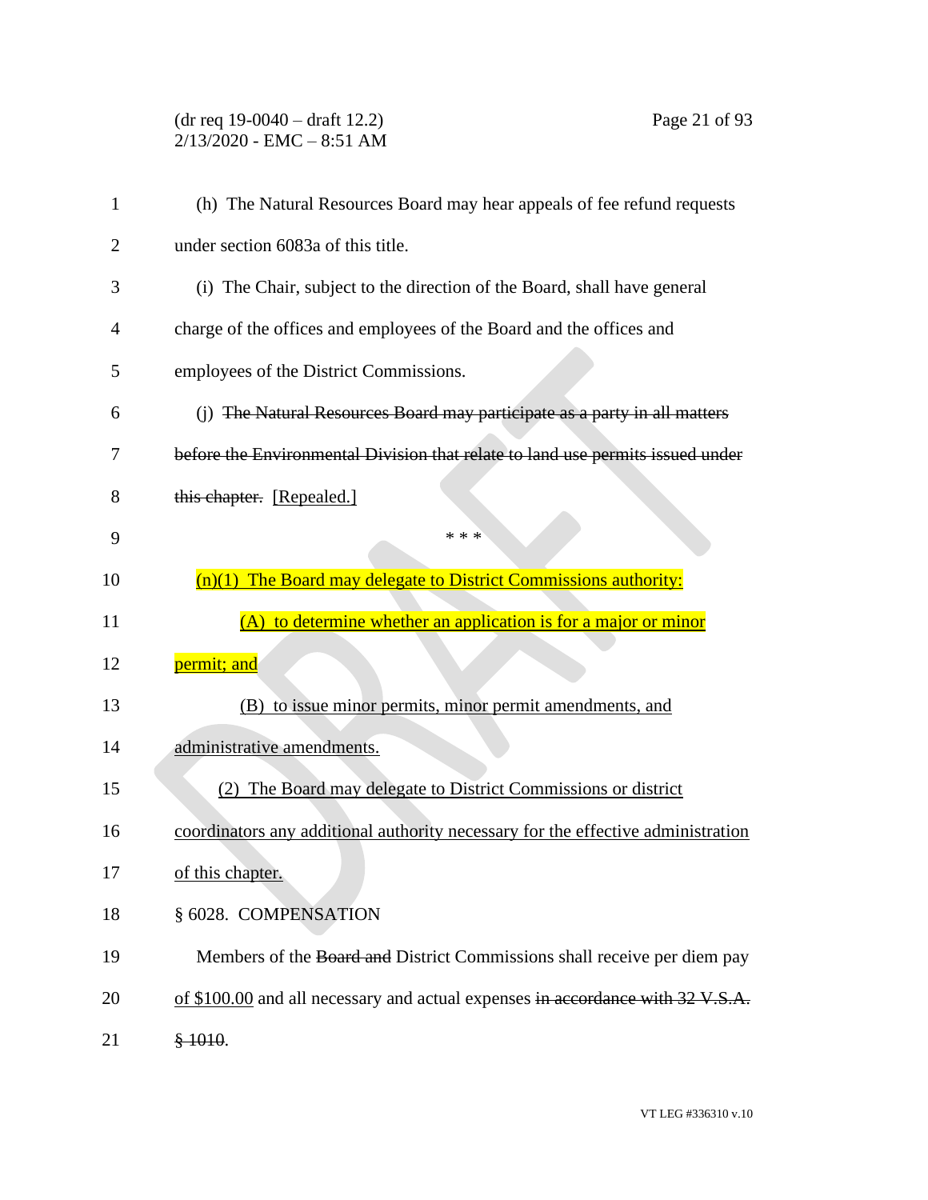(h) The Natural Resources Board may hear appeals of fee refund requests under section 6083a of this title.

(i) The Chair, subject to the direction of the Board, shall have general charge of the offices and employees of the Board and the offices and employees of the District Commissions.

(j) ~~The Natural Resources Board may participate as a party in all matters before the Environmental Division that relate to land use permits issued under this chapter.~~ [Repealed.]

\* \* \*

(n)(1) The Board may delegate to District Commissions authority:

(A) to determine whether an application is for a major or minor permit; and

(B) to issue minor permits, minor permit amendments, and administrative amendments.

(2) The Board may delegate to District Commissions or district coordinators any additional authority necessary for the effective administration of this chapter.

§ 6028. COMPENSATION

Members of the ~~Board and~~ District Commissions shall receive per diem pay of $100.00 and all necessary and actual expenses ~~in accordance with 32 V.S.A. § 1010~~.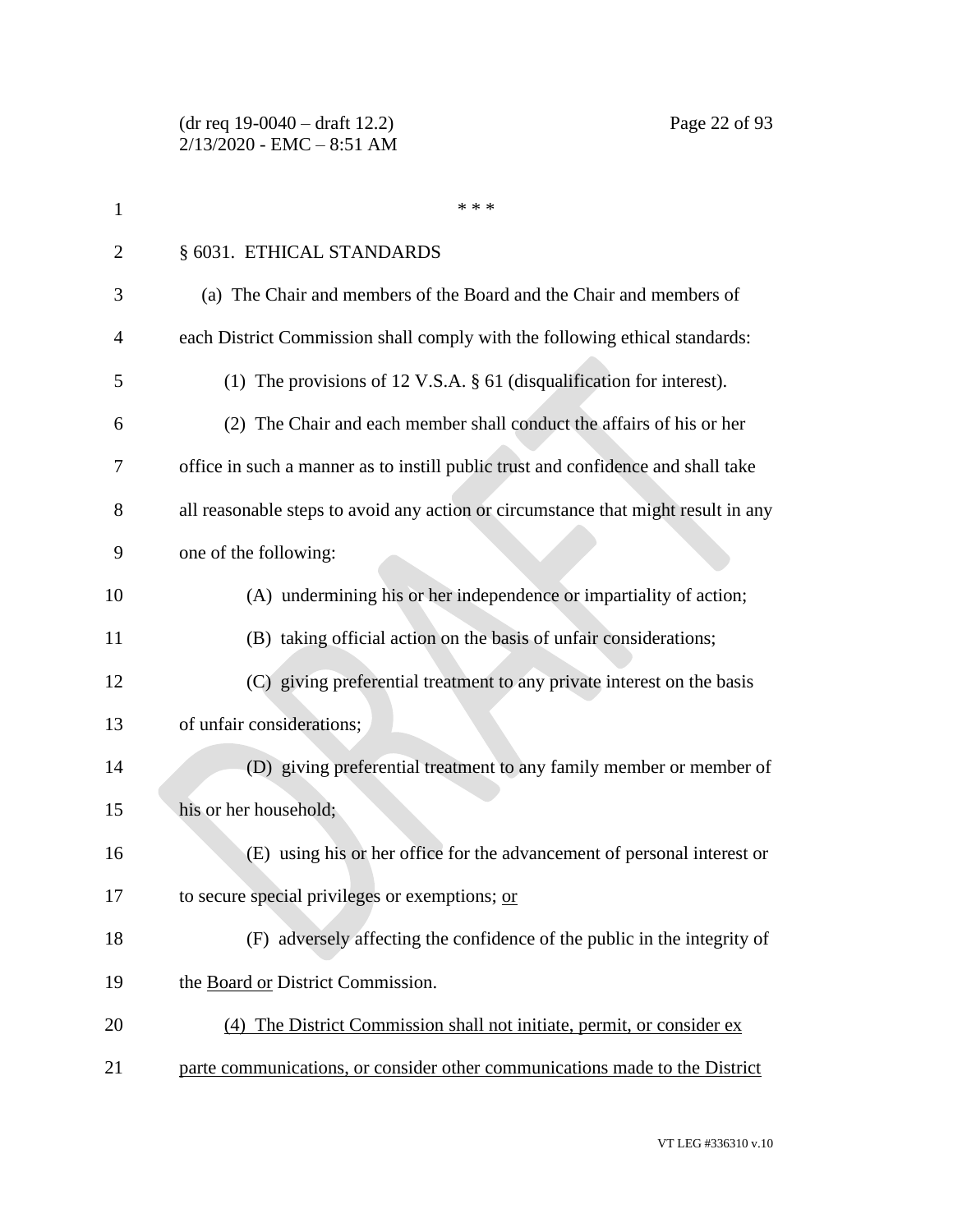\* \* \*

§ 6031. ETHICAL STANDARDS

(a) The Chair and members of the Board and the Chair and members of each District Commission shall comply with the following ethical standards:

(1) The provisions of 12 V.S.A. § 61 (disqualification for interest).

(2) The Chair and each member shall conduct the affairs of his or her office in such a manner as to instill public trust and confidence and shall take all reasonable steps to avoid any action or circumstance that might result in any one of the following:

(A) undermining his or her independence or impartiality of action;

(B) taking official action on the basis of unfair considerations;

(C) giving preferential treatment to any private interest on the basis of unfair considerations;

(D) giving preferential treatment to any family member or member of his or her household;

(E) using his or her office for the advancement of personal interest or to secure special privileges or exemptions; <u>or</u>

(F) adversely affecting the confidence of the public in the integrity of the <u>Board or</u> District Commission.

<u>(4) The District Commission shall not initiate, permit, or consider ex parte communications, or consider other communications made to the District</u>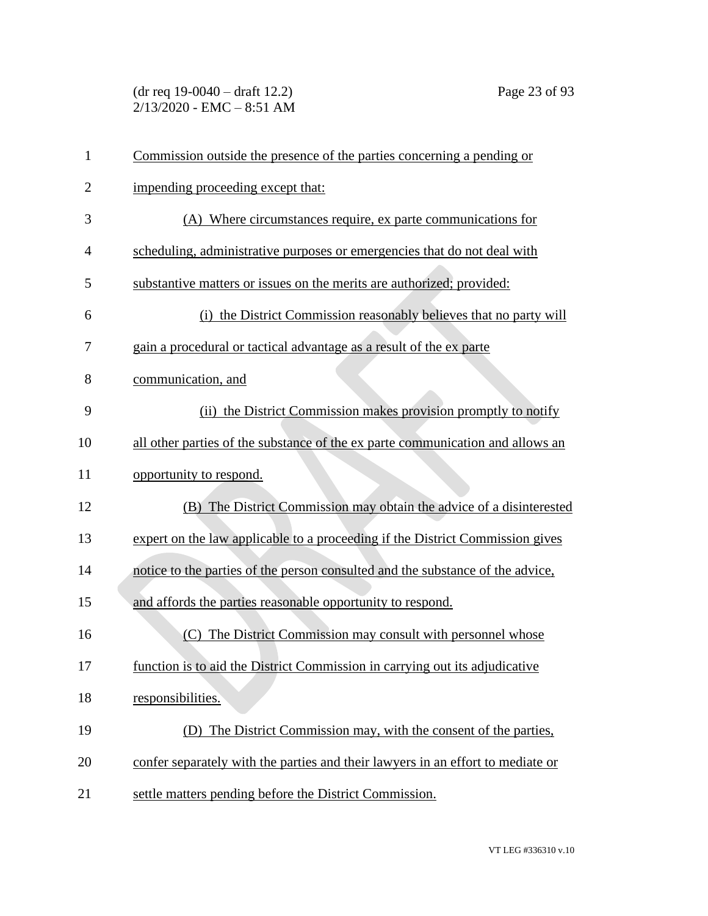Commission outside the presence of the parties concerning a pending or impending proceeding except that:

(A) Where circumstances require, ex parte communications for scheduling, administrative purposes or emergencies that do not deal with substantive matters or issues on the merits are authorized; provided:

(i) the District Commission reasonably believes that no party will gain a procedural or tactical advantage as a result of the ex parte communication, and

(ii) the District Commission makes provision promptly to notify all other parties of the substance of the ex parte communication and allows an opportunity to respond.

(B) The District Commission may obtain the advice of a disinterested expert on the law applicable to a proceeding if the District Commission gives notice to the parties of the person consulted and the substance of the advice, and affords the parties reasonable opportunity to respond.

(C) The District Commission may consult with personnel whose function is to aid the District Commission in carrying out its adjudicative responsibilities.

(D) The District Commission may, with the consent of the parties, confer separately with the parties and their lawyers in an effort to mediate or settle matters pending before the District Commission.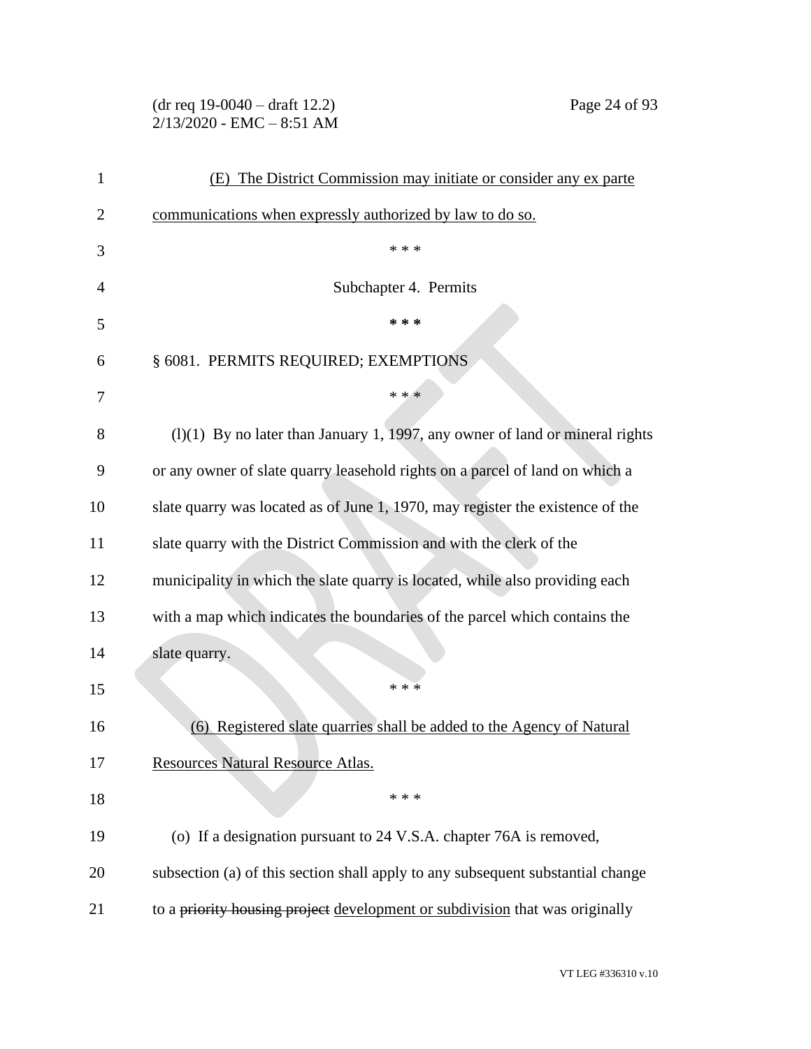(E) The District Commission may initiate or consider any ex parte communications when expressly authorized by law to do so.

\* \* \*

Subchapter 4. Permits

\* \* \*

§ 6081. PERMITS REQUIRED; EXEMPTIONS

\* \* \*

(l)(1) By no later than January 1, 1997, any owner of land or mineral rights or any owner of slate quarry leasehold rights on a parcel of land on which a slate quarry was located as of June 1, 1970, may register the existence of the slate quarry with the District Commission and with the clerk of the municipality in which the slate quarry is located, while also providing each with a map which indicates the boundaries of the parcel which contains the slate quarry.

\* \* \*

(6) Registered slate quarries shall be added to the Agency of Natural Resources Natural Resource Atlas.

\* \* \*

(o) If a designation pursuant to 24 V.S.A. chapter 76A is removed, subsection (a) of this section shall apply to any subsequent substantial change to a ~~priority housing project~~ development or subdivision that was originally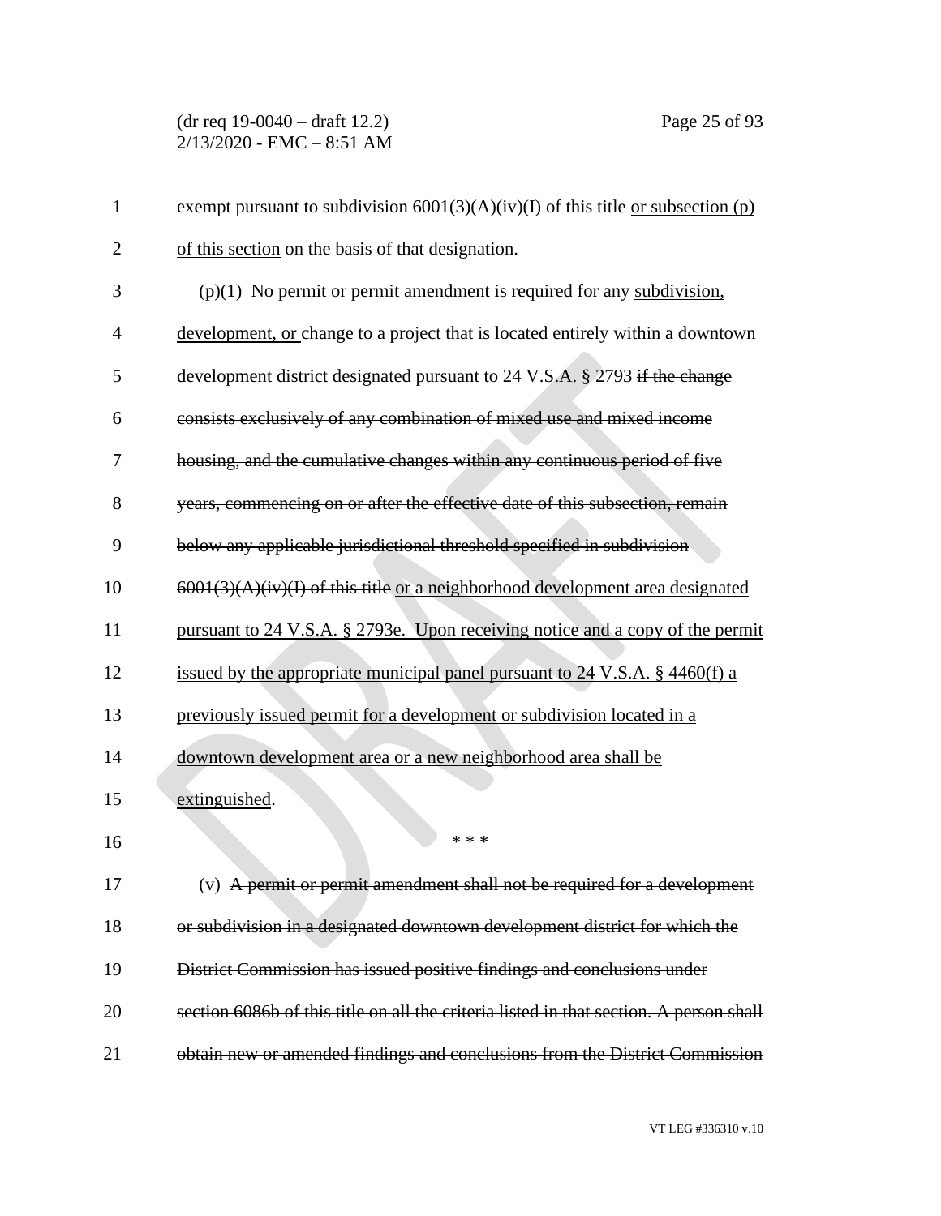exempt pursuant to subdivision 6001(3)(A)(iv)(I) of this title <u>or subsection (p) of this section</u> on the basis of that designation.

(p)(1) No permit or permit amendment is required for any <u>subdivision, development, or</u> change to a project that is located entirely within a downtown development district designated pursuant to 24 V.S.A. § 2793 ~~if the change consists exclusively of any combination of mixed use and mixed income housing, and the cumulative changes within any continuous period of five years, commencing on or after the effective date of this subsection, remain below any applicable jurisdictional threshold specified in subdivision 6001(3)(A)(iv)(I) of this title~~ <u>or a neighborhood development area designated pursuant to 24 V.S.A. § 2793e. Upon receiving notice and a copy of the permit issued by the appropriate municipal panel pursuant to 24 V.S.A. § 4460(f) a previously issued permit for a development or subdivision located in a downtown development area or a new neighborhood area shall be extinguished</u>.

\* \* \*

(v) ~~A permit or permit amendment shall not be required for a development or subdivision in a designated downtown development district for which the District Commission has issued positive findings and conclusions under section 6086b of this title on all the criteria listed in that section. A person shall obtain new or amended findings and conclusions from the District Commission~~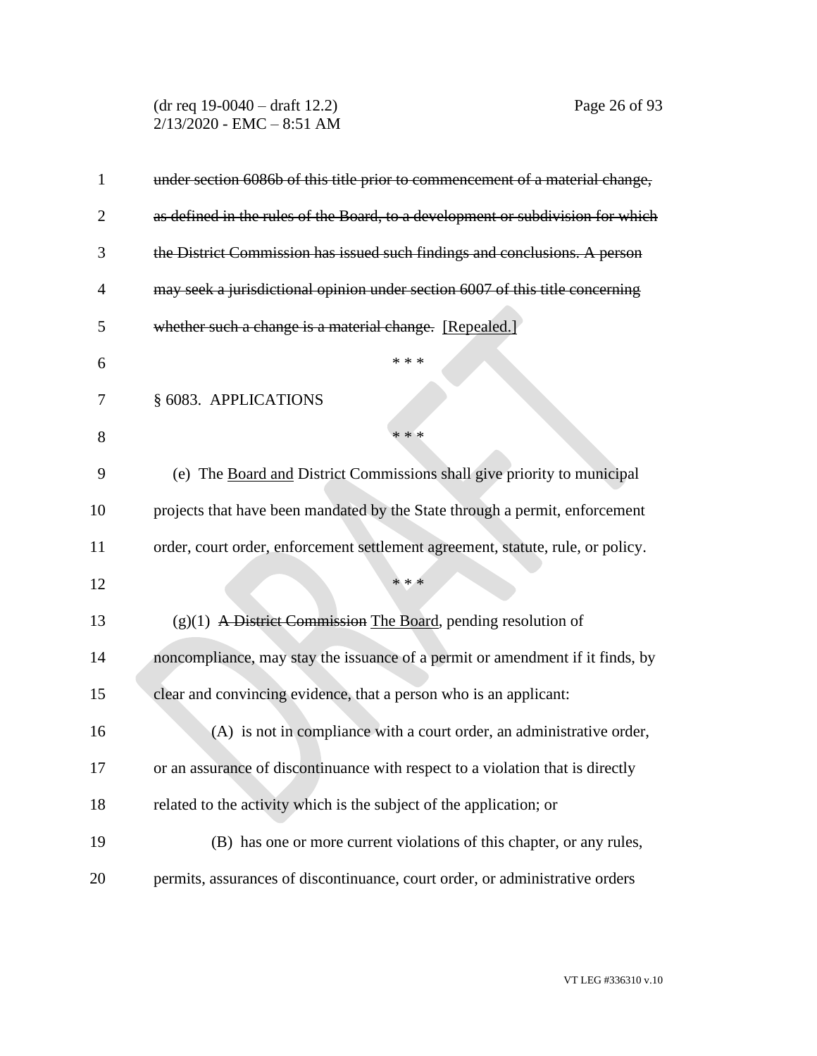~~under section 6086b of this title prior to commencement of a material change, as defined in the rules of the Board, to a development or subdivision for which the District Commission has issued such findings and conclusions. A person may seek a jurisdictional opinion under section 6007 of this title concerning whether such a change is a material change.~~ [Repealed.]

\* \* \*

§ 6083. APPLICATIONS

\* \* \*

(e) The <u>Board and</u> District Commissions shall give priority to municipal projects that have been mandated by the State through a permit, enforcement order, court order, enforcement settlement agreement, statute, rule, or policy.

\* \* \*

(g)(1) ~~A District Commission~~ <u>The Board</u>, pending resolution of noncompliance, may stay the issuance of a permit or amendment if it finds, by clear and convincing evidence, that a person who is an applicant:

(A) is not in compliance with a court order, an administrative order, or an assurance of discontinuance with respect to a violation that is directly related to the activity which is the subject of the application; or

(B) has one or more current violations of this chapter, or any rules, permits, assurances of discontinuance, court order, or administrative orders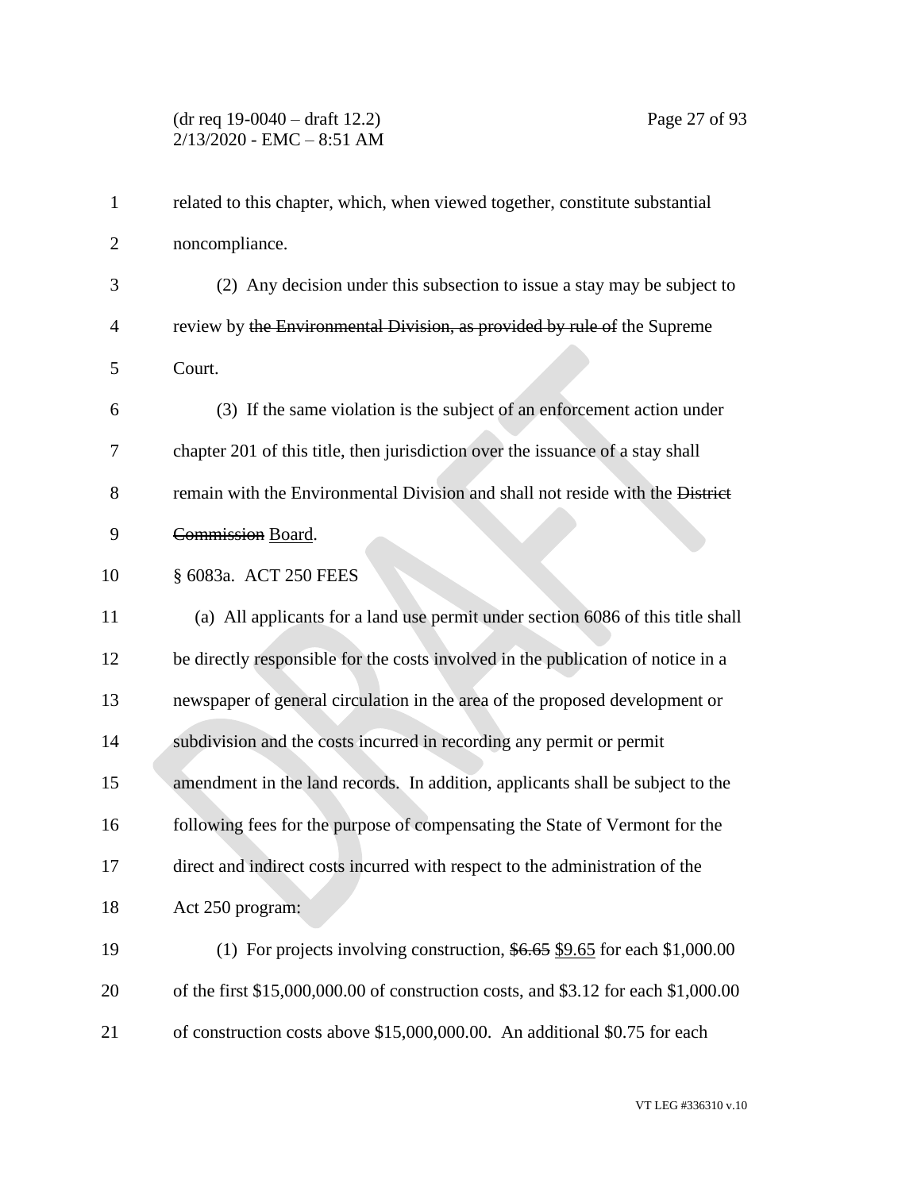related to this chapter, which, when viewed together, constitute substantial noncompliance.

(2) Any decision under this subsection to issue a stay may be subject to review by ~~the Environmental Division, as provided by rule of~~ the Supreme Court.

(3) If the same violation is the subject of an enforcement action under chapter 201 of this title, then jurisdiction over the issuance of a stay shall remain with the Environmental Division and shall not reside with the ~~District Commission~~ Board.

§ 6083a. ACT 250 FEES

(a) All applicants for a land use permit under section 6086 of this title shall be directly responsible for the costs involved in the publication of notice in a newspaper of general circulation in the area of the proposed development or subdivision and the costs incurred in recording any permit or permit amendment in the land records. In addition, applicants shall be subject to the following fees for the purpose of compensating the State of Vermont for the direct and indirect costs incurred with respect to the administration of the Act 250 program:

(1) For projects involving construction, ~~$6.65~~ $9.65 for each $1,000.00 of the first $15,000,000.00 of construction costs, and $3.12 for each $1,000.00 of construction costs above $15,000,000.00. An additional $0.75 for each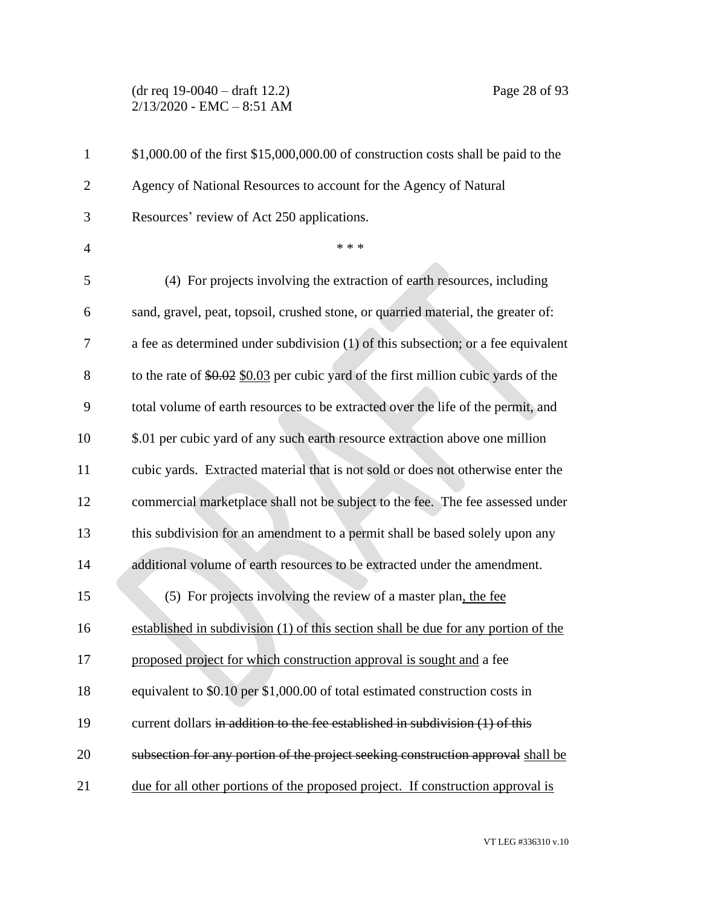$1,000.00 of the first $15,000,000.00 of construction costs shall be paid to the Agency of National Resources to account for the Agency of Natural Resources' review of Act 250 applications.

\* \* \*

(4) For projects involving the extraction of earth resources, including sand, gravel, peat, topsoil, crushed stone, or quarried material, the greater of: a fee as determined under subdivision (1) of this subsection; or a fee equivalent to the rate of ~~$0.02~~ <u>$0.03</u> per cubic yard of the first million cubic yards of the total volume of earth resources to be extracted over the life of the permit, and $.01 per cubic yard of any such earth resource extraction above one million cubic yards. Extracted material that is not sold or does not otherwise enter the commercial marketplace shall not be subject to the fee. The fee assessed under this subdivision for an amendment to a permit shall be based solely upon any additional volume of earth resources to be extracted under the amendment.

(5) For projects involving the review of a master plan<u>, the fee established in subdivision (1) of this section shall be due for any portion of the proposed project for which construction approval is sought and</u> a fee equivalent to $0.10 per $1,000.00 of total estimated construction costs in current dollars ~~in addition to the fee established in subdivision (1) of this subsection for any portion of the project seeking construction approval~~ <u>shall be due for all other portions of the proposed project. If construction approval is</u>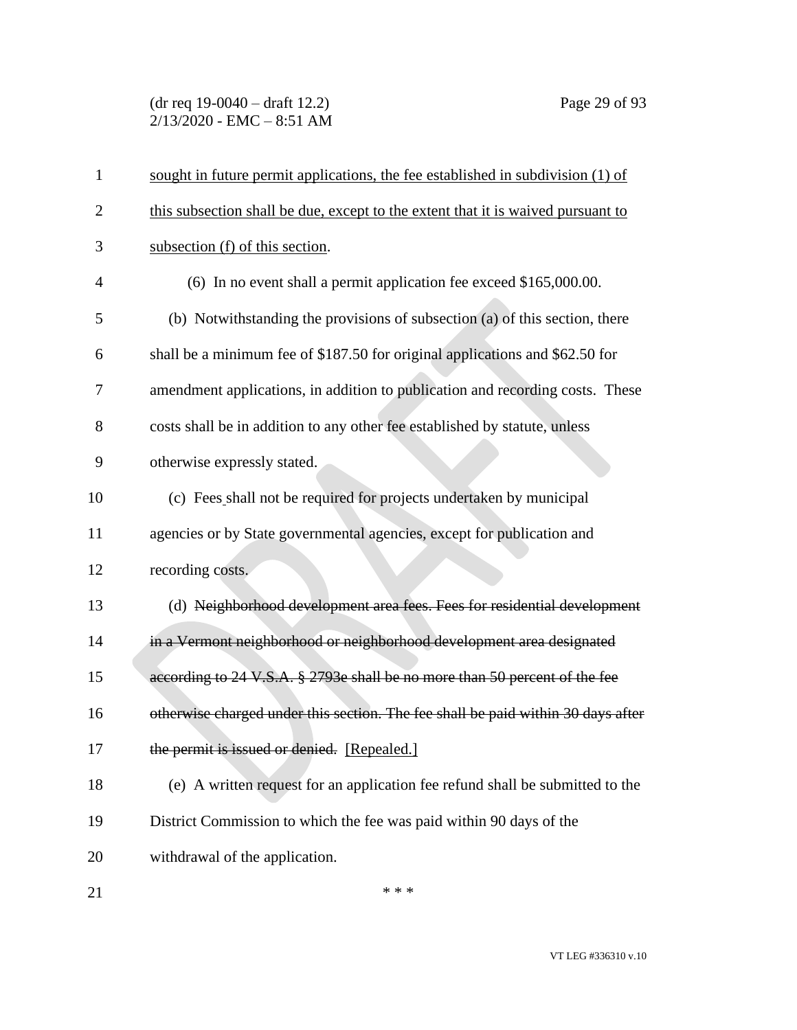sought in future permit applications, the fee established in subdivision (1) of this subsection shall be due, except to the extent that it is waived pursuant to subsection (f) of this section.

(6) In no event shall a permit application fee exceed $165,000.00.

(b) Notwithstanding the provisions of subsection (a) of this section, there shall be a minimum fee of $187.50 for original applications and $62.50 for amendment applications, in addition to publication and recording costs. These costs shall be in addition to any other fee established by statute, unless otherwise expressly stated.

(c) Fees shall not be required for projects undertaken by municipal agencies or by State governmental agencies, except for publication and recording costs.

(d) ~~Neighborhood development area fees. Fees for residential development in a Vermont neighborhood or neighborhood development area designated according to 24 V.S.A. § 2793e shall be no more than 50 percent of the fee otherwise charged under this section. The fee shall be paid within 30 days after the permit is issued or denied.~~ [Repealed.]

(e) A written request for an application fee refund shall be submitted to the District Commission to which the fee was paid within 90 days of the withdrawal of the application.

\* \* \*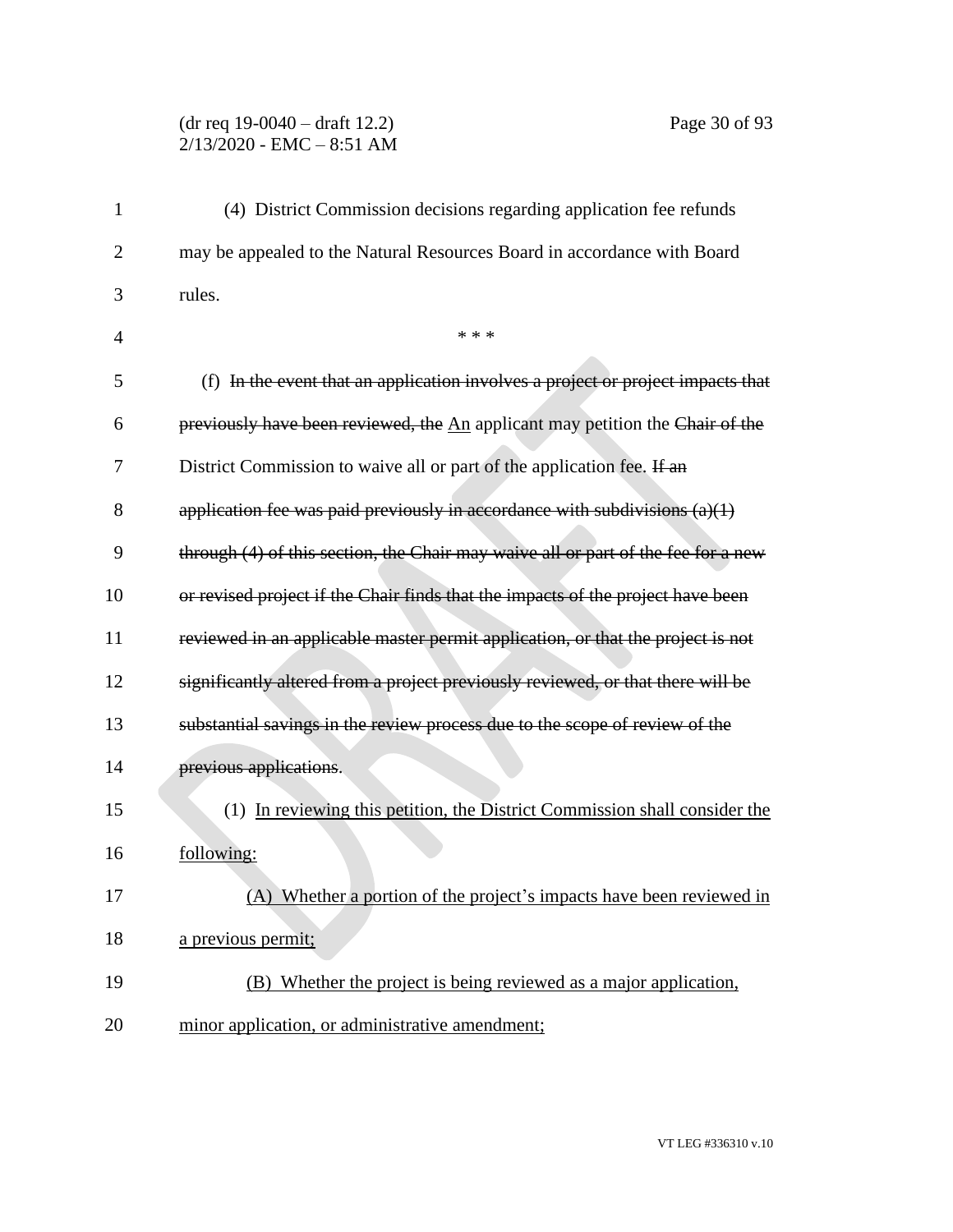(4) District Commission decisions regarding application fee refunds may be appealed to the Natural Resources Board in accordance with Board rules.

\* \* \*

(f) ~~In the event that an application involves a project or project impacts that previously have been reviewed, the~~ <u>An</u> applicant may petition the ~~Chair of the~~ District Commission to waive all or part of the application fee. ~~If an application fee was paid previously in accordance with subdivisions (a)(1) through (4) of this section, the Chair may waive all or part of the fee for a new or revised project if the Chair finds that the impacts of the project have been reviewed in an applicable master permit application, or that the project is not significantly altered from a project previously reviewed, or that there will be substantial savings in the review process due to the scope of review of the previous applications.~~

(1) <u>In reviewing this petition, the District Commission shall consider the following:</u>

(A) <u>Whether a portion of the project's impacts have been reviewed in a previous permit;</u>

(B) <u>Whether the project is being reviewed as a major application, minor application, or administrative amendment;</u>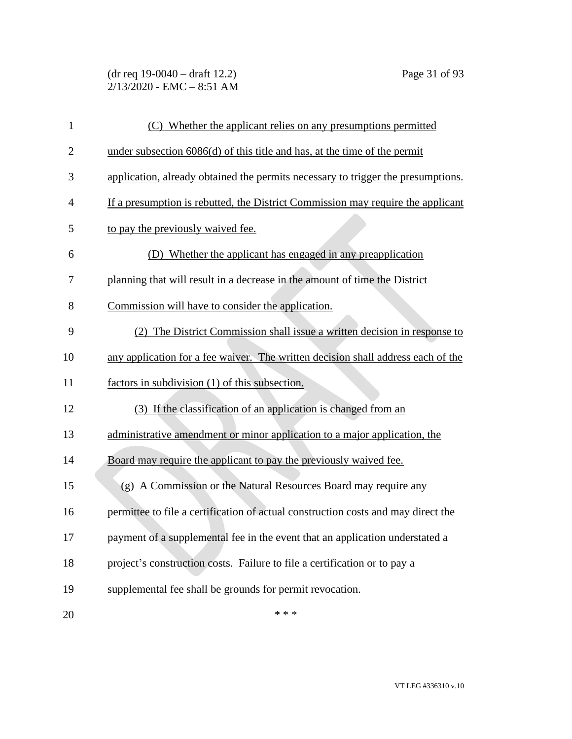(C) Whether the applicant relies on any presumptions permitted under subsection 6086(d) of this title and has, at the time of the permit application, already obtained the permits necessary to trigger the presumptions. If a presumption is rebutted, the District Commission may require the applicant to pay the previously waived fee.

(D) Whether the applicant has engaged in any preapplication planning that will result in a decrease in the amount of time the District Commission will have to consider the application.

(2) The District Commission shall issue a written decision in response to any application for a fee waiver. The written decision shall address each of the factors in subdivision (1) of this subsection.

(3) If the classification of an application is changed from an administrative amendment or minor application to a major application, the Board may require the applicant to pay the previously waived fee.

(g) A Commission or the Natural Resources Board may require any permittee to file a certification of actual construction costs and may direct the payment of a supplemental fee in the event that an application understated a project's construction costs. Failure to file a certification or to pay a supplemental fee shall be grounds for permit revocation.

\* \* \*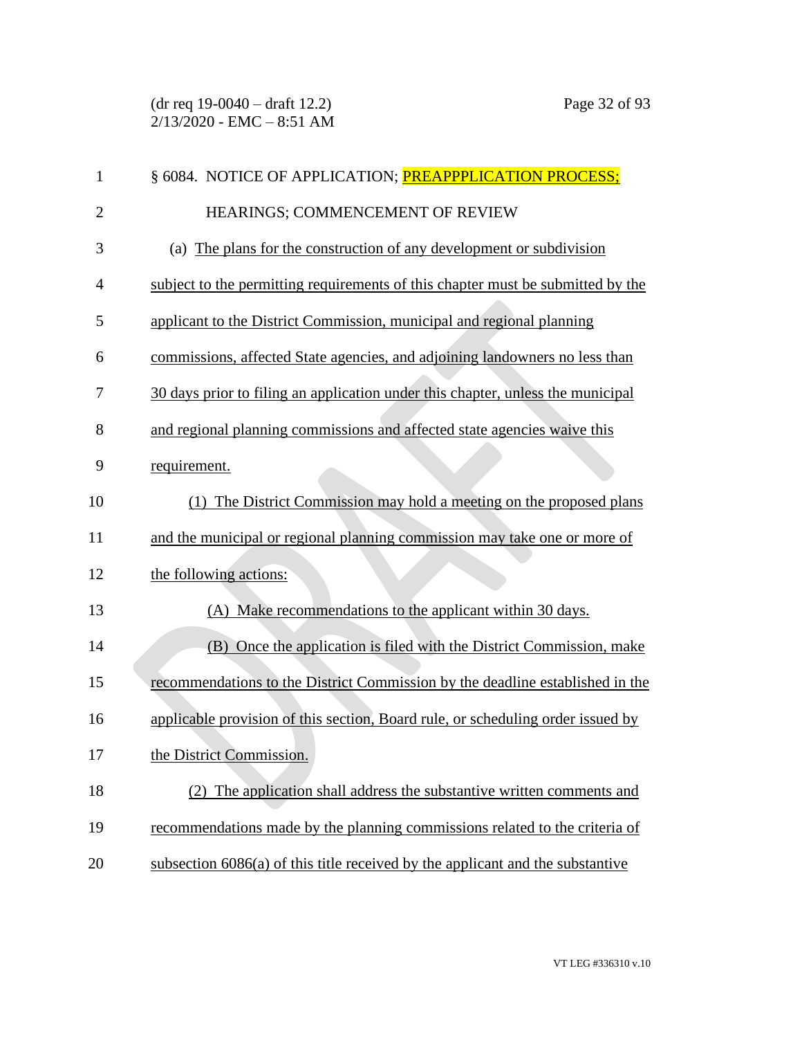§ 6084. NOTICE OF APPLICATION; PREAPPPLICATION PROCESS; HEARINGS; COMMENCEMENT OF REVIEW

(a) The plans for the construction of any development or subdivision subject to the permitting requirements of this chapter must be submitted by the applicant to the District Commission, municipal and regional planning commissions, affected State agencies, and adjoining landowners no less than 30 days prior to filing an application under this chapter, unless the municipal and regional planning commissions and affected state agencies waive this requirement.

(1) The District Commission may hold a meeting on the proposed plans and the municipal or regional planning commission may take one or more of the following actions:

(A) Make recommendations to the applicant within 30 days.

(B) Once the application is filed with the District Commission, make recommendations to the District Commission by the deadline established in the applicable provision of this section, Board rule, or scheduling order issued by the District Commission.

(2) The application shall address the substantive written comments and recommendations made by the planning commissions related to the criteria of subsection 6086(a) of this title received by the applicant and the substantive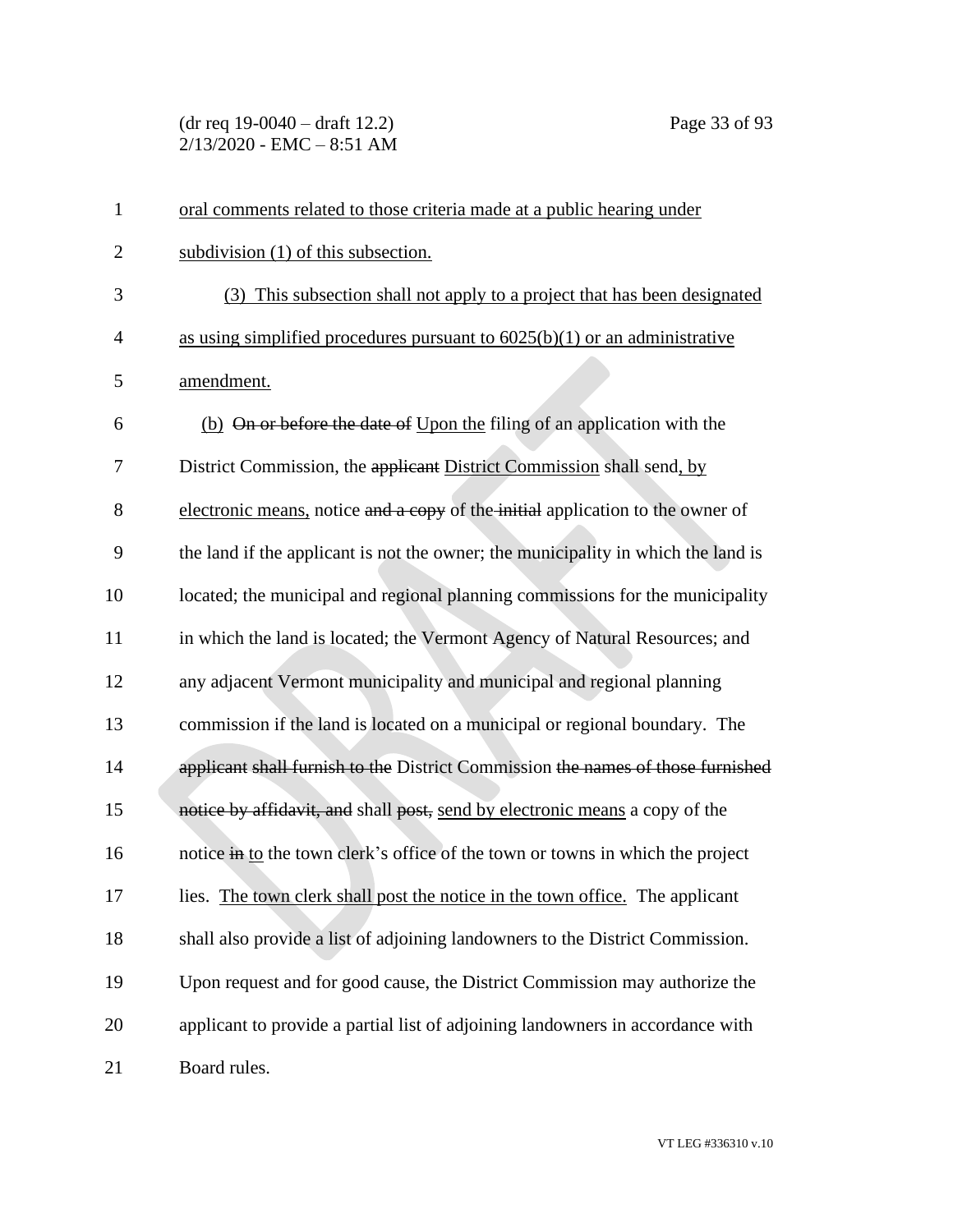oral comments related to those criteria made at a public hearing under subdivision (1) of this subsection.

(3) This subsection shall not apply to a project that has been designated as using simplified procedures pursuant to 6025(b)(1) or an administrative amendment.

(b) ~~On or before the date of~~ Upon the filing of an application with the District Commission, the ~~applicant~~ District Commission shall send, by electronic means, notice ~~and a copy~~ of the ~~initial~~ application to the owner of the land if the applicant is not the owner; the municipality in which the land is located; the municipal and regional planning commissions for the municipality in which the land is located; the Vermont Agency of Natural Resources; and any adjacent Vermont municipality and municipal and regional planning commission if the land is located on a municipal or regional boundary. The ~~applicant~~ ~~shall furnish to the~~ District Commission ~~the names of those furnished notice by affidavit, and~~ shall ~~post,~~ send by electronic means a copy of the notice ~~in~~ to the town clerk's office of the town or towns in which the project lies. The town clerk shall post the notice in the town office. The applicant shall also provide a list of adjoining landowners to the District Commission. Upon request and for good cause, the District Commission may authorize the applicant to provide a partial list of adjoining landowners in accordance with Board rules.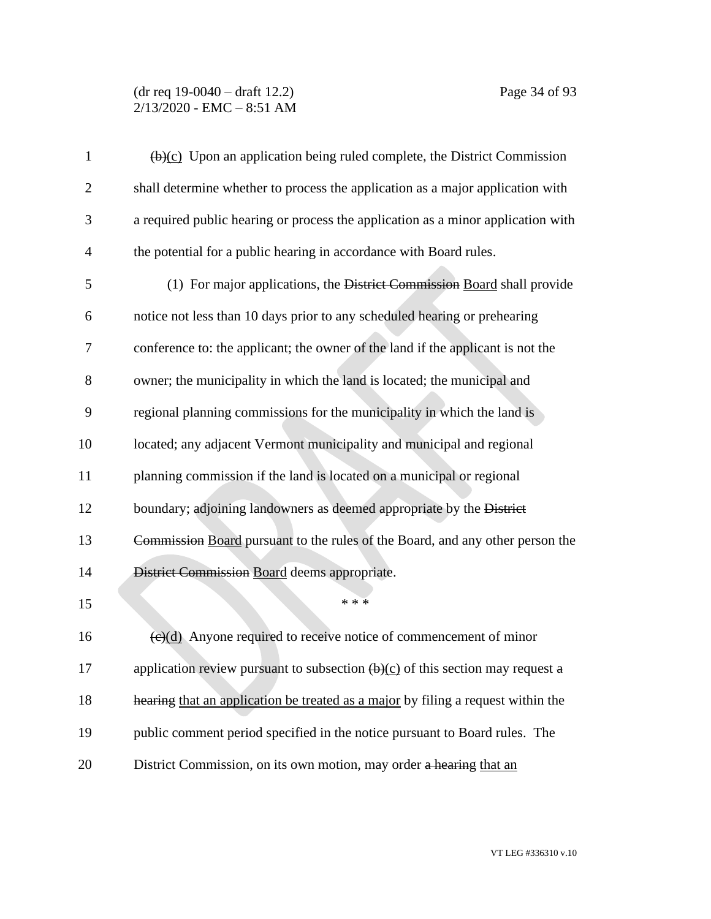~~(b)~~<u>(c)</u> Upon an application being ruled complete, the District Commission shall determine whether to process the application as a major application with a required public hearing or process the application as a minor application with the potential for a public hearing in accordance with Board rules.

(1) For major applications, the ~~District Commission~~ <u>Board</u> shall provide notice not less than 10 days prior to any scheduled hearing or prehearing conference to: the applicant; the owner of the land if the applicant is not the owner; the municipality in which the land is located; the municipal and regional planning commissions for the municipality in which the land is located; any adjacent Vermont municipality and municipal and regional planning commission if the land is located on a municipal or regional boundary; adjoining landowners as deemed appropriate by the ~~District Commission~~ <u>Board</u> pursuant to the rules of the Board, and any other person the ~~District Commission~~ <u>Board</u> deems appropriate.

\* \* \*

~~(c)~~<u>(d)</u> Anyone required to receive notice of commencement of minor application review pursuant to subsection ~~(b)~~<u>(c)</u> of this section may request ~~a hearing~~ <u>that an application be treated as a major</u> by filing a request within the public comment period specified in the notice pursuant to Board rules. The District Commission, on its own motion, may order ~~a hearing~~ <u>that an</u>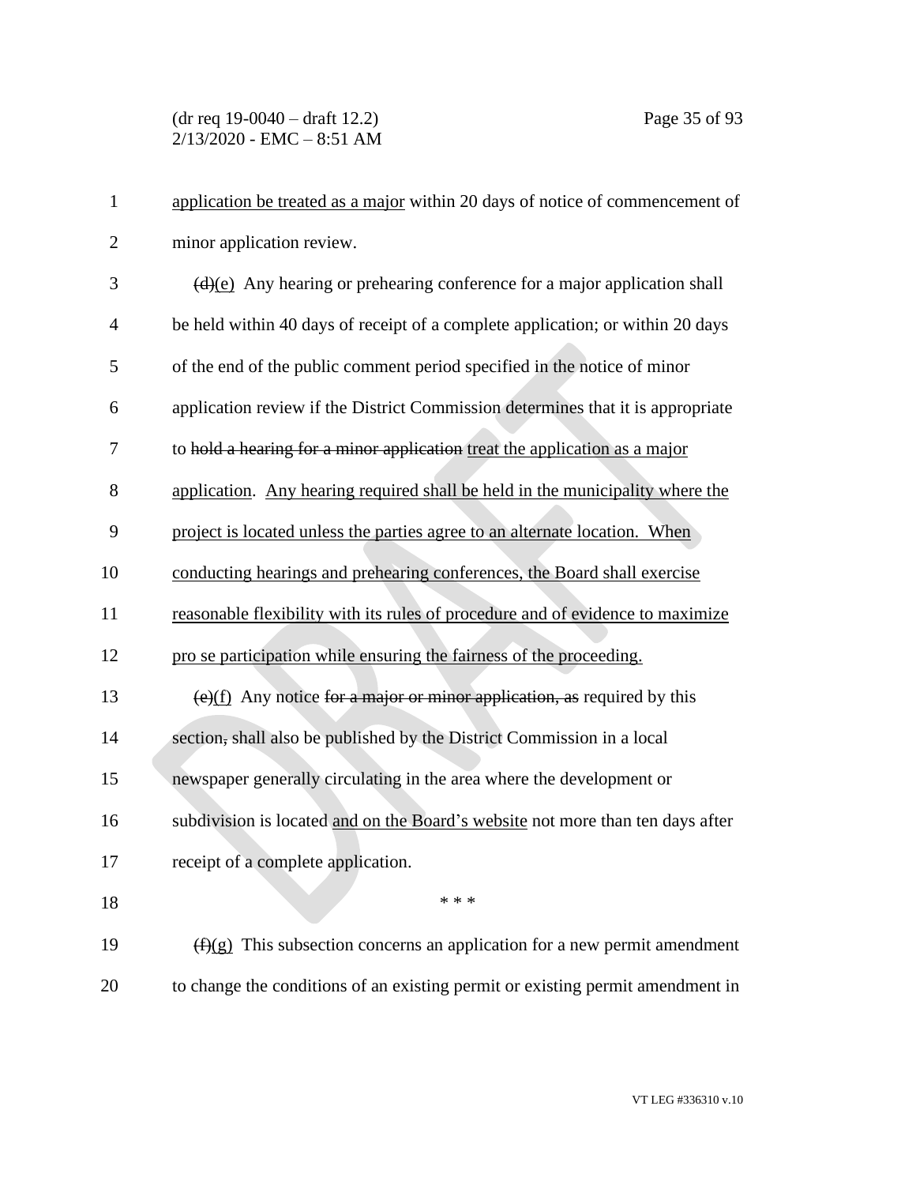application be treated as a major within 20 days of notice of commencement of minor application review.

~~(d)~~(e) Any hearing or prehearing conference for a major application shall be held within 40 days of receipt of a complete application; or within 20 days of the end of the public comment period specified in the notice of minor application review if the District Commission determines that it is appropriate to ~~hold a hearing for a minor application~~ treat the application as a major application. Any hearing required shall be held in the municipality where the project is located unless the parties agree to an alternate location. When conducting hearings and prehearing conferences, the Board shall exercise reasonable flexibility with its rules of procedure and of evidence to maximize pro se participation while ensuring the fairness of the proceeding.

~~(e)~~(f) Any notice ~~for a major or minor application, as~~ required by this section~~,~~ shall also be published by the District Commission in a local newspaper generally circulating in the area where the development or subdivision is located and on the Board's website not more than ten days after receipt of a complete application.

\* \* \*

~~(f)~~(g) This subsection concerns an application for a new permit amendment to change the conditions of an existing permit or existing permit amendment in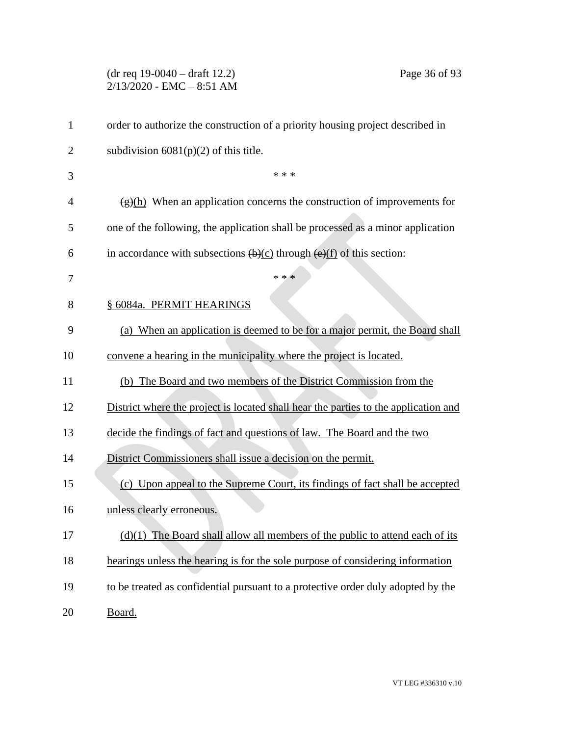order to authorize the construction of a priority housing project described in subdivision 6081(p)(2) of this title.

\* \* \*

~~(g)~~(h) When an application concerns the construction of improvements for one of the following, the application shall be processed as a minor application in accordance with subsections ~~(b)~~(c) through ~~(e)~~(f) of this section:

\* \* \*

§ 6084a. PERMIT HEARINGS

(a) When an application is deemed to be for a major permit, the Board shall convene a hearing in the municipality where the project is located.

(b) The Board and two members of the District Commission from the District where the project is located shall hear the parties to the application and decide the findings of fact and questions of law. The Board and the two District Commissioners shall issue a decision on the permit.

(c) Upon appeal to the Supreme Court, its findings of fact shall be accepted unless clearly erroneous.

(d)(1) The Board shall allow all members of the public to attend each of its hearings unless the hearing is for the sole purpose of considering information to be treated as confidential pursuant to a protective order duly adopted by the Board.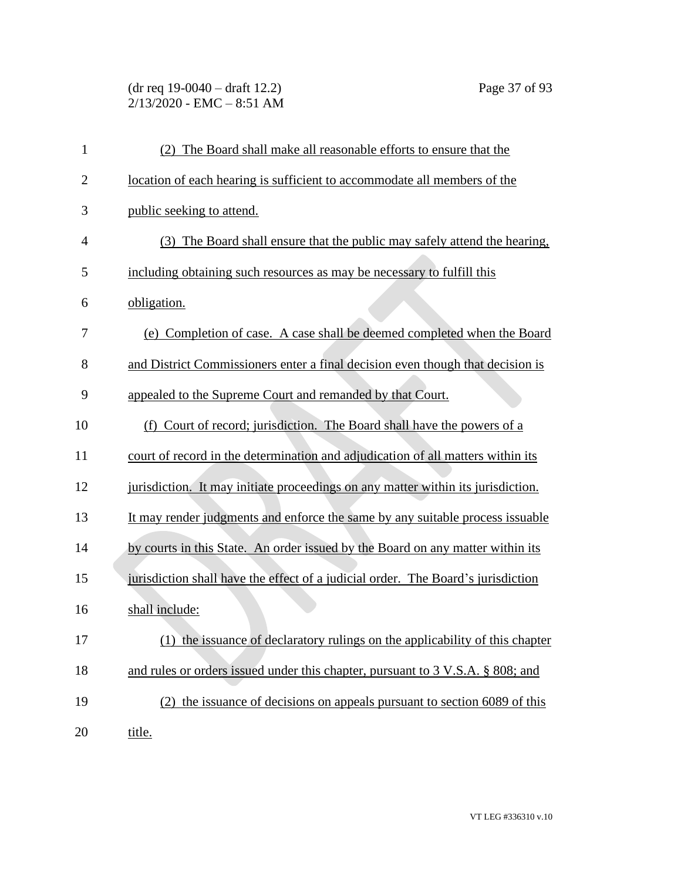(2) The Board shall make all reasonable efforts to ensure that the location of each hearing is sufficient to accommodate all members of the public seeking to attend.

(3) The Board shall ensure that the public may safely attend the hearing, including obtaining such resources as may be necessary to fulfill this obligation.

(e) Completion of case. A case shall be deemed completed when the Board and District Commissioners enter a final decision even though that decision is appealed to the Supreme Court and remanded by that Court.

(f) Court of record; jurisdiction. The Board shall have the powers of a court of record in the determination and adjudication of all matters within its jurisdiction. It may initiate proceedings on any matter within its jurisdiction. It may render judgments and enforce the same by any suitable process issuable by courts in this State. An order issued by the Board on any matter within its jurisdiction shall have the effect of a judicial order. The Board's jurisdiction shall include:

(1) the issuance of declaratory rulings on the applicability of this chapter and rules or orders issued under this chapter, pursuant to 3 V.S.A. § 808; and

(2) the issuance of decisions on appeals pursuant to section 6089 of this title.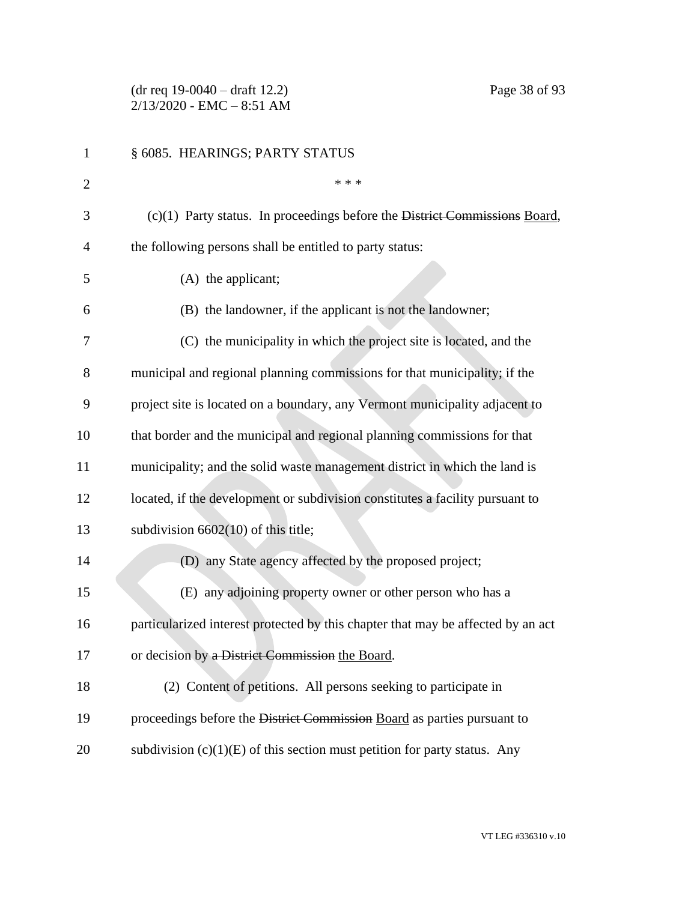§ 6085. HEARINGS; PARTY STATUS

\* \* \*

(c)(1) Party status. In proceedings before the ~~District Commissions~~ Board, the following persons shall be entitled to party status:

(A) the applicant;

(B) the landowner, if the applicant is not the landowner;

(C) the municipality in which the project site is located, and the municipal and regional planning commissions for that municipality; if the project site is located on a boundary, any Vermont municipality adjacent to that border and the municipal and regional planning commissions for that municipality; and the solid waste management district in which the land is located, if the development or subdivision constitutes a facility pursuant to subdivision 6602(10) of this title;

(D) any State agency affected by the proposed project;

(E) any adjoining property owner or other person who has a particularized interest protected by this chapter that may be affected by an act or decision by ~~a District Commission~~ the Board.

(2) Content of petitions. All persons seeking to participate in proceedings before the ~~District Commission~~ Board as parties pursuant to subdivision (c)(1)(E) of this section must petition for party status. Any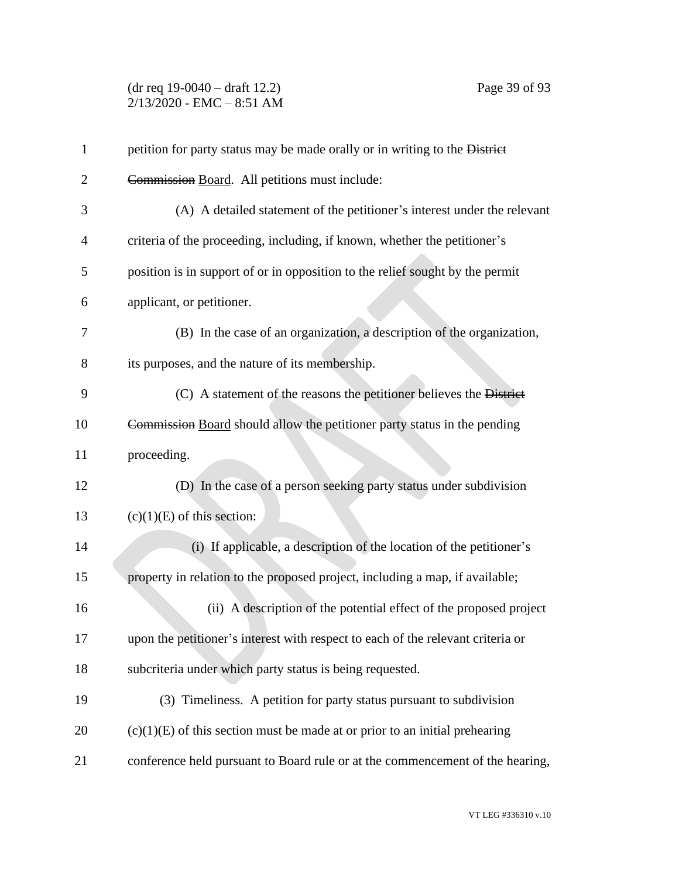petition for party status may be made orally or in writing to the ~~District Commission~~ Board. All petitions must include:

(A) A detailed statement of the petitioner's interest under the relevant criteria of the proceeding, including, if known, whether the petitioner's position is in support of or in opposition to the relief sought by the permit applicant, or petitioner.

(B) In the case of an organization, a description of the organization, its purposes, and the nature of its membership.

(C) A statement of the reasons the petitioner believes the ~~District Commission~~ Board should allow the petitioner party status in the pending proceeding.

(D) In the case of a person seeking party status under subdivision (c)(1)(E) of this section:

(i) If applicable, a description of the location of the petitioner's property in relation to the proposed project, including a map, if available;

(ii) A description of the potential effect of the proposed project upon the petitioner's interest with respect to each of the relevant criteria or subcriteria under which party status is being requested.

(3) Timeliness. A petition for party status pursuant to subdivision (c)(1)(E) of this section must be made at or prior to an initial prehearing conference held pursuant to Board rule or at the commencement of the hearing,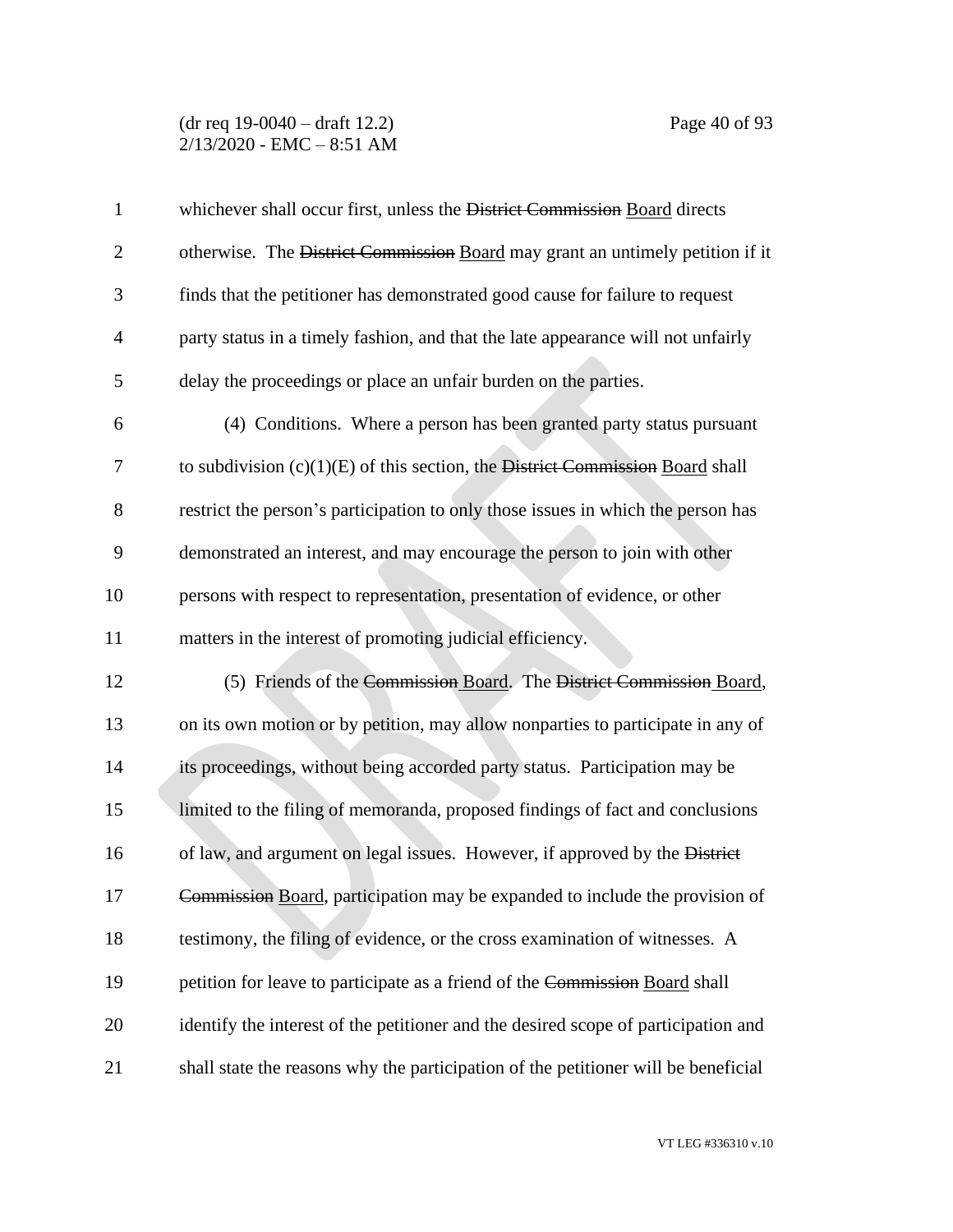whichever shall occur first, unless the ~~District Commission~~ Board directs otherwise. The ~~District Commission~~ Board may grant an untimely petition if it finds that the petitioner has demonstrated good cause for failure to request party status in a timely fashion, and that the late appearance will not unfairly delay the proceedings or place an unfair burden on the parties.

(4) Conditions. Where a person has been granted party status pursuant to subdivision (c)(1)(E) of this section, the ~~District Commission~~ Board shall restrict the person's participation to only those issues in which the person has demonstrated an interest, and may encourage the person to join with other persons with respect to representation, presentation of evidence, or other matters in the interest of promoting judicial efficiency.

(5) Friends of the ~~Commission~~ Board. The ~~District Commission~~ Board, on its own motion or by petition, may allow nonparties to participate in any of its proceedings, without being accorded party status. Participation may be limited to the filing of memoranda, proposed findings of fact and conclusions of law, and argument on legal issues. However, if approved by the ~~District Commission~~ Board, participation may be expanded to include the provision of testimony, the filing of evidence, or the cross examination of witnesses. A petition for leave to participate as a friend of the ~~Commission~~ Board shall identify the interest of the petitioner and the desired scope of participation and shall state the reasons why the participation of the petitioner will be beneficial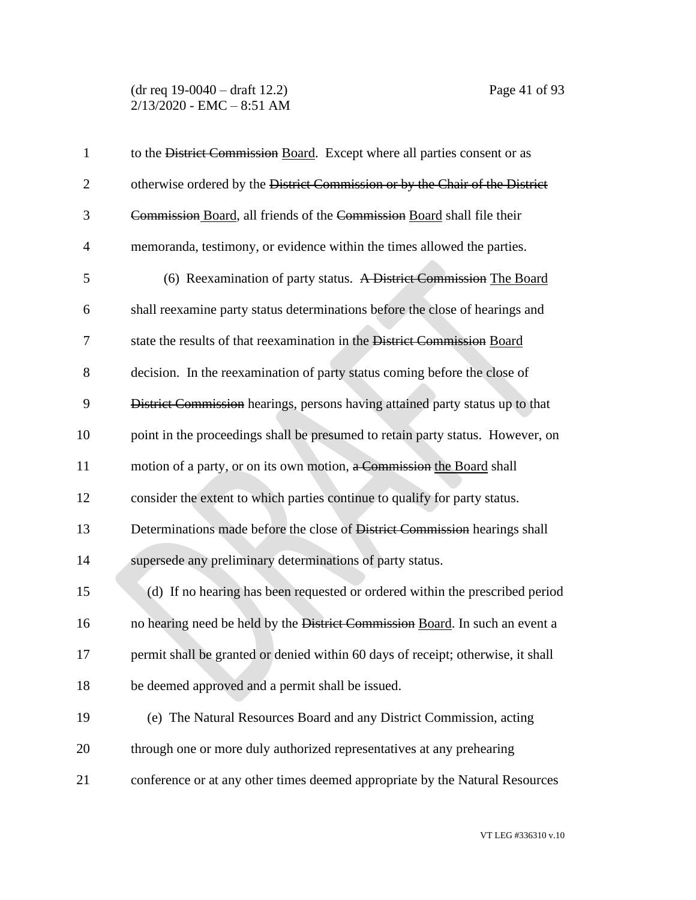to the ~~District Commission~~ Board. Except where all parties consent or as otherwise ordered by the ~~District Commission or by the Chair of the District Commission~~ Board, all friends of the ~~Commission~~ Board shall file their memoranda, testimony, or evidence within the times allowed the parties.

(6) Reexamination of party status. ~~A District Commission~~ The Board shall reexamine party status determinations before the close of hearings and state the results of that reexamination in the ~~District Commission~~ Board decision. In the reexamination of party status coming before the close of ~~District Commission~~ hearings, persons having attained party status up to that point in the proceedings shall be presumed to retain party status. However, on motion of a party, or on its own motion, ~~a Commission~~ the Board shall consider the extent to which parties continue to qualify for party status. Determinations made before the close of ~~District Commission~~ hearings shall supersede any preliminary determinations of party status.

(d) If no hearing has been requested or ordered within the prescribed period no hearing need be held by the ~~District Commission~~ Board. In such an event a permit shall be granted or denied within 60 days of receipt; otherwise, it shall be deemed approved and a permit shall be issued.

(e) The Natural Resources Board and any District Commission, acting through one or more duly authorized representatives at any prehearing conference or at any other times deemed appropriate by the Natural Resources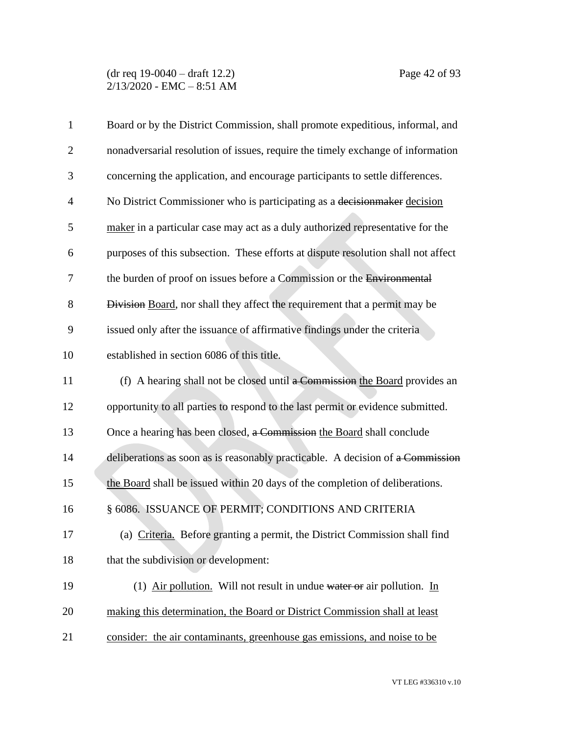Board or by the District Commission, shall promote expeditious, informal, and nonadversarial resolution of issues, require the timely exchange of information concerning the application, and encourage participants to settle differences. No District Commissioner who is participating as a ~~decisionmaker~~ <u>decision maker</u> in a particular case may act as a duly authorized representative for the purposes of this subsection. These efforts at dispute resolution shall not affect the burden of proof on issues before a Commission or the ~~Environmental Division~~ <u>Board</u>, nor shall they affect the requirement that a permit may be issued only after the issuance of affirmative findings under the criteria established in section 6086 of this title.

(f) A hearing shall not be closed until ~~a Commission~~ <u>the Board</u> provides an opportunity to all parties to respond to the last permit or evidence submitted. Once a hearing has been closed, ~~a Commission~~ <u>the Board</u> shall conclude deliberations as soon as is reasonably practicable. A decision of ~~a Commission~~ <u>the Board</u> shall be issued within 20 days of the completion of deliberations.

§ 6086. ISSUANCE OF PERMIT; CONDITIONS AND CRITERIA

(a) <u>Criteria.</u> Before granting a permit, the District Commission shall find that the subdivision or development:

(1) <u>Air pollution.</u> Will not result in undue ~~water or~~ air pollution. <u>In making this determination, the Board or District Commission shall at least consider: the air contaminants, greenhouse gas emissions, and noise to be</u>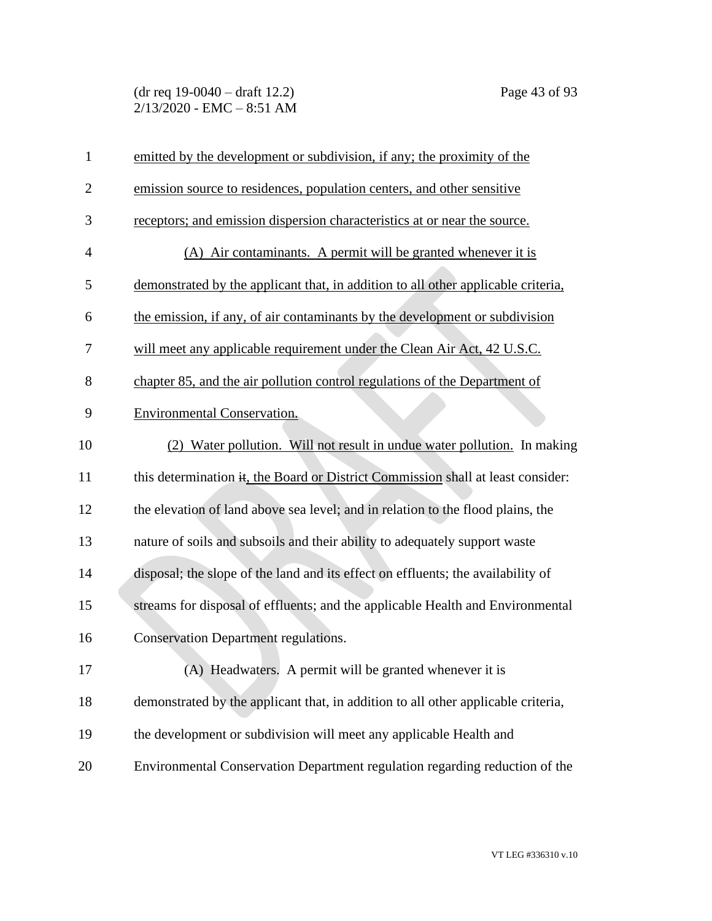emitted by the development or subdivision, if any; the proximity of the emission source to residences, population centers, and other sensitive receptors; and emission dispersion characteristics at or near the source.

(A) Air contaminants. A permit will be granted whenever it is demonstrated by the applicant that, in addition to all other applicable criteria, the emission, if any, of air contaminants by the development or subdivision will meet any applicable requirement under the Clean Air Act, 42 U.S.C. chapter 85, and the air pollution control regulations of the Department of Environmental Conservation.

(2) Water pollution. Will not result in undue water pollution. In making this determination ~~it~~, the Board or District Commission shall at least consider: the elevation of land above sea level; and in relation to the flood plains, the nature of soils and subsoils and their ability to adequately support waste disposal; the slope of the land and its effect on effluents; the availability of streams for disposal of effluents; and the applicable Health and Environmental Conservation Department regulations.

(A) Headwaters. A permit will be granted whenever it is demonstrated by the applicant that, in addition to all other applicable criteria, the development or subdivision will meet any applicable Health and Environmental Conservation Department regulation regarding reduction of the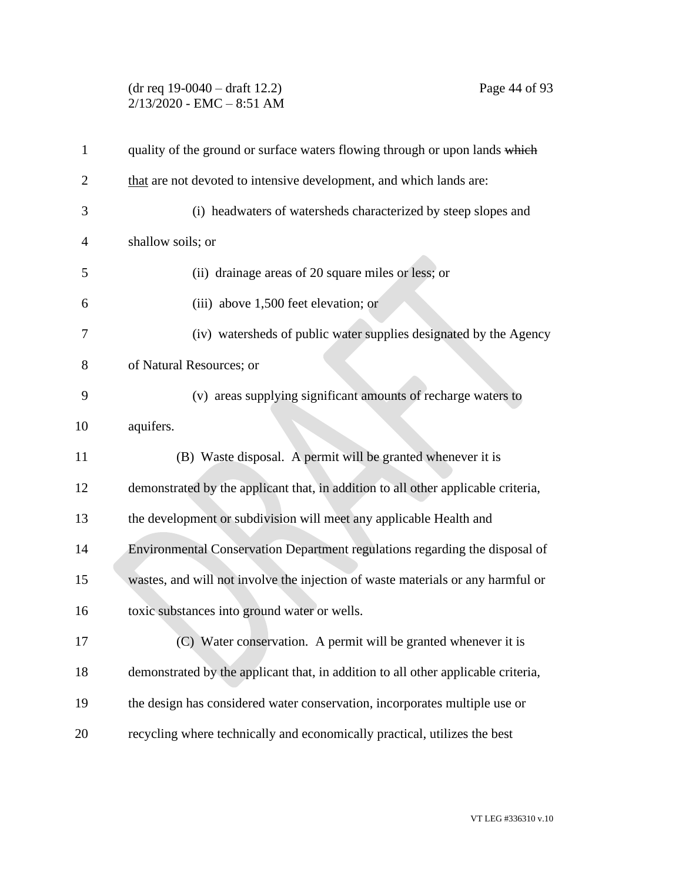quality of the ground or surface waters flowing through or upon lands ~~which~~ that are not devoted to intensive development, and which lands are:

(i) headwaters of watersheds characterized by steep slopes and shallow soils; or

(ii) drainage areas of 20 square miles or less; or

(iii) above 1,500 feet elevation; or

(iv) watersheds of public water supplies designated by the Agency of Natural Resources; or

(v) areas supplying significant amounts of recharge waters to aquifers.

(B) Waste disposal. A permit will be granted whenever it is demonstrated by the applicant that, in addition to all other applicable criteria, the development or subdivision will meet any applicable Health and Environmental Conservation Department regulations regarding the disposal of wastes, and will not involve the injection of waste materials or any harmful or toxic substances into ground water or wells.

(C) Water conservation. A permit will be granted whenever it is demonstrated by the applicant that, in addition to all other applicable criteria, the design has considered water conservation, incorporates multiple use or recycling where technically and economically practical, utilizes the best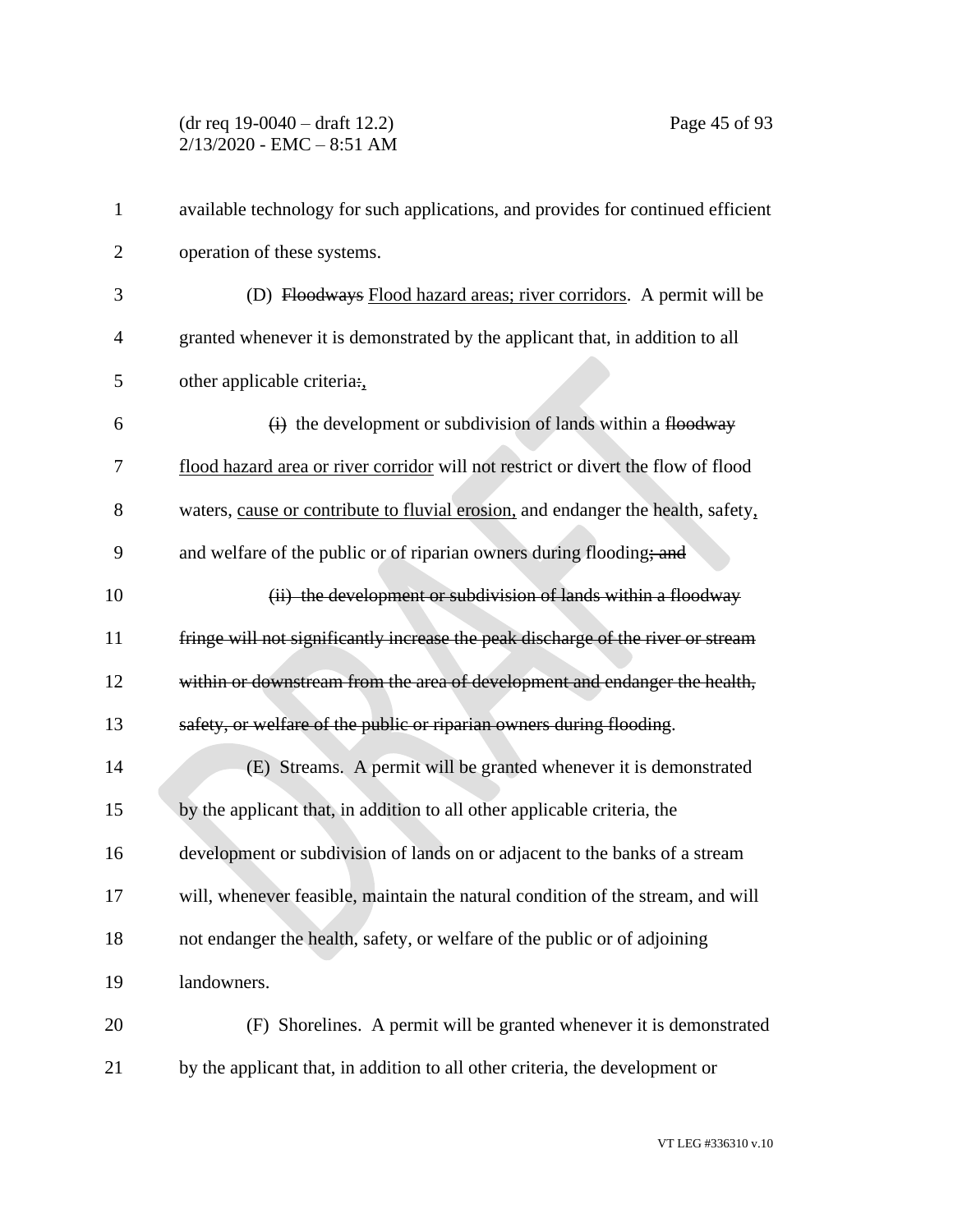available technology for such applications, and provides for continued efficient operation of these systems.

(D) ~~Floodways~~ Flood hazard areas; river corridors. A permit will be granted whenever it is demonstrated by the applicant that, in addition to all other applicable criteria~~:~~,

~~(i)~~ the development or subdivision of lands within a ~~floodway~~ flood hazard area or river corridor will not restrict or divert the flow of flood waters, cause or contribute to fluvial erosion, and endanger the health, safety, and welfare of the public or of riparian owners during flooding~~; and~~

~~(ii) the development or subdivision of lands within a floodway fringe will not significantly increase the peak discharge of the river or stream within or downstream from the area of development and endanger the health, safety, or welfare of the public or riparian owners during flooding~~.

(E) Streams. A permit will be granted whenever it is demonstrated by the applicant that, in addition to all other applicable criteria, the development or subdivision of lands on or adjacent to the banks of a stream will, whenever feasible, maintain the natural condition of the stream, and will not endanger the health, safety, or welfare of the public or of adjoining landowners.

(F) Shorelines. A permit will be granted whenever it is demonstrated by the applicant that, in addition to all other criteria, the development or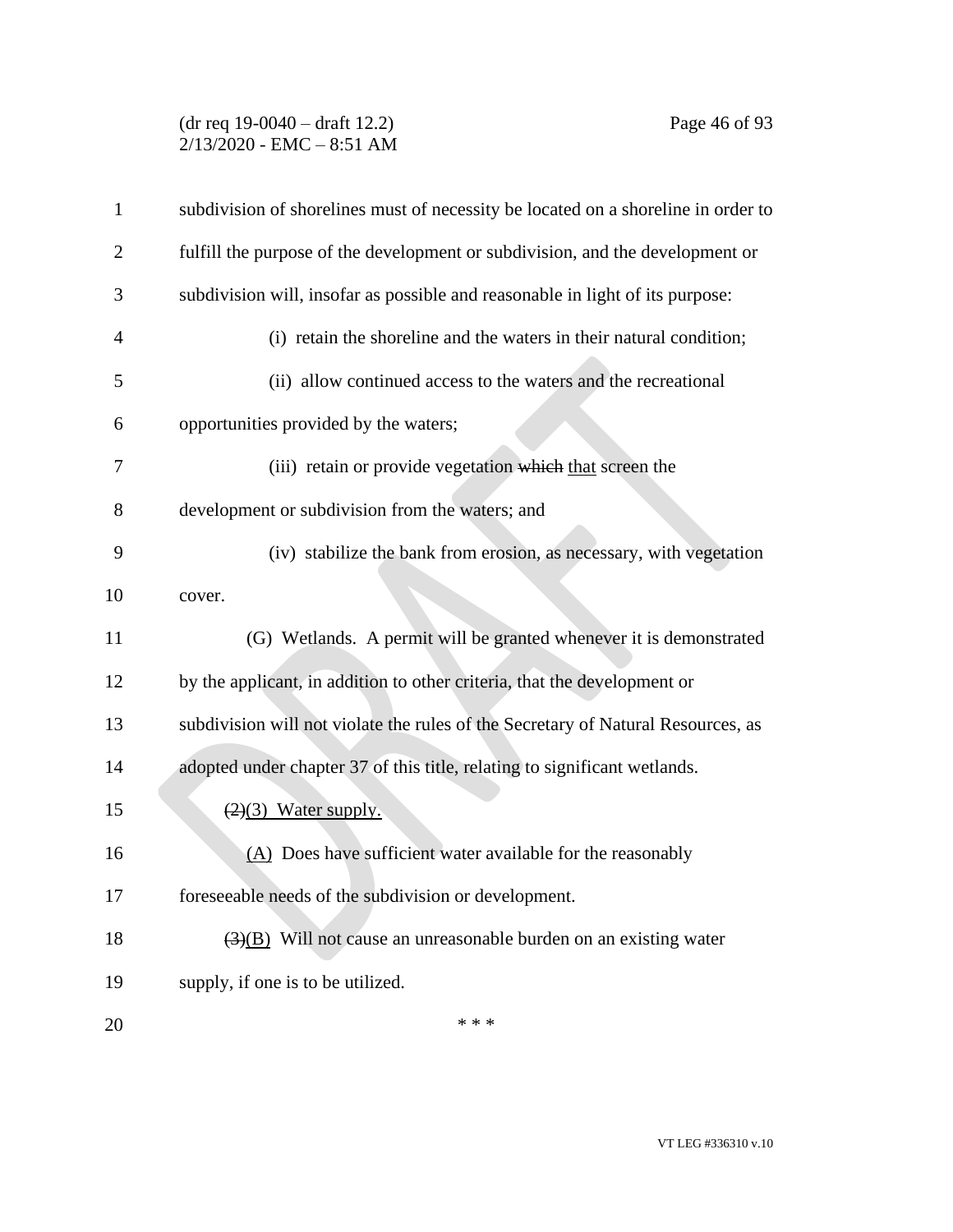subdivision of shorelines must of necessity be located on a shoreline in order to fulfill the purpose of the development or subdivision, and the development or subdivision will, insofar as possible and reasonable in light of its purpose:

(i) retain the shoreline and the waters in their natural condition;

(ii) allow continued access to the waters and the recreational opportunities provided by the waters;

(iii) retain or provide vegetation ~~which~~ that screen the development or subdivision from the waters; and

(iv) stabilize the bank from erosion, as necessary, with vegetation cover.

(G) Wetlands. A permit will be granted whenever it is demonstrated by the applicant, in addition to other criteria, that the development or subdivision will not violate the rules of the Secretary of Natural Resources, as adopted under chapter 37 of this title, relating to significant wetlands.

~~(2)~~(3) Water supply.

(A) Does have sufficient water available for the reasonably foreseeable needs of the subdivision or development.

~~(3)~~(B) Will not cause an unreasonable burden on an existing water supply, if one is to be utilized.

\* \* \*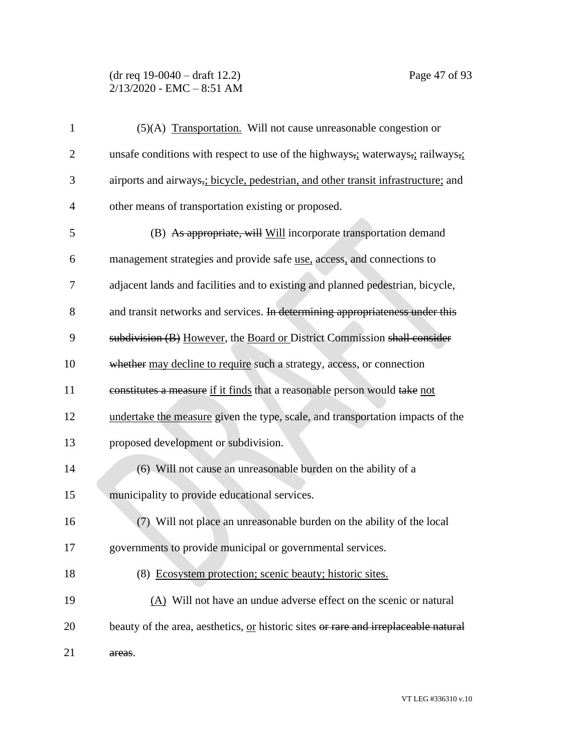(5)(A) Transportation. Will not cause unreasonable congestion or unsafe conditions with respect to use of the highways,; waterways,; railways,; airports and airways,; bicycle, pedestrian, and other transit infrastructure; and other means of transportation existing or proposed.

(B) As appropriate, will Will incorporate transportation demand management strategies and provide safe use, access, and connections to adjacent lands and facilities and to existing and planned pedestrian, bicycle, and transit networks and services. In determining appropriateness under this subdivision (B) However, the Board or District Commission shall consider whether may decline to require such a strategy, access, or connection constitutes a measure if it finds that a reasonable person would take not undertake the measure given the type, scale, and transportation impacts of the proposed development or subdivision.

(6) Will not cause an unreasonable burden on the ability of a municipality to provide educational services.

(7) Will not place an unreasonable burden on the ability of the local governments to provide municipal or governmental services.

(8) Ecosystem protection; scenic beauty; historic sites.

(A) Will not have an undue adverse effect on the scenic or natural beauty of the area, aesthetics, or historic sites or rare and irreplaceable natural areas.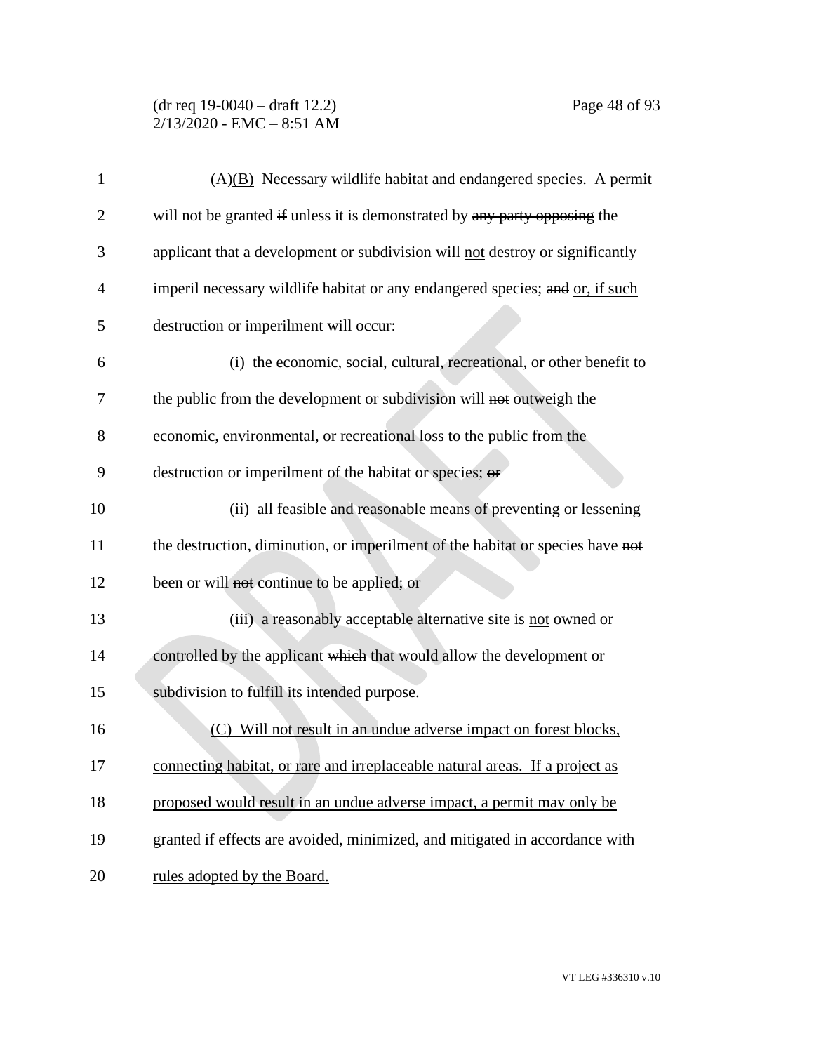~~(A)~~(B) Necessary wildlife habitat and endangered species. A permit will not be granted ~~if~~ unless it is demonstrated by ~~any party opposing~~ the applicant that a development or subdivision will not destroy or significantly imperil necessary wildlife habitat or any endangered species; ~~and~~ or, if such destruction or imperilment will occur:

(i) the economic, social, cultural, recreational, or other benefit to the public from the development or subdivision will ~~not~~ outweigh the economic, environmental, or recreational loss to the public from the destruction or imperilment of the habitat or species; ~~or~~

(ii) all feasible and reasonable means of preventing or lessening the destruction, diminution, or imperilment of the habitat or species have ~~not~~ been or will ~~not~~ continue to be applied; or

(iii) a reasonably acceptable alternative site is not owned or controlled by the applicant ~~which~~ that would allow the development or subdivision to fulfill its intended purpose.

(C) Will not result in an undue adverse impact on forest blocks, connecting habitat, or rare and irreplaceable natural areas. If a project as proposed would result in an undue adverse impact, a permit may only be granted if effects are avoided, minimized, and mitigated in accordance with rules adopted by the Board.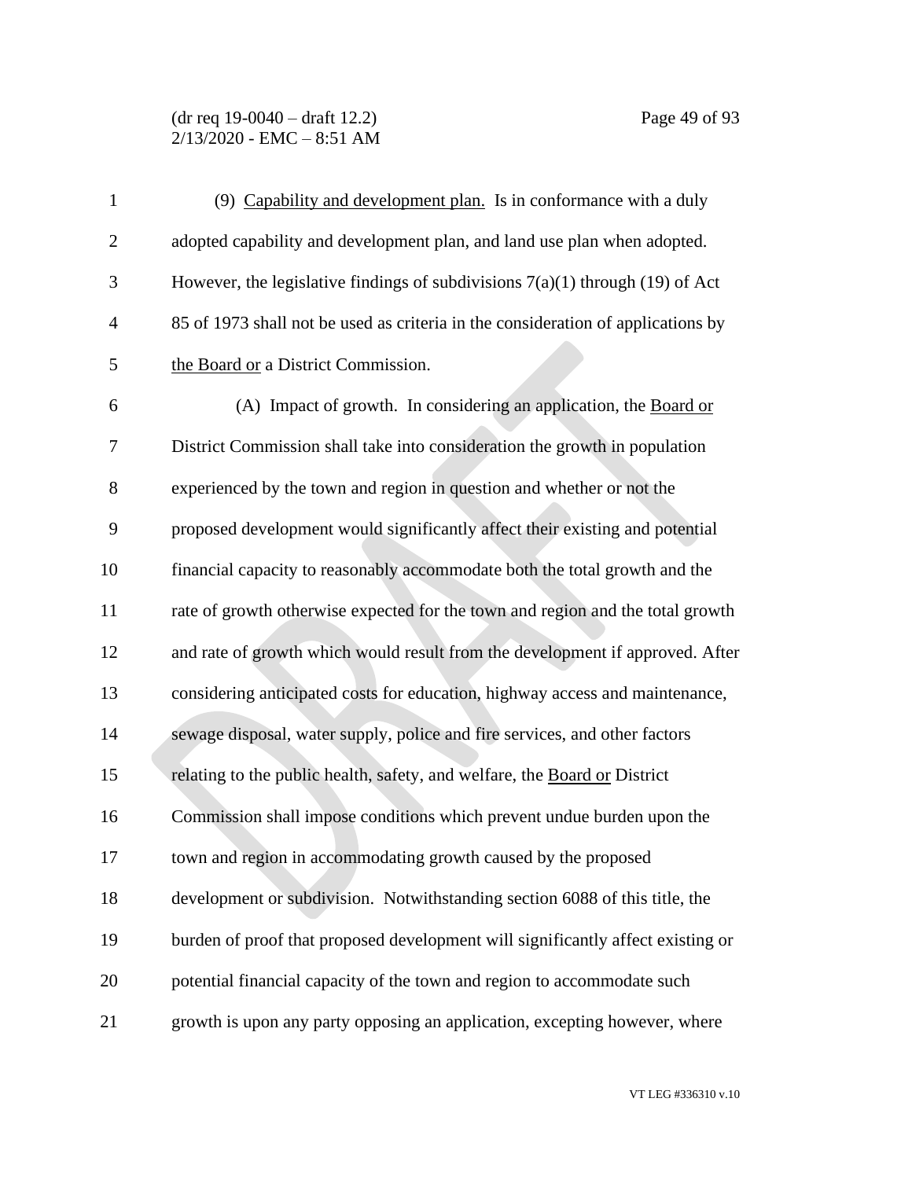(9) <u>Capability and development plan.</u> Is in conformance with a duly adopted capability and development plan, and land use plan when adopted. However, the legislative findings of subdivisions 7(a)(1) through (19) of Act 85 of 1973 shall not be used as criteria in the consideration of applications by <u>the Board or</u> a District Commission.

(A) Impact of growth. In considering an application, the <u>Board or</u> District Commission shall take into consideration the growth in population experienced by the town and region in question and whether or not the proposed development would significantly affect their existing and potential financial capacity to reasonably accommodate both the total growth and the rate of growth otherwise expected for the town and region and the total growth and rate of growth which would result from the development if approved. After considering anticipated costs for education, highway access and maintenance, sewage disposal, water supply, police and fire services, and other factors relating to the public health, safety, and welfare, the <u>Board or</u> District Commission shall impose conditions which prevent undue burden upon the town and region in accommodating growth caused by the proposed development or subdivision. Notwithstanding section 6088 of this title, the burden of proof that proposed development will significantly affect existing or potential financial capacity of the town and region to accommodate such growth is upon any party opposing an application, excepting however, where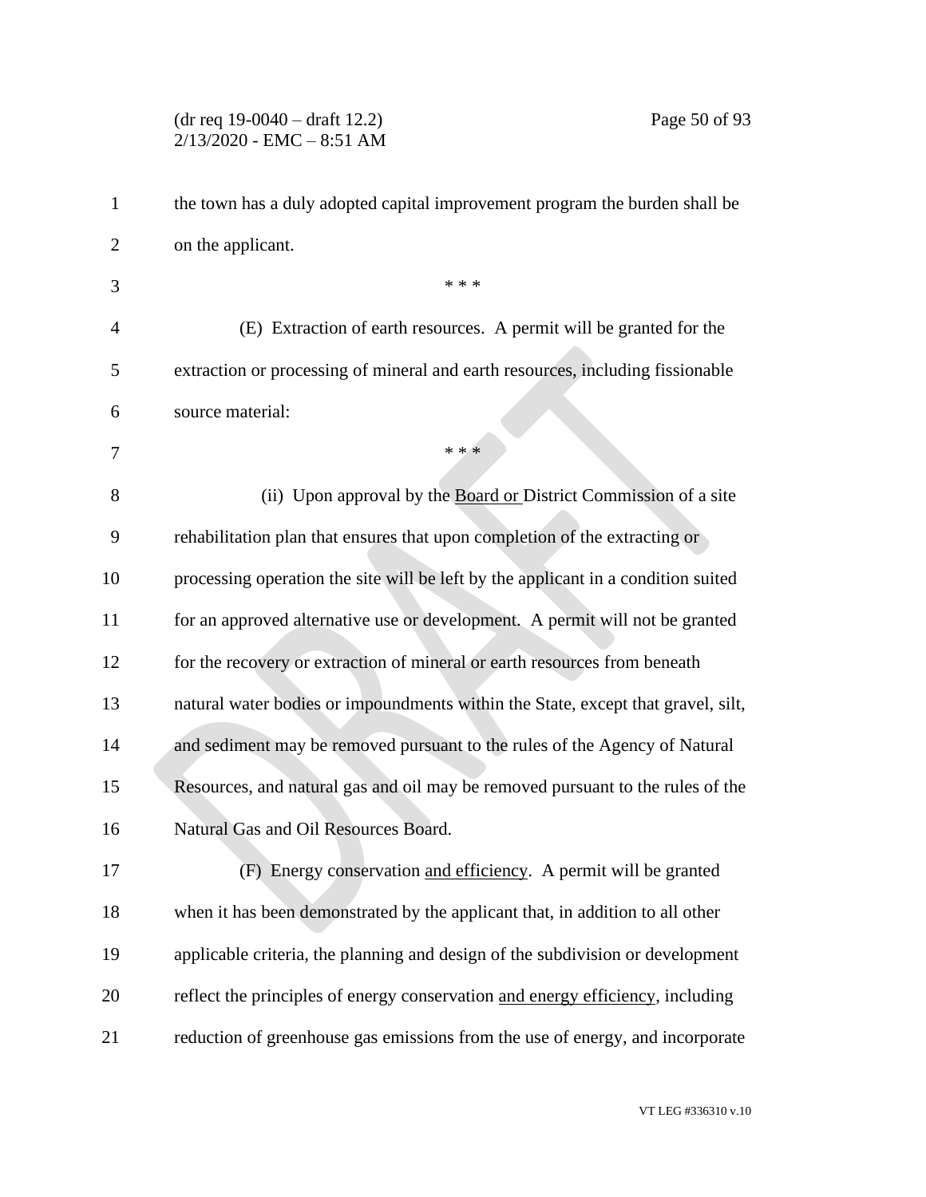the town has a duly adopted capital improvement program the burden shall be on the applicant.

\* \* \*

(E) Extraction of earth resources. A permit will be granted for the extraction or processing of mineral and earth resources, including fissionable source material:

\* \* \*

(ii) Upon approval by the <u>Board or</u> District Commission of a site rehabilitation plan that ensures that upon completion of the extracting or processing operation the site will be left by the applicant in a condition suited for an approved alternative use or development. A permit will not be granted for the recovery or extraction of mineral or earth resources from beneath natural water bodies or impoundments within the State, except that gravel, silt, and sediment may be removed pursuant to the rules of the Agency of Natural Resources, and natural gas and oil may be removed pursuant to the rules of the Natural Gas and Oil Resources Board.

(F) Energy conservation <u>and efficiency</u>. A permit will be granted when it has been demonstrated by the applicant that, in addition to all other applicable criteria, the planning and design of the subdivision or development reflect the principles of energy conservation <u>and energy efficiency</u>, including reduction of greenhouse gas emissions from the use of energy, and incorporate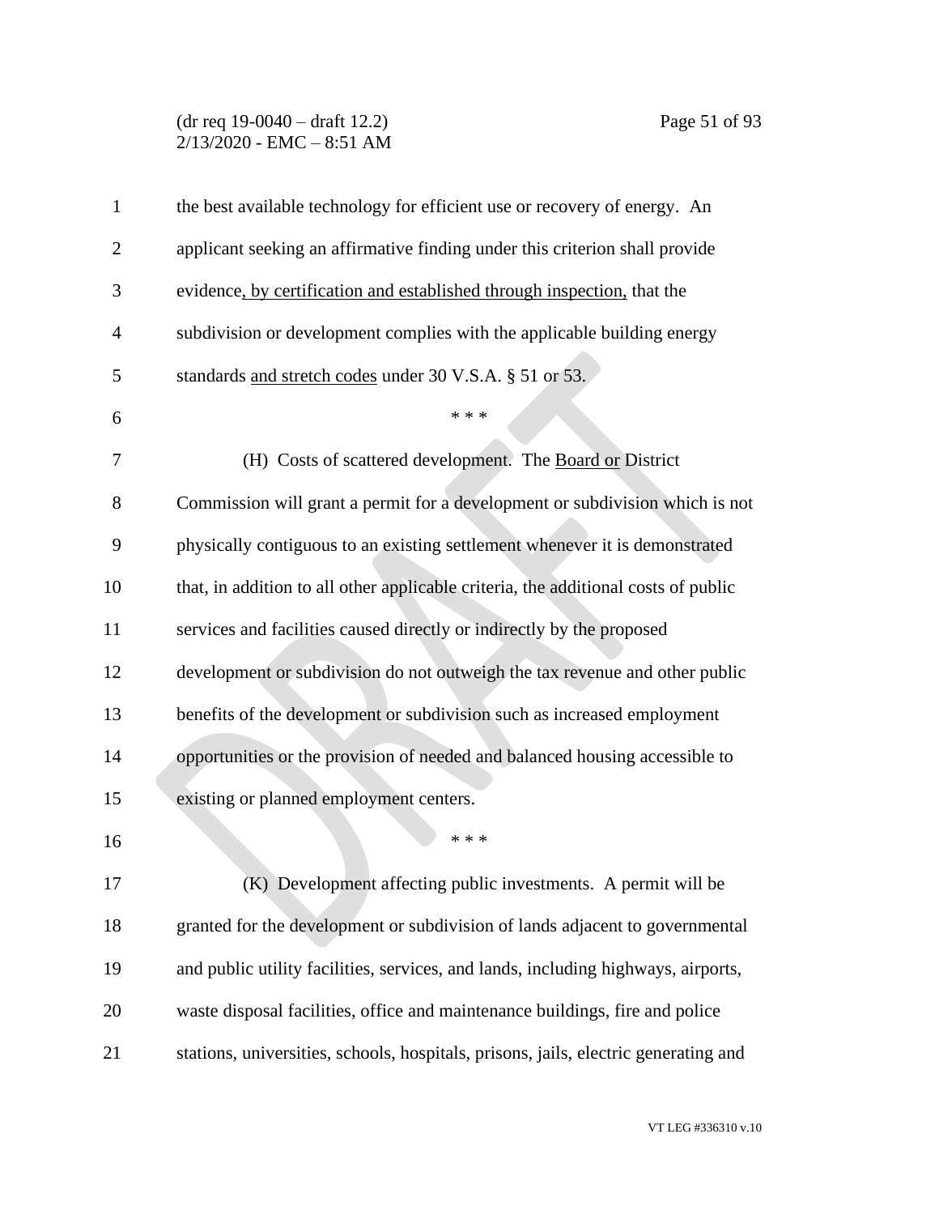the best available technology for efficient use or recovery of energy. An applicant seeking an affirmative finding under this criterion shall provide evidence, by certification and established through inspection, that the subdivision or development complies with the applicable building energy standards and stretch codes under 30 V.S.A. § 51 or 53.

\* \* \*

(H) Costs of scattered development. The Board or District Commission will grant a permit for a development or subdivision which is not physically contiguous to an existing settlement whenever it is demonstrated that, in addition to all other applicable criteria, the additional costs of public services and facilities caused directly or indirectly by the proposed development or subdivision do not outweigh the tax revenue and other public benefits of the development or subdivision such as increased employment opportunities or the provision of needed and balanced housing accessible to existing or planned employment centers.

\* \* \*

(K) Development affecting public investments. A permit will be granted for the development or subdivision of lands adjacent to governmental and public utility facilities, services, and lands, including highways, airports, waste disposal facilities, office and maintenance buildings, fire and police stations, universities, schools, hospitals, prisons, jails, electric generating and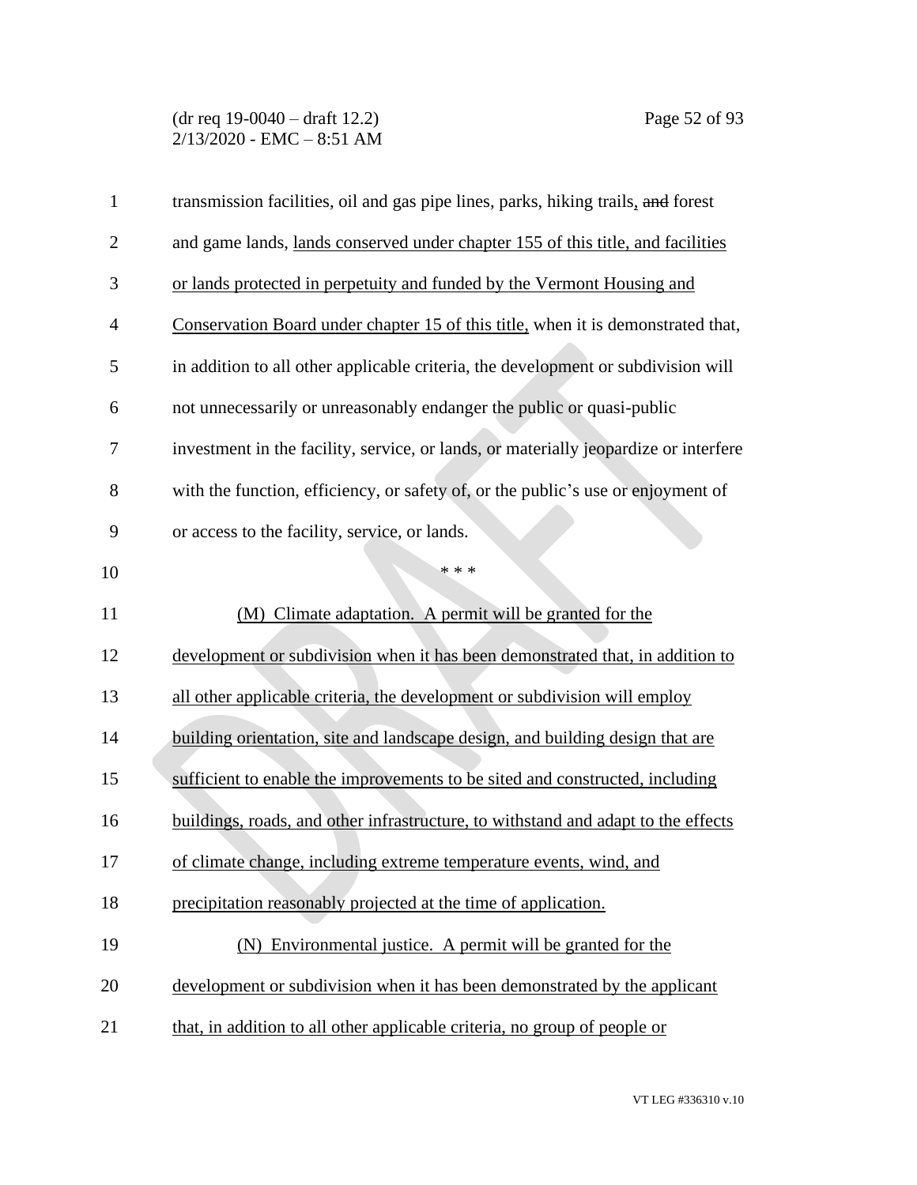transmission facilities, oil and gas pipe lines, parks, hiking trails, ~~and~~ forest and game lands, lands conserved under chapter 155 of this title, and facilities or lands protected in perpetuity and funded by the Vermont Housing and Conservation Board under chapter 15 of this title, when it is demonstrated that, in addition to all other applicable criteria, the development or subdivision will not unnecessarily or unreasonably endanger the public or quasi-public investment in the facility, service, or lands, or materially jeopardize or interfere with the function, efficiency, or safety of, or the public's use or enjoyment of or access to the facility, service, or lands.

\* \* \*

(M) Climate adaptation. A permit will be granted for the development or subdivision when it has been demonstrated that, in addition to all other applicable criteria, the development or subdivision will employ building orientation, site and landscape design, and building design that are sufficient to enable the improvements to be sited and constructed, including buildings, roads, and other infrastructure, to withstand and adapt to the effects of climate change, including extreme temperature events, wind, and precipitation reasonably projected at the time of application.

(N) Environmental justice. A permit will be granted for the development or subdivision when it has been demonstrated by the applicant that, in addition to all other applicable criteria, no group of people or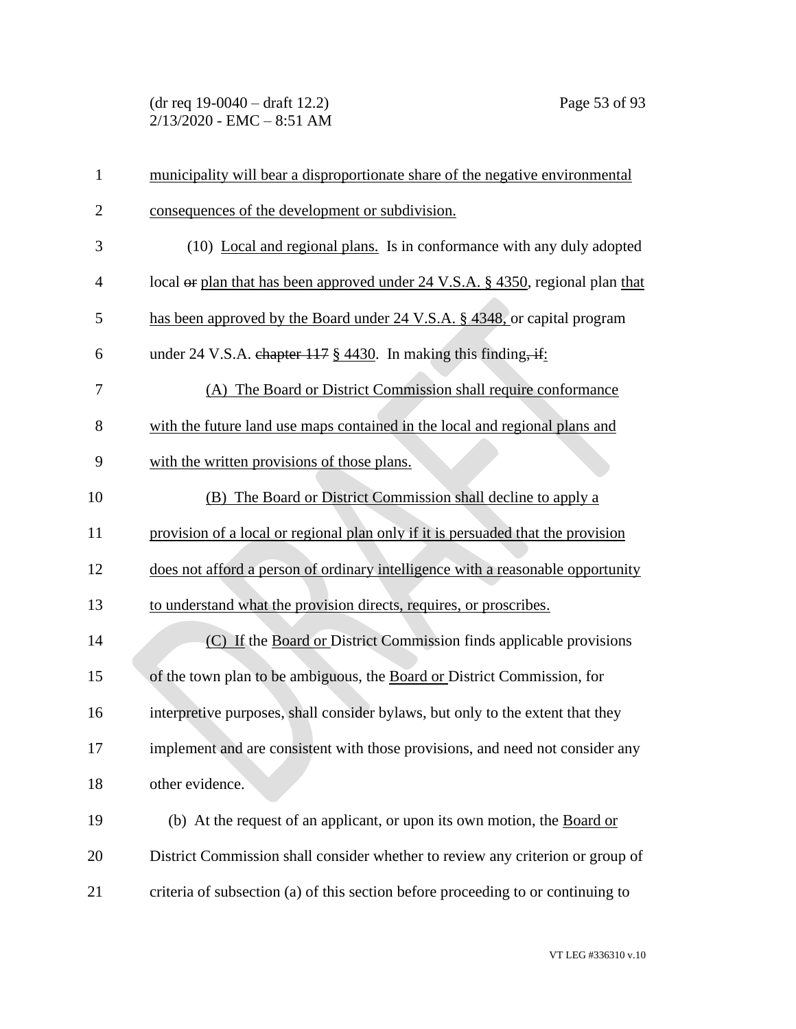municipality will bear a disproportionate share of the negative environmental consequences of the development or subdivision.

(10) Local and regional plans. Is in conformance with any duly adopted local ~~or~~ plan that has been approved under 24 V.S.A. § 4350, regional plan that has been approved by the Board under 24 V.S.A. § 4348, or capital program under 24 V.S.A. ~~chapter 117~~ § 4430. In making this finding~~, if~~:

(A) The Board or District Commission shall require conformance with the future land use maps contained in the local and regional plans and with the written provisions of those plans.

(B) The Board or District Commission shall decline to apply a provision of a local or regional plan only if it is persuaded that the provision does not afford a person of ordinary intelligence with a reasonable opportunity to understand what the provision directs, requires, or proscribes.

(C) If the Board or District Commission finds applicable provisions of the town plan to be ambiguous, the Board or District Commission, for interpretive purposes, shall consider bylaws, but only to the extent that they implement and are consistent with those provisions, and need not consider any other evidence.

(b) At the request of an applicant, or upon its own motion, the Board or District Commission shall consider whether to review any criterion or group of criteria of subsection (a) of this section before proceeding to or continuing to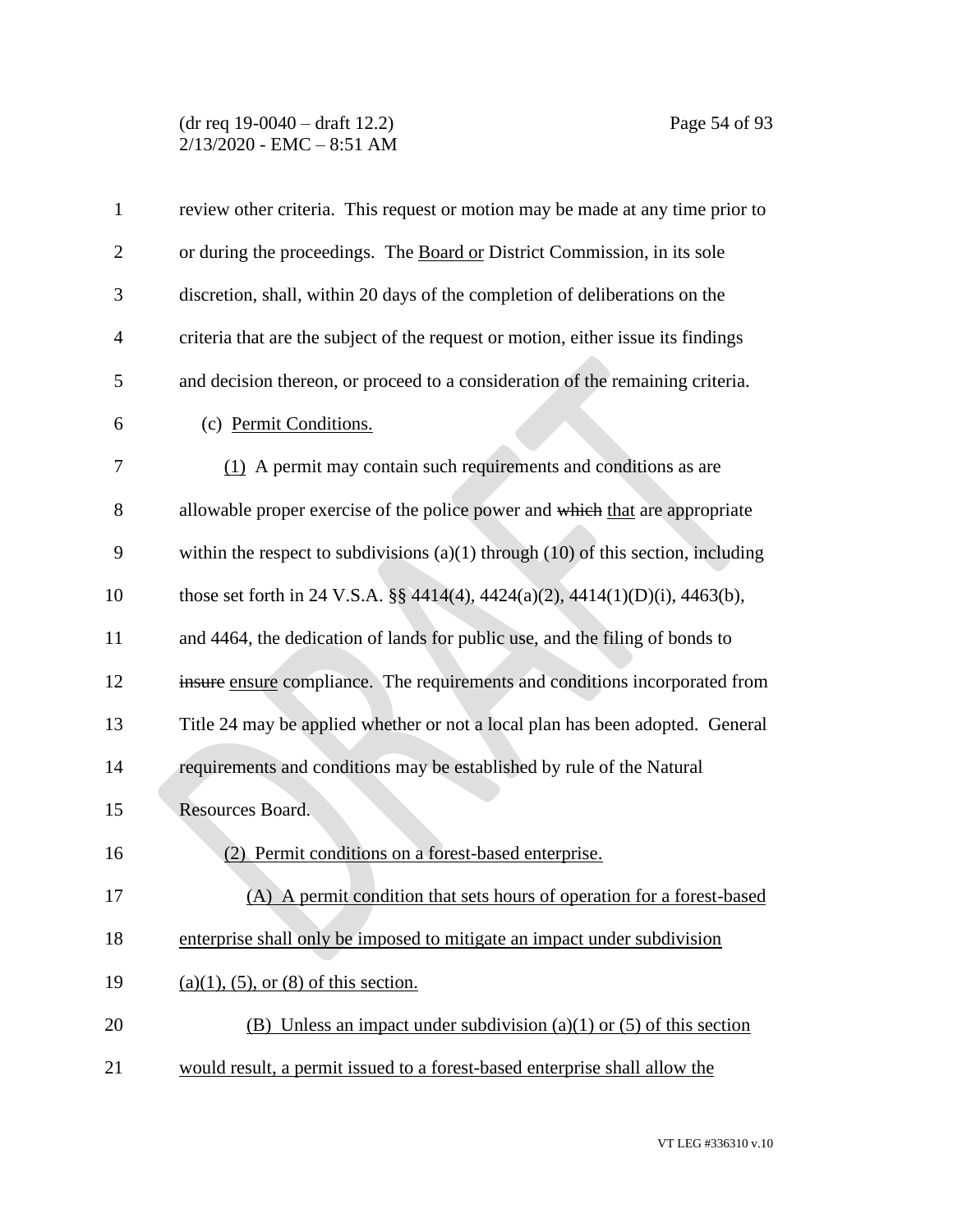review other criteria. This request or motion may be made at any time prior to or during the proceedings. The Board or District Commission, in its sole discretion, shall, within 20 days of the completion of deliberations on the criteria that are the subject of the request or motion, either issue its findings and decision thereon, or proceed to a consideration of the remaining criteria.

(c) Permit Conditions.

(1) A permit may contain such requirements and conditions as are allowable proper exercise of the police power and ~~which~~ that are appropriate within the respect to subdivisions (a)(1) through (10) of this section, including those set forth in 24 V.S.A. §§ 4414(4), 4424(a)(2), 4414(1)(D)(i), 4463(b), and 4464, the dedication of lands for public use, and the filing of bonds to ~~insure~~ ensure compliance. The requirements and conditions incorporated from Title 24 may be applied whether or not a local plan has been adopted. General requirements and conditions may be established by rule of the Natural Resources Board.

(2) Permit conditions on a forest-based enterprise.

(A) A permit condition that sets hours of operation for a forest-based enterprise shall only be imposed to mitigate an impact under subdivision (a)(1), (5), or (8) of this section.

(B) Unless an impact under subdivision (a)(1) or (5) of this section would result, a permit issued to a forest-based enterprise shall allow the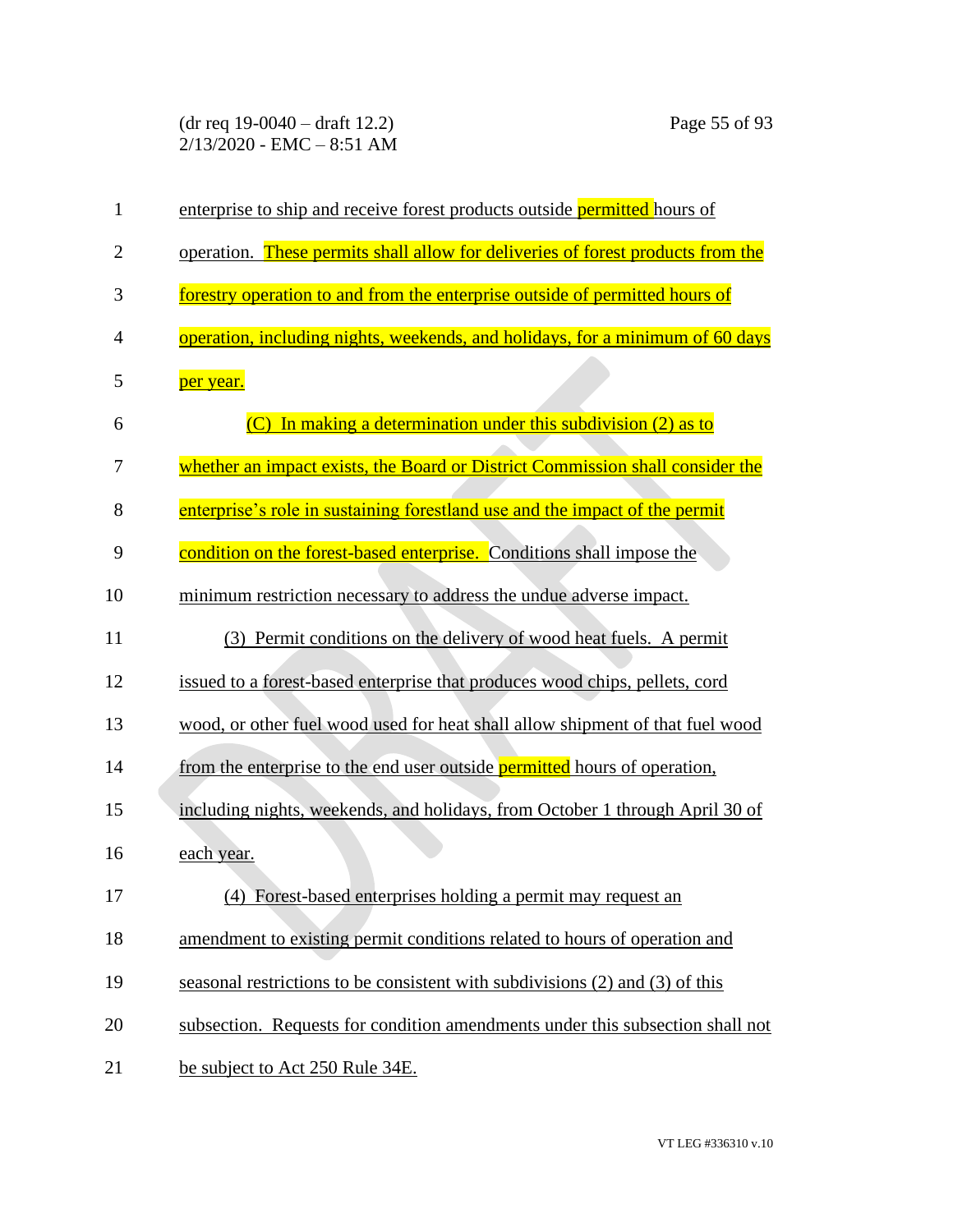enterprise to ship and receive forest products outside permitted hours of operation. These permits shall allow for deliveries of forest products from the forestry operation to and from the enterprise outside of permitted hours of operation, including nights, weekends, and holidays, for a minimum of 60 days per year.

(C) In making a determination under this subdivision (2) as to whether an impact exists, the Board or District Commission shall consider the enterprise's role in sustaining forestland use and the impact of the permit condition on the forest-based enterprise. Conditions shall impose the minimum restriction necessary to address the undue adverse impact.

(3) Permit conditions on the delivery of wood heat fuels. A permit issued to a forest-based enterprise that produces wood chips, pellets, cord wood, or other fuel wood used for heat shall allow shipment of that fuel wood from the enterprise to the end user outside permitted hours of operation, including nights, weekends, and holidays, from October 1 through April 30 of each year.

(4) Forest-based enterprises holding a permit may request an amendment to existing permit conditions related to hours of operation and seasonal restrictions to be consistent with subdivisions (2) and (3) of this subsection. Requests for condition amendments under this subsection shall not be subject to Act 250 Rule 34E.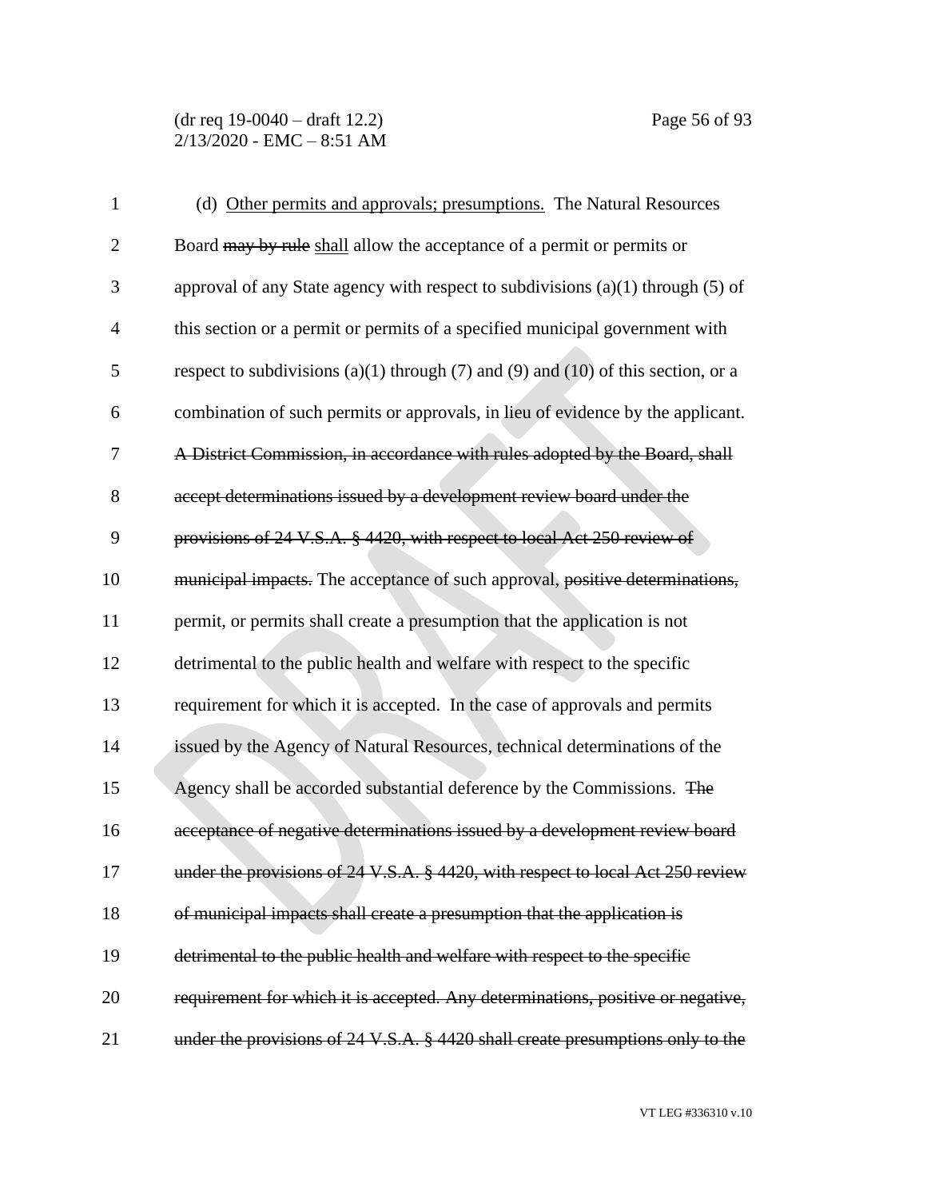(d) <u>Other permits and approvals; presumptions.</u> The Natural Resources Board ~~may by rule~~ <u>shall</u> allow the acceptance of a permit or permits or approval of any State agency with respect to subdivisions (a)(1) through (5) of this section or a permit or permits of a specified municipal government with respect to subdivisions (a)(1) through (7) and (9) and (10) of this section, or a combination of such permits or approvals, in lieu of evidence by the applicant. ~~A District Commission, in accordance with rules adopted by the Board, shall accept determinations issued by a development review board under the provisions of 24 V.S.A. § 4420, with respect to local Act 250 review of municipal impacts.~~ The acceptance of such approval, ~~positive determinations,~~ permit, or permits shall create a presumption that the application is not detrimental to the public health and welfare with respect to the specific requirement for which it is accepted. In the case of approvals and permits issued by the Agency of Natural Resources, technical determinations of the Agency shall be accorded substantial deference by the Commissions. ~~The acceptance of negative determinations issued by a development review board under the provisions of 24 V.S.A. § 4420, with respect to local Act 250 review of municipal impacts shall create a presumption that the application is detrimental to the public health and welfare with respect to the specific requirement for which it is accepted. Any determinations, positive or negative, under the provisions of 24 V.S.A. § 4420 shall create presumptions only to the~~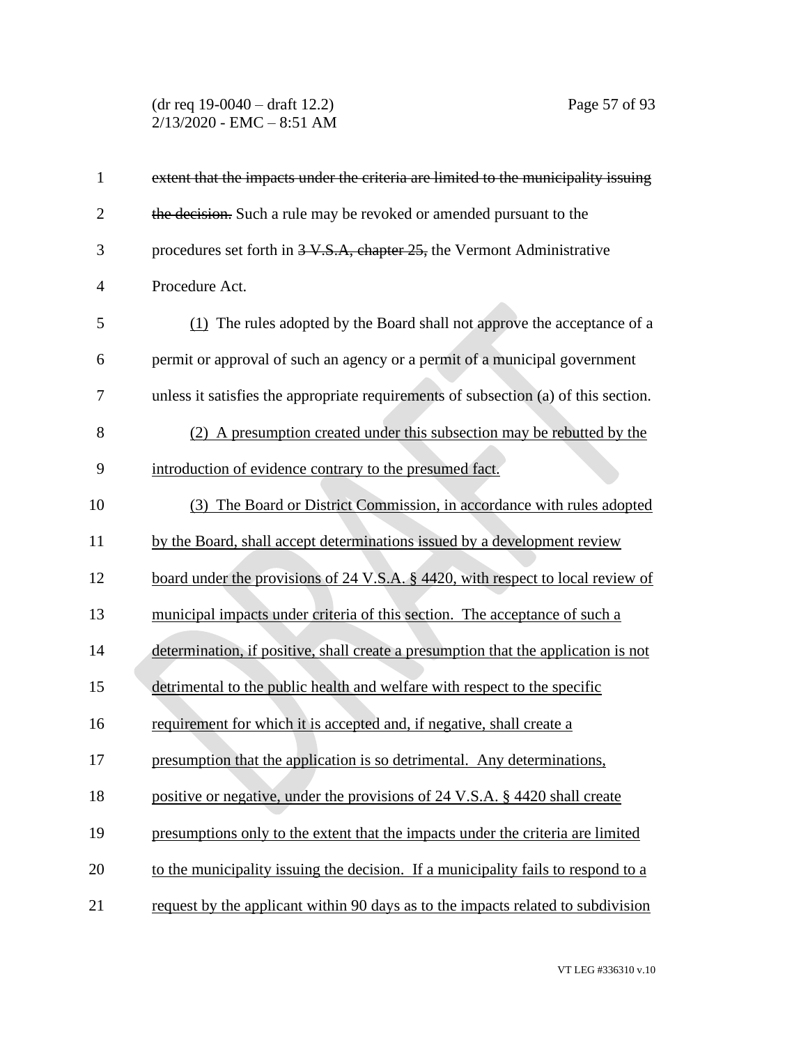~~extent that the impacts under the criteria are limited to the municipality issuing the decision.~~ Such a rule may be revoked or amended pursuant to the procedures set forth in ~~3 V.S.A, chapter 25,~~ the Vermont Administrative Procedure Act.

<u>(1)</u> The rules adopted by the Board shall not approve the acceptance of a permit or approval of such an agency or a permit of a municipal government unless it satisfies the appropriate requirements of subsection (a) of this section.

<u>(2) A presumption created under this subsection may be rebutted by the introduction of evidence contrary to the presumed fact.</u>

<u>(3) The Board or District Commission, in accordance with rules adopted by the Board, shall accept determinations issued by a development review board under the provisions of 24 V.S.A. § 4420, with respect to local review of municipal impacts under criteria of this section. The acceptance of such a determination, if positive, shall create a presumption that the application is not detrimental to the public health and welfare with respect to the specific requirement for which it is accepted and, if negative, shall create a presumption that the application is so detrimental. Any determinations, positive or negative, under the provisions of 24 V.S.A. § 4420 shall create presumptions only to the extent that the impacts under the criteria are limited to the municipality issuing the decision. If a municipality fails to respond to a request by the applicant within 90 days as to the impacts related to subdivision</u>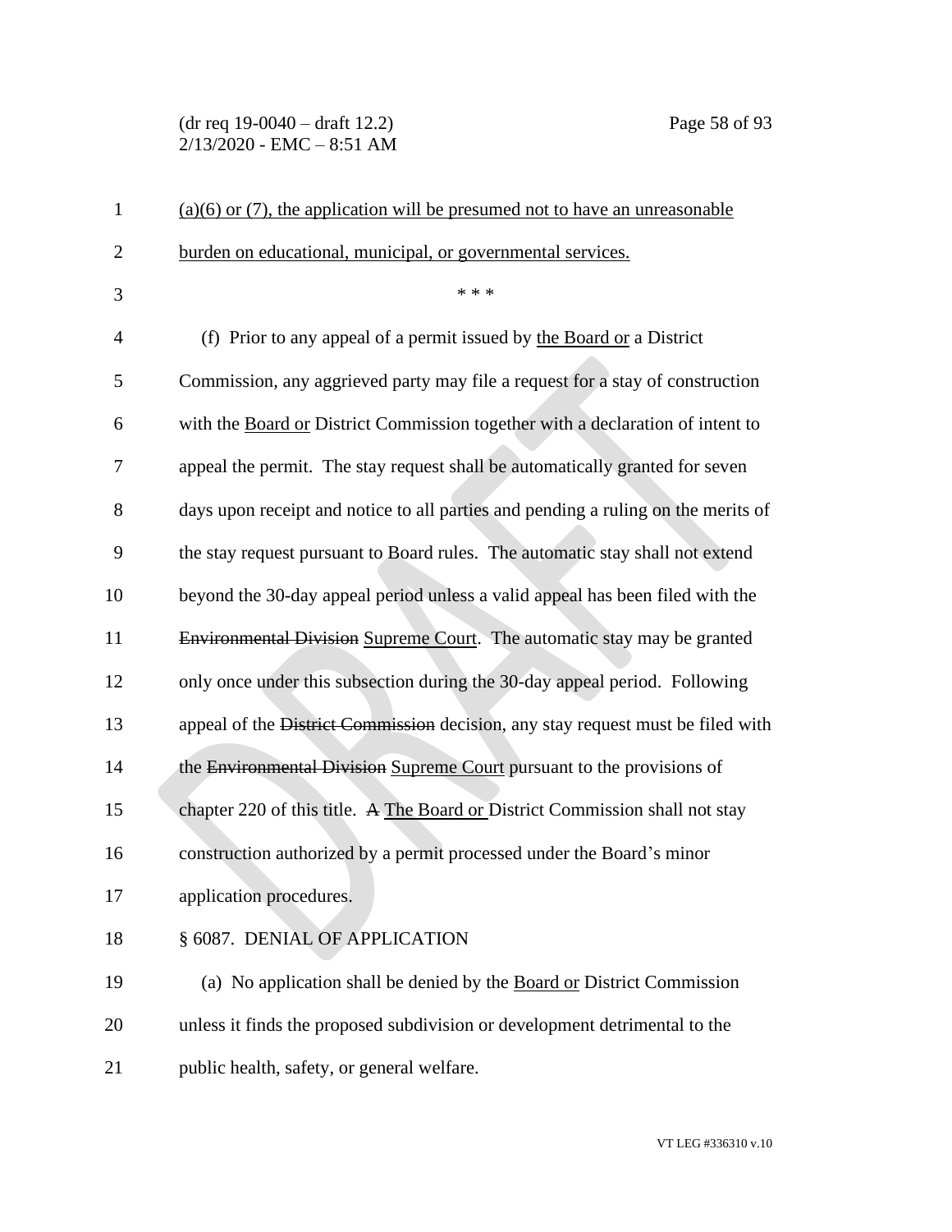(a)(6) or (7), the application will be presumed not to have an unreasonable burden on educational, municipal, or governmental services.

\* \* \*

(f) Prior to any appeal of a permit issued by the Board or a District Commission, any aggrieved party may file a request for a stay of construction with the Board or District Commission together with a declaration of intent to appeal the permit. The stay request shall be automatically granted for seven days upon receipt and notice to all parties and pending a ruling on the merits of the stay request pursuant to Board rules. The automatic stay shall not extend beyond the 30-day appeal period unless a valid appeal has been filed with the ~~Environmental Division~~ Supreme Court. The automatic stay may be granted only once under this subsection during the 30-day appeal period. Following appeal of the ~~District Commission~~ decision, any stay request must be filed with the ~~Environmental Division~~ Supreme Court pursuant to the provisions of chapter 220 of this title. ~~A~~ The Board or District Commission shall not stay construction authorized by a permit processed under the Board's minor application procedures.

§ 6087. DENIAL OF APPLICATION

(a) No application shall be denied by the Board or District Commission unless it finds the proposed subdivision or development detrimental to the public health, safety, or general welfare.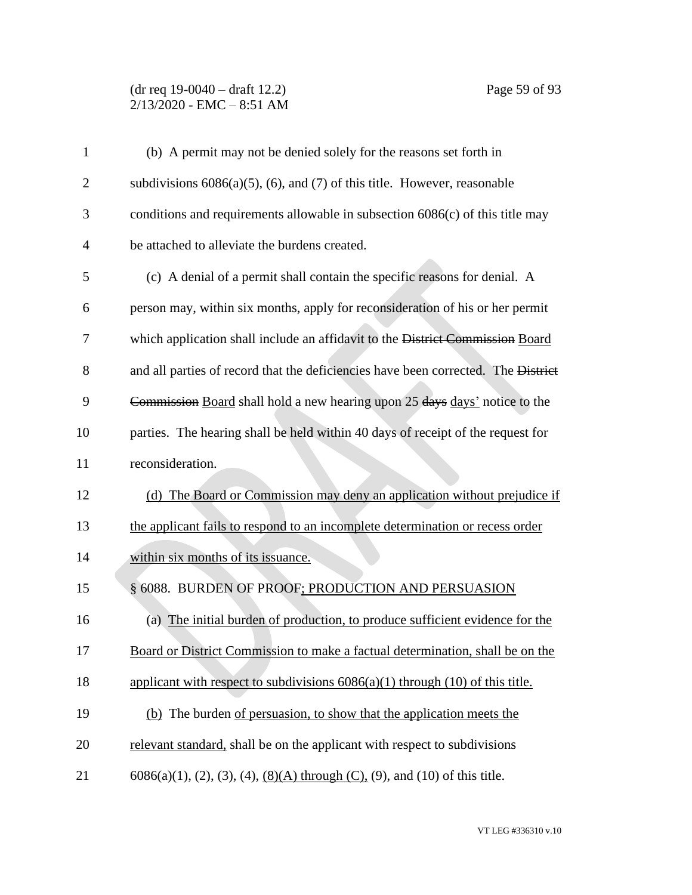(b) A permit may not be denied solely for the reasons set forth in subdivisions 6086(a)(5), (6), and (7) of this title. However, reasonable conditions and requirements allowable in subsection 6086(c) of this title may be attached to alleviate the burdens created.

(c) A denial of a permit shall contain the specific reasons for denial. A person may, within six months, apply for reconsideration of his or her permit which application shall include an affidavit to the ~~District Commission~~ Board and all parties of record that the deficiencies have been corrected. The ~~District Commission~~ Board shall hold a new hearing upon 25 ~~days~~ days' notice to the parties. The hearing shall be held within 40 days of receipt of the request for reconsideration.

(d) The Board or Commission may deny an application without prejudice if the applicant fails to respond to an incomplete determination or recess order within six months of its issuance.

§ 6088. BURDEN OF PROOF; PRODUCTION AND PERSUASION

(a) The initial burden of production, to produce sufficient evidence for the Board or District Commission to make a factual determination, shall be on the applicant with respect to subdivisions 6086(a)(1) through (10) of this title.

(b) The burden of persuasion, to show that the application meets the relevant standard, shall be on the applicant with respect to subdivisions 6086(a)(1), (2), (3), (4), (8)(A) through (C), (9), and (10) of this title.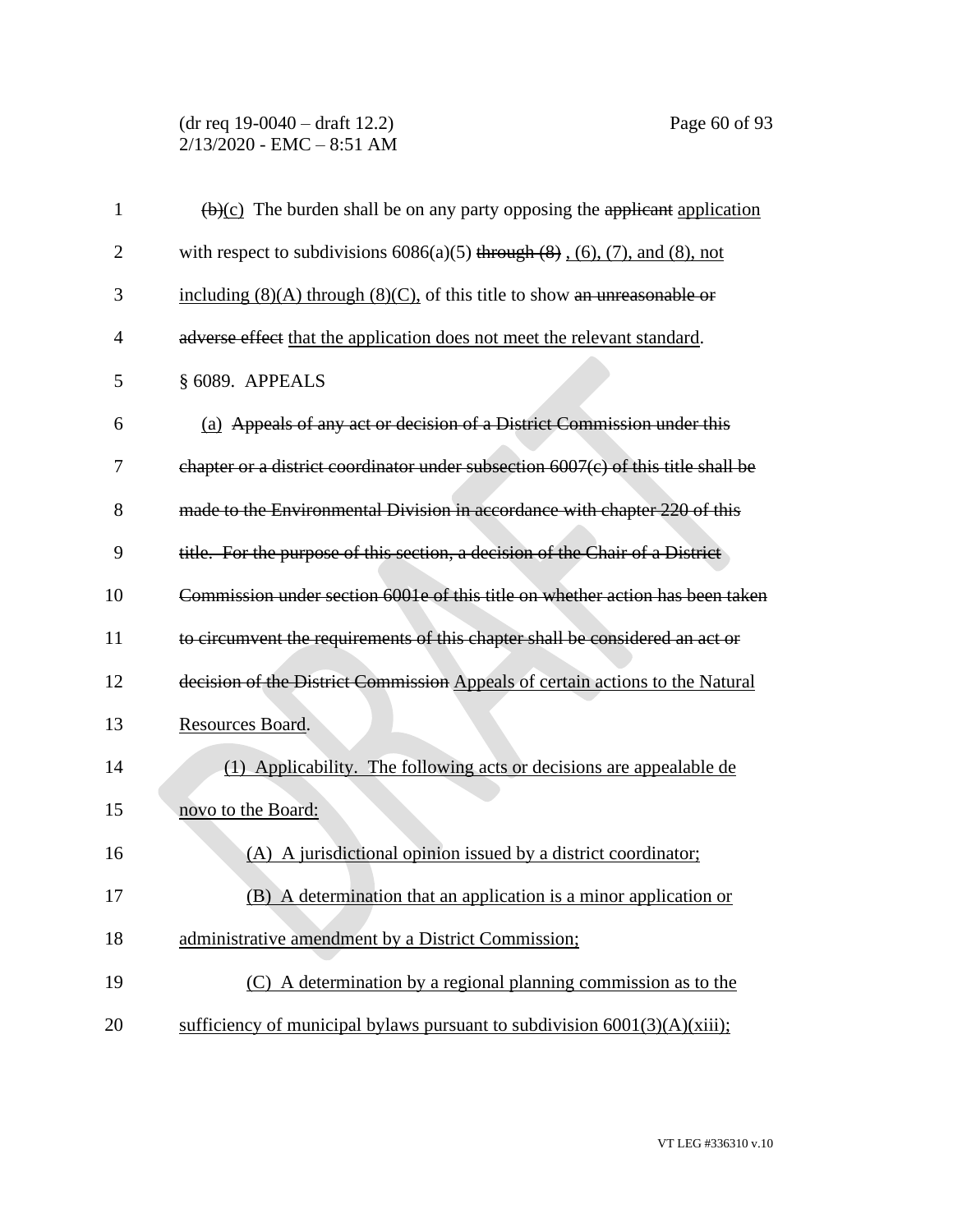~~(b)~~(c) The burden shall be on any party opposing the ~~applicant~~ application with respect to subdivisions 6086(a)(5) ~~through (8)~~ , (6), (7), and (8), not including (8)(A) through (8)(C), of this title to show ~~an unreasonable or adverse effect~~ that the application does not meet the relevant standard.

§ 6089. APPEALS

(a) ~~Appeals of any act or decision of a District Commission under this chapter or a district coordinator under subsection 6007(c) of this title shall be made to the Environmental Division in accordance with chapter 220 of this title. For the purpose of this section, a decision of the Chair of a District Commission under section 6001e of this title on whether action has been taken to circumvent the requirements of this chapter shall be considered an act or decision of the District Commission~~ Appeals of certain actions to the Natural Resources Board.

(1) Applicability. The following acts or decisions are appealable de novo to the Board:

(A) A jurisdictional opinion issued by a district coordinator;

(B) A determination that an application is a minor application or administrative amendment by a District Commission;

(C) A determination by a regional planning commission as to the sufficiency of municipal bylaws pursuant to subdivision 6001(3)(A)(xiii);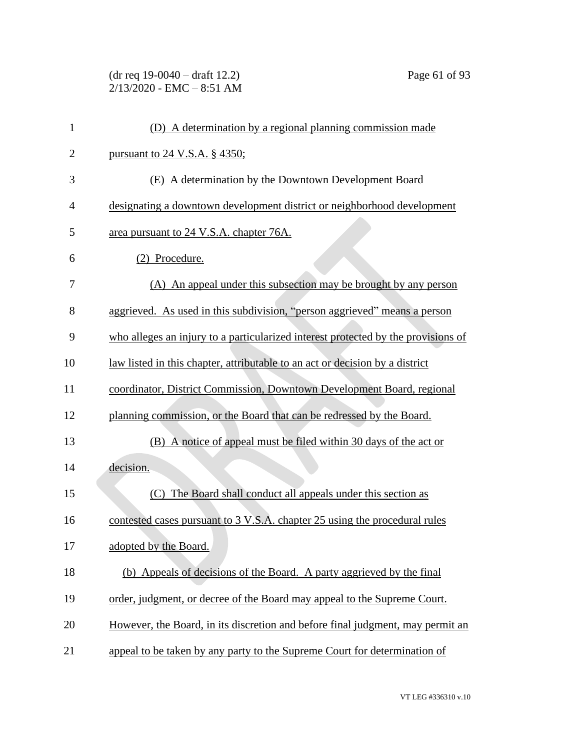(D) A determination by a regional planning commission made pursuant to 24 V.S.A. § 4350;

(E) A determination by the Downtown Development Board designating a downtown development district or neighborhood development area pursuant to 24 V.S.A. chapter 76A.

(2) Procedure.

(A) An appeal under this subsection may be brought by any person aggrieved. As used in this subdivision, "person aggrieved" means a person who alleges an injury to a particularized interest protected by the provisions of law listed in this chapter, attributable to an act or decision by a district coordinator, District Commission, Downtown Development Board, regional planning commission, or the Board that can be redressed by the Board.

(B) A notice of appeal must be filed within 30 days of the act or decision.

(C) The Board shall conduct all appeals under this section as contested cases pursuant to 3 V.S.A. chapter 25 using the procedural rules adopted by the Board.

(b) Appeals of decisions of the Board. A party aggrieved by the final order, judgment, or decree of the Board may appeal to the Supreme Court. However, the Board, in its discretion and before final judgment, may permit an appeal to be taken by any party to the Supreme Court for determination of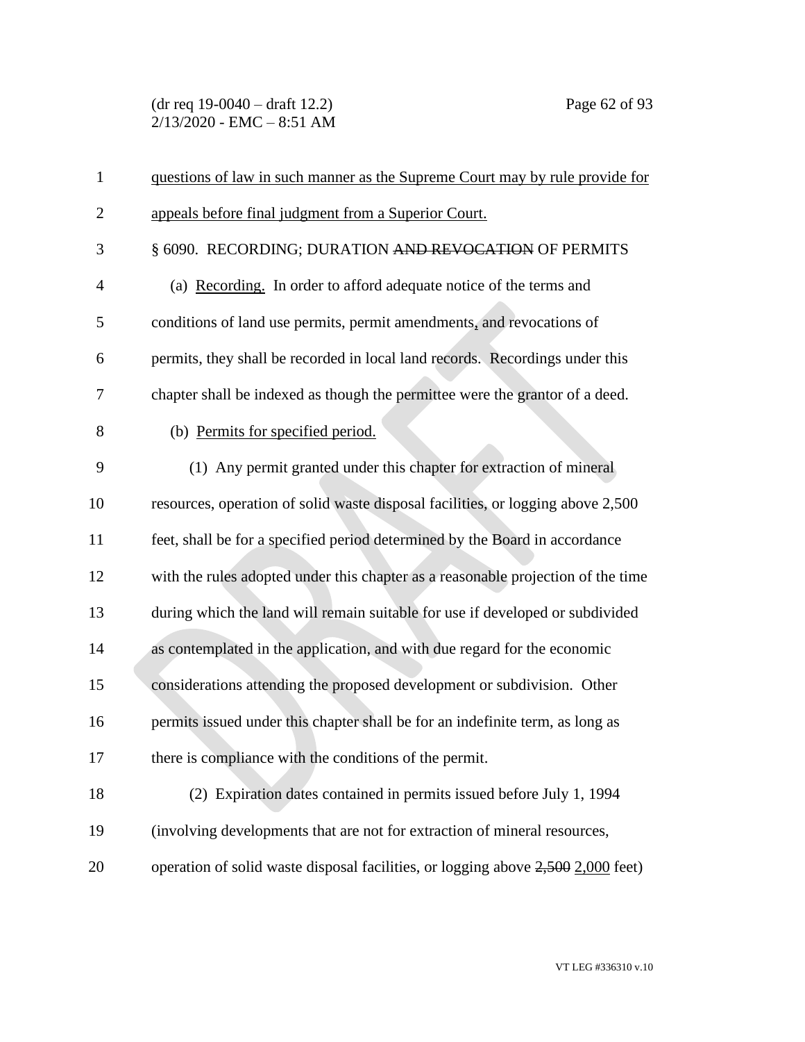questions of law in such manner as the Supreme Court may by rule provide for appeals before final judgment from a Superior Court.

§ 6090. RECORDING; DURATION ~~AND REVOCATION~~ OF PERMITS

(a) Recording. In order to afford adequate notice of the terms and conditions of land use permits, permit amendments, and revocations of permits, they shall be recorded in local land records. Recordings under this chapter shall be indexed as though the permittee were the grantor of a deed.

(b) Permits for specified period.

(1) Any permit granted under this chapter for extraction of mineral resources, operation of solid waste disposal facilities, or logging above 2,500 feet, shall be for a specified period determined by the Board in accordance with the rules adopted under this chapter as a reasonable projection of the time during which the land will remain suitable for use if developed or subdivided as contemplated in the application, and with due regard for the economic considerations attending the proposed development or subdivision. Other permits issued under this chapter shall be for an indefinite term, as long as there is compliance with the conditions of the permit.

(2) Expiration dates contained in permits issued before July 1, 1994 (involving developments that are not for extraction of mineral resources, operation of solid waste disposal facilities, or logging above ~~2,500~~ 2,000 feet)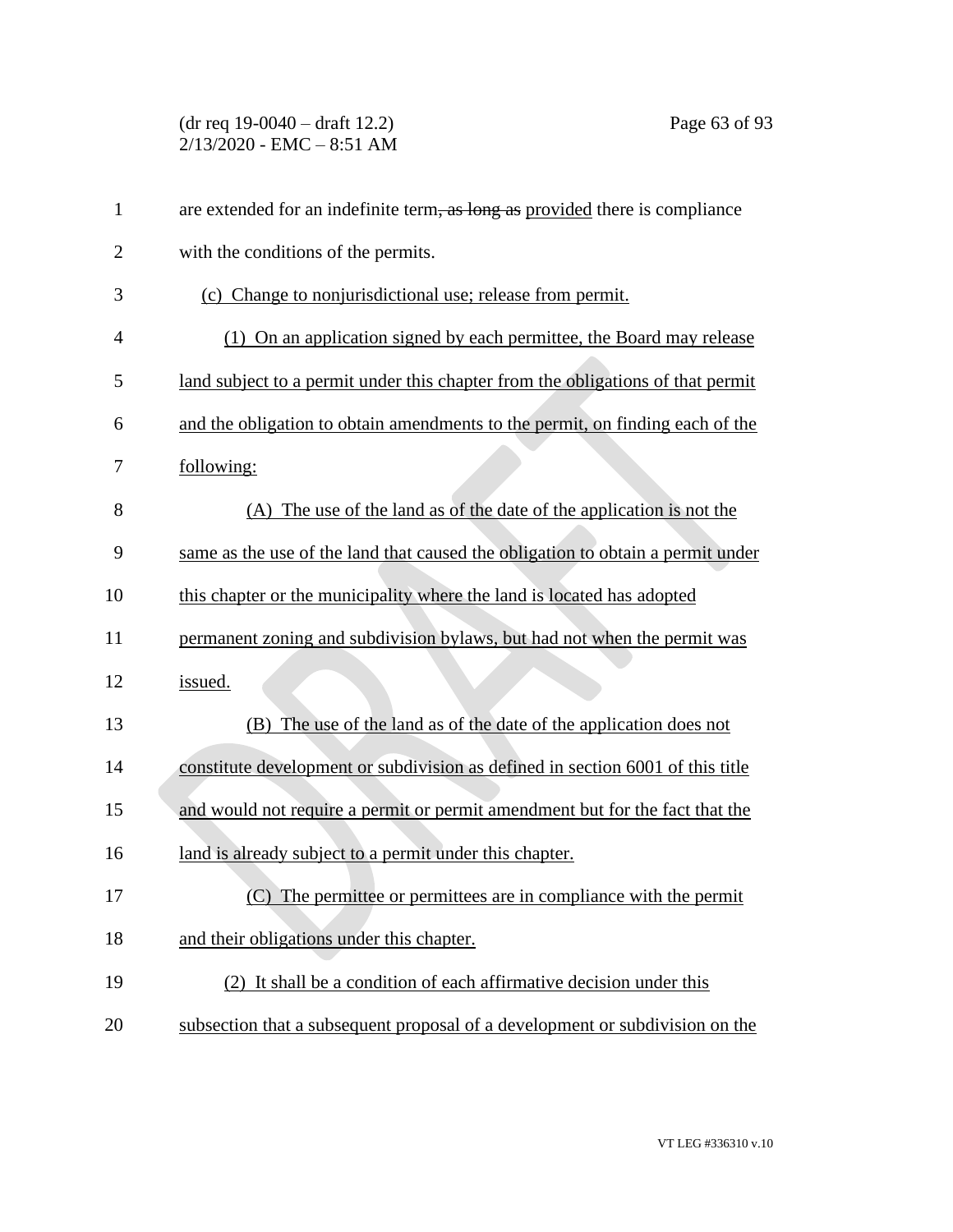are extended for an indefinite term~~, as long as~~ provided there is compliance with the conditions of the permits.

(c) Change to nonjurisdictional use; release from permit.

(1) On an application signed by each permittee, the Board may release land subject to a permit under this chapter from the obligations of that permit and the obligation to obtain amendments to the permit, on finding each of the following:

(A) The use of the land as of the date of the application is not the same as the use of the land that caused the obligation to obtain a permit under this chapter or the municipality where the land is located has adopted permanent zoning and subdivision bylaws, but had not when the permit was issued.

(B) The use of the land as of the date of the application does not constitute development or subdivision as defined in section 6001 of this title and would not require a permit or permit amendment but for the fact that the land is already subject to a permit under this chapter.

(C) The permittee or permittees are in compliance with the permit and their obligations under this chapter.

(2) It shall be a condition of each affirmative decision under this subsection that a subsequent proposal of a development or subdivision on the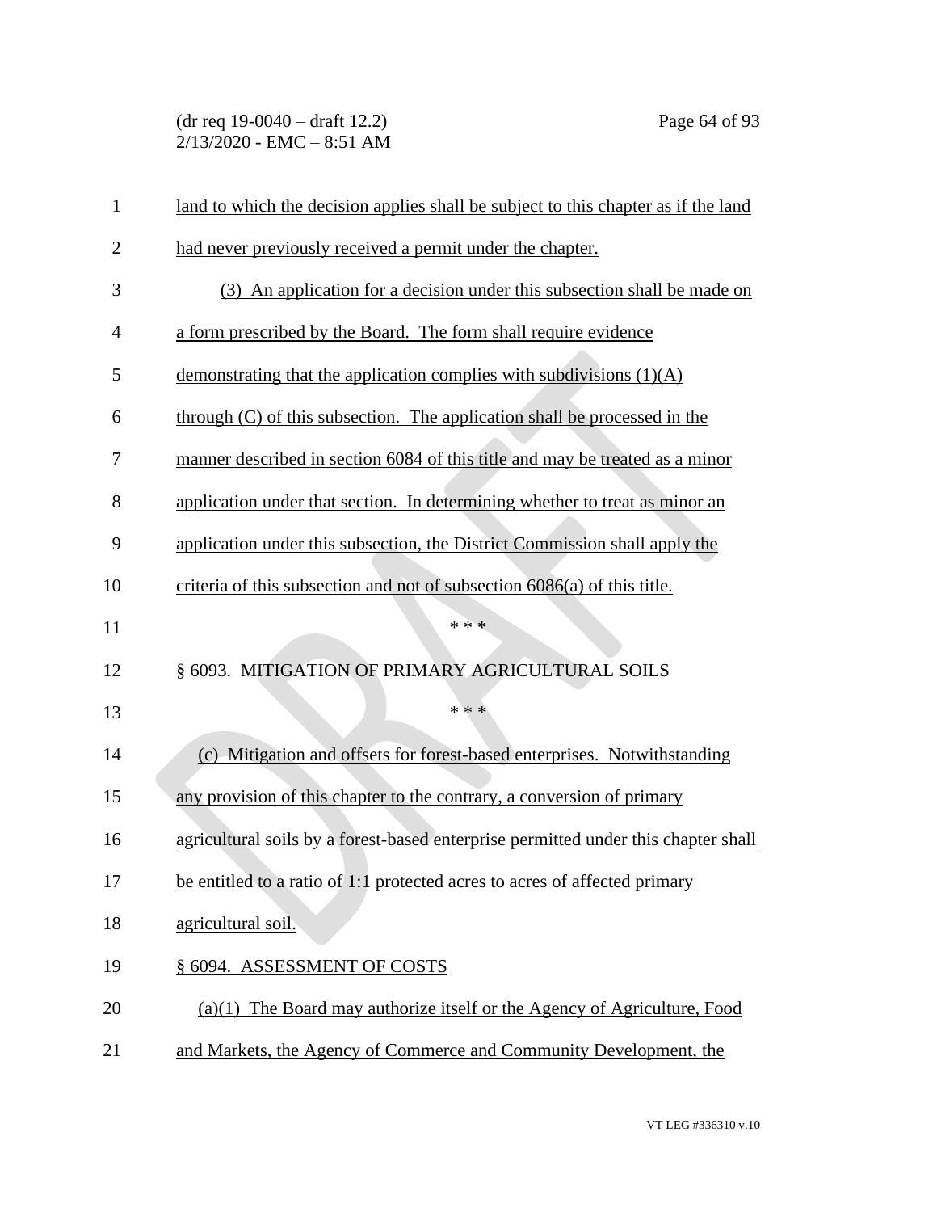land to which the decision applies shall be subject to this chapter as if the land had never previously received a permit under the chapter.

(3) An application for a decision under this subsection shall be made on a form prescribed by the Board. The form shall require evidence demonstrating that the application complies with subdivisions (1)(A) through (C) of this subsection. The application shall be processed in the manner described in section 6084 of this title and may be treated as a minor application under that section. In determining whether to treat as minor an application under this subsection, the District Commission shall apply the criteria of this subsection and not of subsection 6086(a) of this title.

\* \* \*

§ 6093. MITIGATION OF PRIMARY AGRICULTURAL SOILS

\* \* \*

(c) Mitigation and offsets for forest-based enterprises. Notwithstanding any provision of this chapter to the contrary, a conversion of primary agricultural soils by a forest-based enterprise permitted under this chapter shall be entitled to a ratio of 1:1 protected acres to acres of affected primary agricultural soil.

§ 6094. ASSESSMENT OF COSTS

(a)(1) The Board may authorize itself or the Agency of Agriculture, Food and Markets, the Agency of Commerce and Community Development, the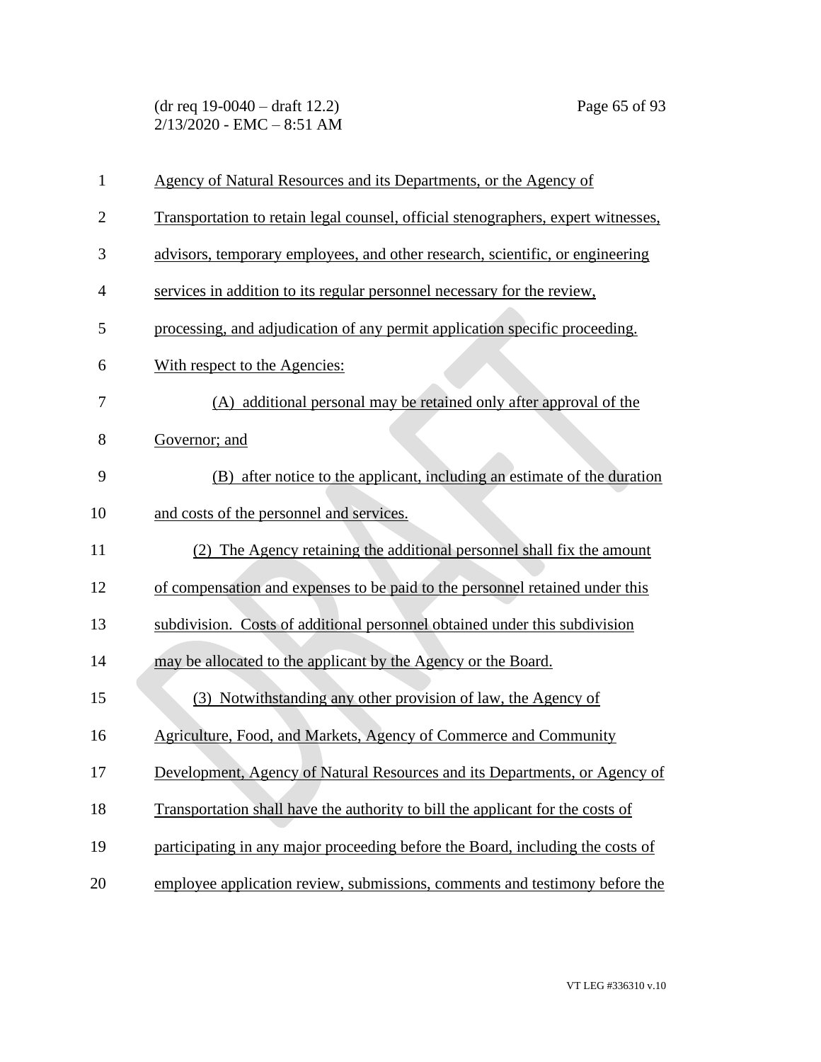Agency of Natural Resources and its Departments, or the Agency of Transportation to retain legal counsel, official stenographers, expert witnesses, advisors, temporary employees, and other research, scientific, or engineering services in addition to its regular personnel necessary for the review, processing, and adjudication of any permit application specific proceeding. With respect to the Agencies:

(A) additional personal may be retained only after approval of the Governor; and

(B) after notice to the applicant, including an estimate of the duration and costs of the personnel and services.

(2) The Agency retaining the additional personnel shall fix the amount of compensation and expenses to be paid to the personnel retained under this subdivision. Costs of additional personnel obtained under this subdivision may be allocated to the applicant by the Agency or the Board.

(3) Notwithstanding any other provision of law, the Agency of Agriculture, Food, and Markets, Agency of Commerce and Community Development, Agency of Natural Resources and its Departments, or Agency of Transportation shall have the authority to bill the applicant for the costs of participating in any major proceeding before the Board, including the costs of employee application review, submissions, comments and testimony before the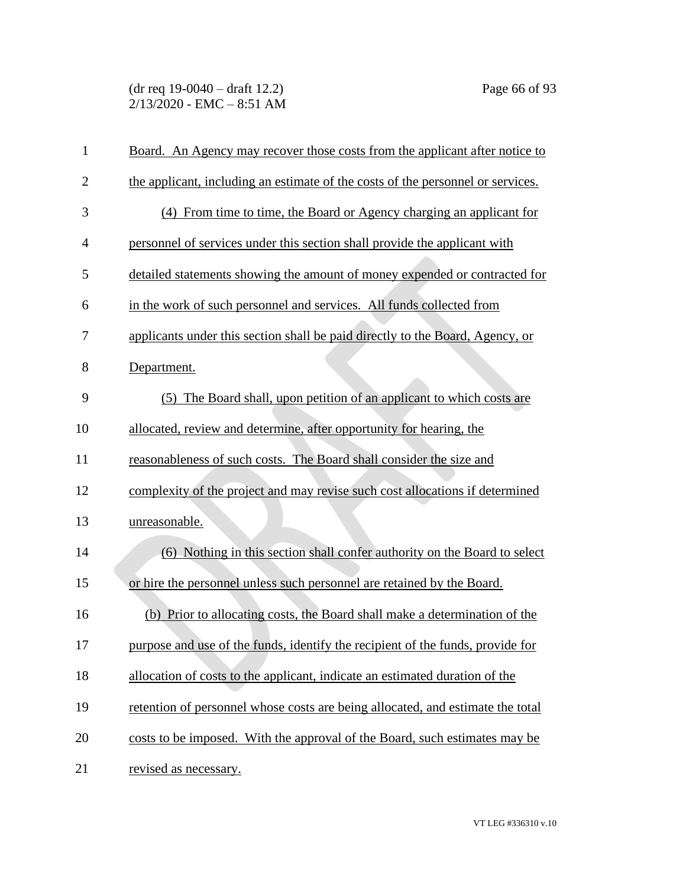Board. An Agency may recover those costs from the applicant after notice to the applicant, including an estimate of the costs of the personnel or services.

(4) From time to time, the Board or Agency charging an applicant for personnel of services under this section shall provide the applicant with detailed statements showing the amount of money expended or contracted for in the work of such personnel and services. All funds collected from applicants under this section shall be paid directly to the Board, Agency, or Department.

(5) The Board shall, upon petition of an applicant to which costs are allocated, review and determine, after opportunity for hearing, the reasonableness of such costs. The Board shall consider the size and complexity of the project and may revise such cost allocations if determined unreasonable.

(6) Nothing in this section shall confer authority on the Board to select or hire the personnel unless such personnel are retained by the Board.

(b) Prior to allocating costs, the Board shall make a determination of the purpose and use of the funds, identify the recipient of the funds, provide for allocation of costs to the applicant, indicate an estimated duration of the retention of personnel whose costs are being allocated, and estimate the total costs to be imposed. With the approval of the Board, such estimates may be revised as necessary.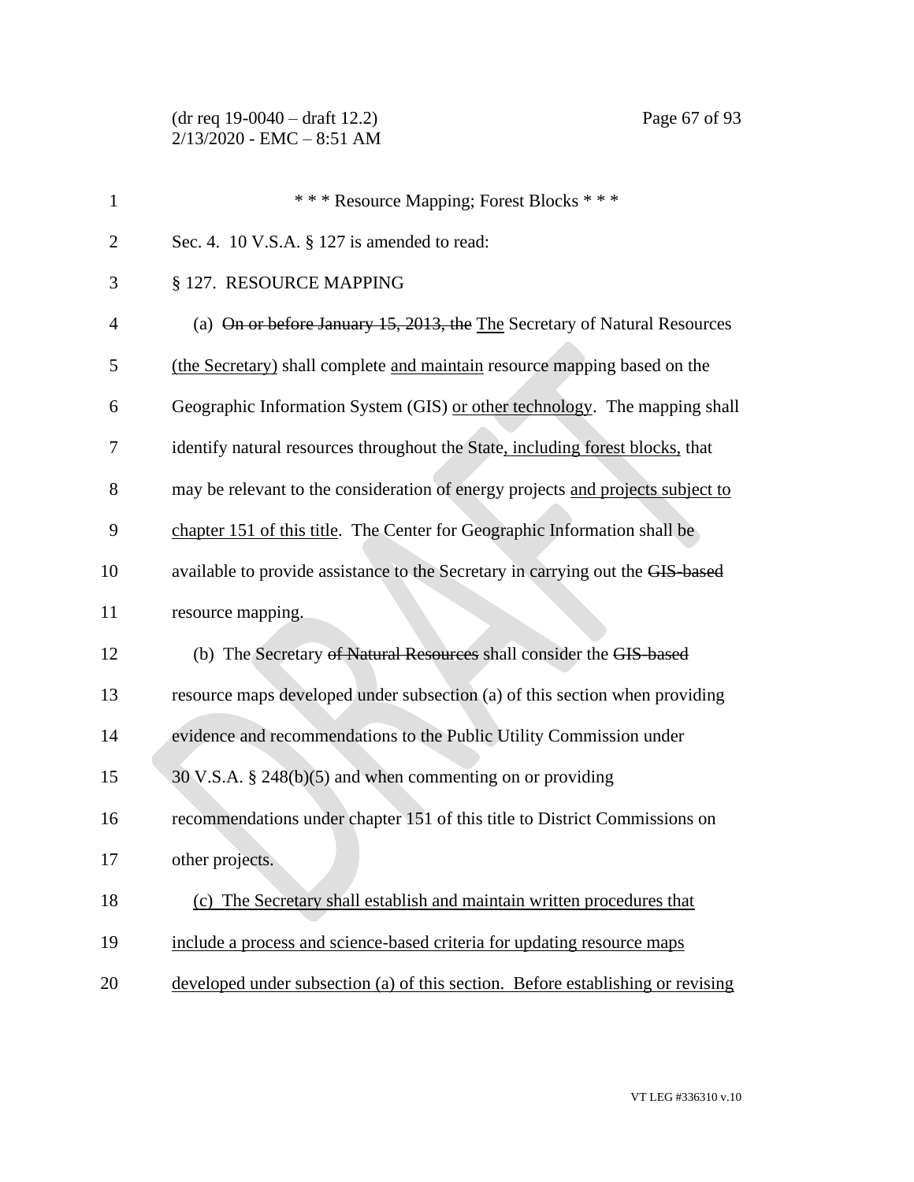\* \* \* Resource Mapping; Forest Blocks \* \* \*

Sec. 4. 10 V.S.A. § 127 is amended to read:

§ 127. RESOURCE MAPPING

(a) ~~On or before January 15, 2013, the~~ The Secretary of Natural Resources (the Secretary) shall complete and maintain resource mapping based on the Geographic Information System (GIS) or other technology. The mapping shall identify natural resources throughout the State, including forest blocks, that may be relevant to the consideration of energy projects and projects subject to chapter 151 of this title. The Center for Geographic Information shall be available to provide assistance to the Secretary in carrying out the ~~GIS-based~~ resource mapping.

(b) The Secretary ~~of Natural Resources~~ shall consider the ~~GIS-based~~ resource maps developed under subsection (a) of this section when providing evidence and recommendations to the Public Utility Commission under 30 V.S.A. § 248(b)(5) and when commenting on or providing recommendations under chapter 151 of this title to District Commissions on other projects.

(c) The Secretary shall establish and maintain written procedures that include a process and science-based criteria for updating resource maps developed under subsection (a) of this section. Before establishing or revising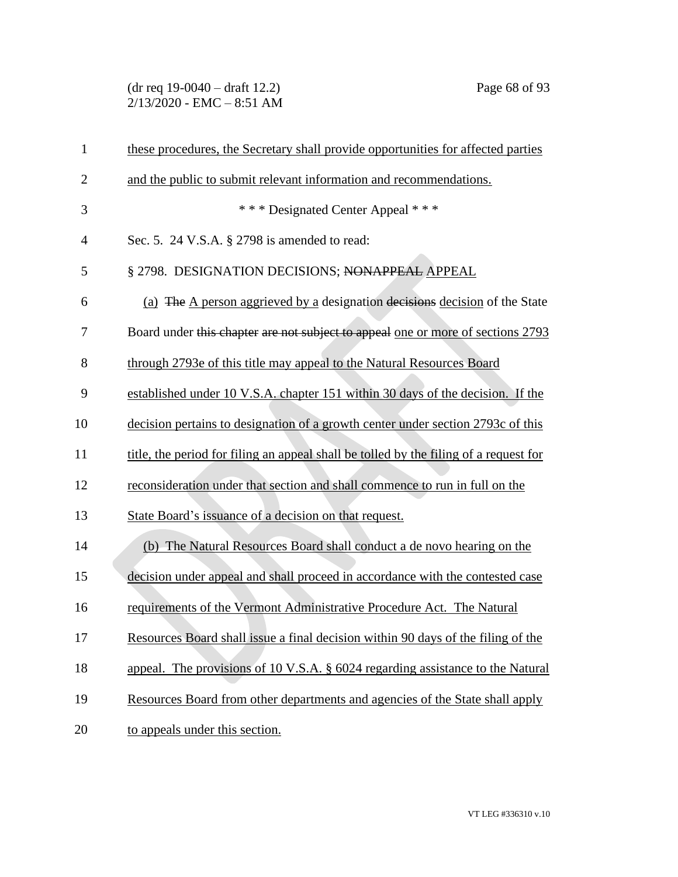these procedures, the Secretary shall provide opportunities for affected parties and the public to submit relevant information and recommendations.

\* \* \* Designated Center Appeal \* \* \*

Sec. 5. 24 V.S.A. § 2798 is amended to read:

§ 2798. DESIGNATION DECISIONS; ~~NONAPPEAL~~ APPEAL

(a) ~~The~~ A person aggrieved by a designation ~~decisions~~ decision of the State Board under ~~this chapter are not subject to appeal~~ one or more of sections 2793 through 2793e of this title may appeal to the Natural Resources Board established under 10 V.S.A. chapter 151 within 30 days of the decision. If the decision pertains to designation of a growth center under section 2793c of this title, the period for filing an appeal shall be tolled by the filing of a request for reconsideration under that section and shall commence to run in full on the State Board's issuance of a decision on that request.

(b) The Natural Resources Board shall conduct a de novo hearing on the decision under appeal and shall proceed in accordance with the contested case requirements of the Vermont Administrative Procedure Act. The Natural Resources Board shall issue a final decision within 90 days of the filing of the appeal. The provisions of 10 V.S.A. § 6024 regarding assistance to the Natural Resources Board from other departments and agencies of the State shall apply to appeals under this section.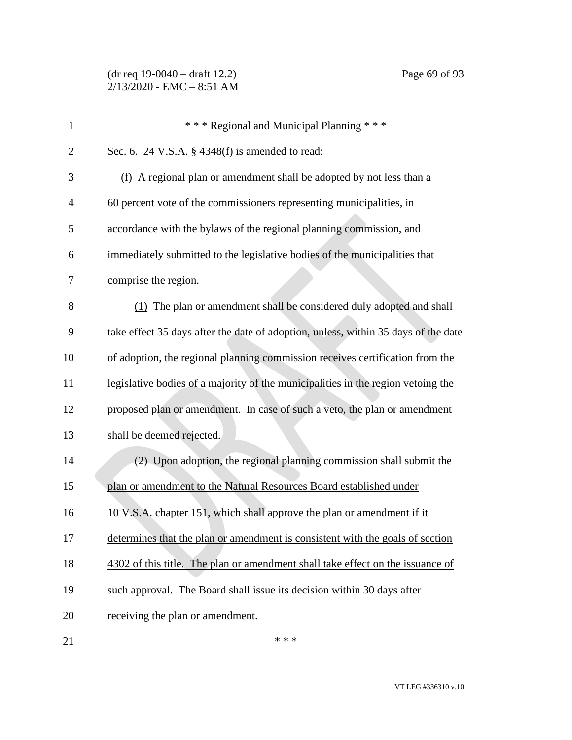\* \* \* Regional and Municipal Planning \* \* \*

Sec. 6. 24 V.S.A. § 4348(f) is amended to read:

(f) A regional plan or amendment shall be adopted by not less than a 60 percent vote of the commissioners representing municipalities, in accordance with the bylaws of the regional planning commission, and immediately submitted to the legislative bodies of the municipalities that comprise the region.

<u>(1)</u> The plan or amendment shall be considered duly adopted ~~and shall take effect~~ 35 days after the date of adoption, unless, within 35 days of the date of adoption, the regional planning commission receives certification from the legislative bodies of a majority of the municipalities in the region vetoing the proposed plan or amendment. In case of such a veto, the plan or amendment shall be deemed rejected.

<u>(2) Upon adoption, the regional planning commission shall submit the plan or amendment to the Natural Resources Board established under 10 V.S.A. chapter 151, which shall approve the plan or amendment if it determines that the plan or amendment is consistent with the goals of section 4302 of this title. The plan or amendment shall take effect on the issuance of such approval. The Board shall issue its decision within 30 days after receiving the plan or amendment.</u>

\* \* \*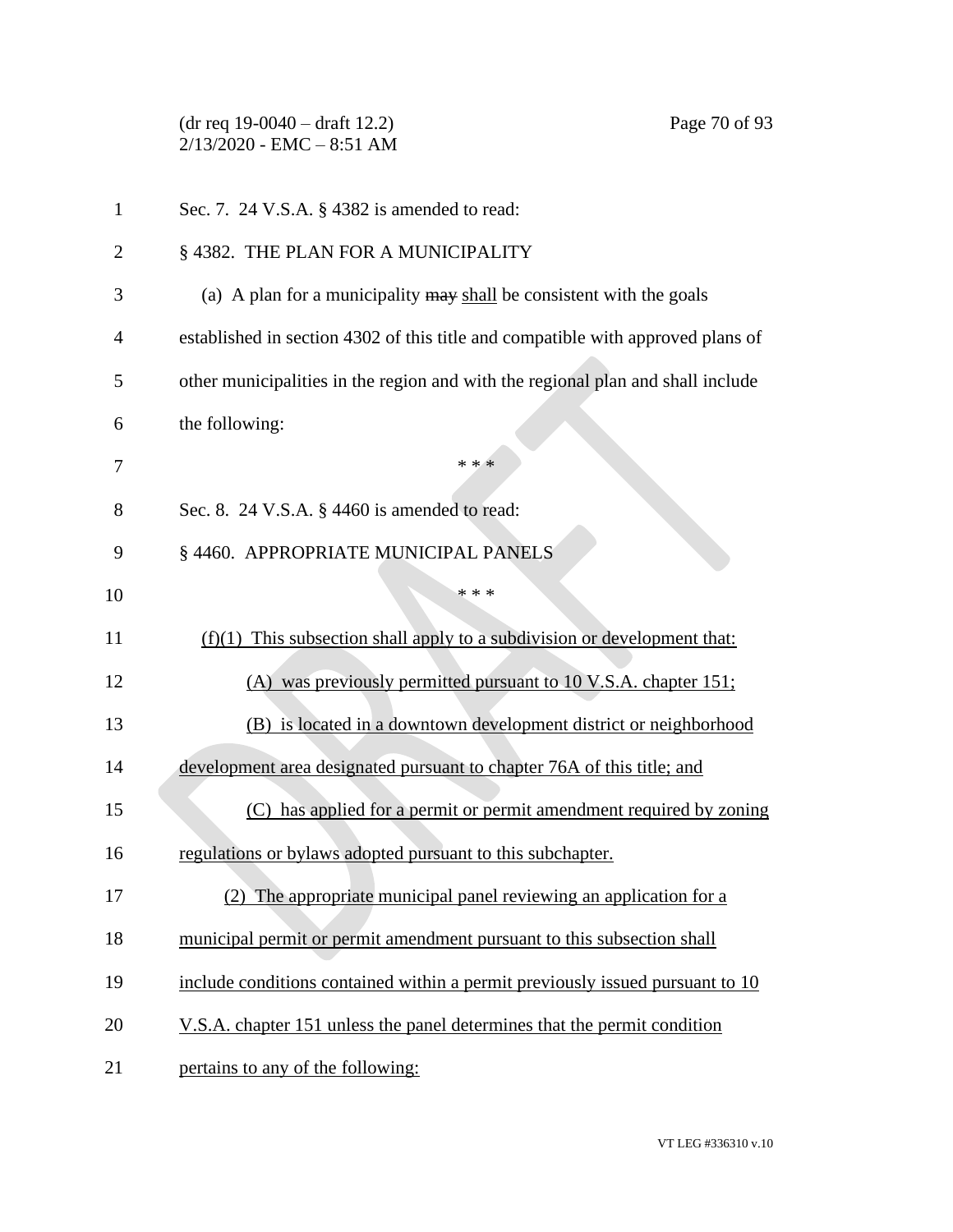Sec. 7. 24 V.S.A. § 4382 is amended to read:

§ 4382. THE PLAN FOR A MUNICIPALITY

(a) A plan for a municipality ~~may~~ <u>shall</u> be consistent with the goals established in section 4302 of this title and compatible with approved plans of other municipalities in the region and with the regional plan and shall include the following:

\* \* \*

Sec. 8. 24 V.S.A. § 4460 is amended to read:

§ 4460. APPROPRIATE MUNICIPAL PANELS

\* \* \*

<u>(f)(1) This subsection shall apply to a subdivision or development that:</u>

<u>(A) was previously permitted pursuant to 10 V.S.A. chapter 151;</u>

<u>(B) is located in a downtown development district or neighborhood development area designated pursuant to chapter 76A of this title; and</u>

<u>(C) has applied for a permit or permit amendment required by zoning regulations or bylaws adopted pursuant to this subchapter.</u>

<u>(2) The appropriate municipal panel reviewing an application for a municipal permit or permit amendment pursuant to this subsection shall include conditions contained within a permit previously issued pursuant to 10 V.S.A. chapter 151 unless the panel determines that the permit condition pertains to any of the following:</u>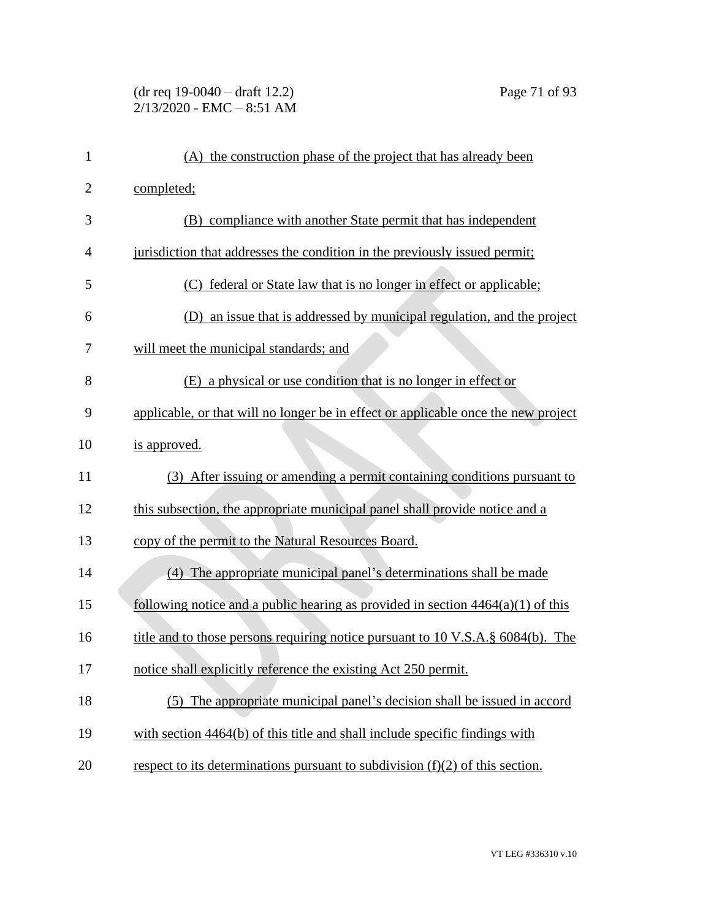(A) the construction phase of the project that has already been completed;

(B) compliance with another State permit that has independent jurisdiction that addresses the condition in the previously issued permit;

(C) federal or State law that is no longer in effect or applicable;

(D) an issue that is addressed by municipal regulation, and the project will meet the municipal standards; and

(E) a physical or use condition that is no longer in effect or applicable, or that will no longer be in effect or applicable once the new project is approved.

(3) After issuing or amending a permit containing conditions pursuant to this subsection, the appropriate municipal panel shall provide notice and a copy of the permit to the Natural Resources Board.

(4) The appropriate municipal panel's determinations shall be made following notice and a public hearing as provided in section 4464(a)(1) of this title and to those persons requiring notice pursuant to 10 V.S.A.§ 6084(b). The notice shall explicitly reference the existing Act 250 permit.

(5) The appropriate municipal panel's decision shall be issued in accord with section 4464(b) of this title and shall include specific findings with respect to its determinations pursuant to subdivision (f)(2) of this section.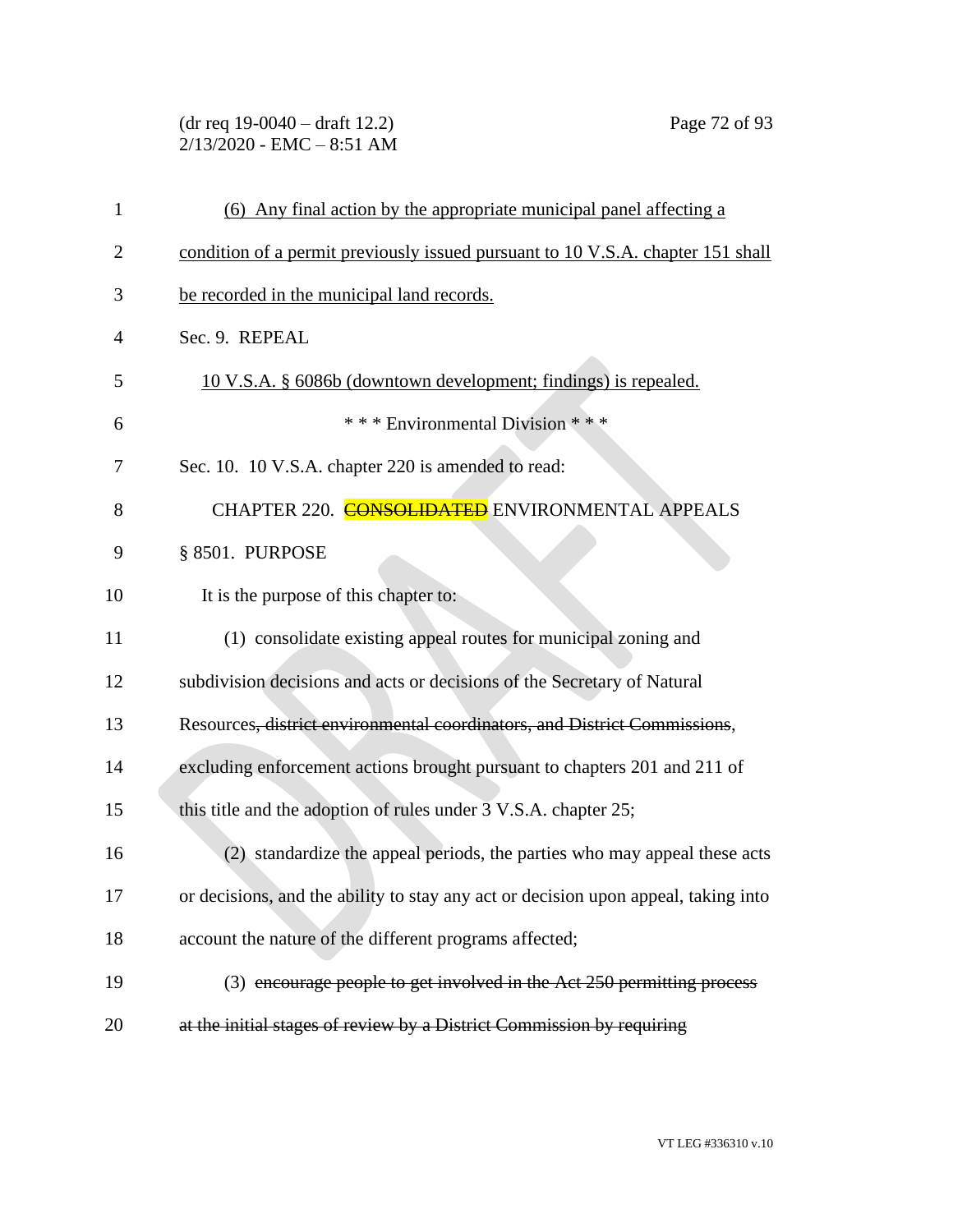(6) Any final action by the appropriate municipal panel affecting a condition of a permit previously issued pursuant to 10 V.S.A. chapter 151 shall be recorded in the municipal land records.

Sec. 9. REPEAL

10 V.S.A. § 6086b (downtown development; findings) is repealed.

\* \* \* Environmental Division \* \* \*

Sec. 10. 10 V.S.A. chapter 220 is amended to read:

CHAPTER 220. ~~CONSOLIDATED~~ ENVIRONMENTAL APPEALS

§ 8501. PURPOSE

It is the purpose of this chapter to:

(1) consolidate existing appeal routes for municipal zoning and subdivision decisions and acts or decisions of the Secretary of Natural Resources~~, district environmental coordinators, and District Commissions~~, excluding enforcement actions brought pursuant to chapters 201 and 211 of this title and the adoption of rules under 3 V.S.A. chapter 25;

(2) standardize the appeal periods, the parties who may appeal these acts or decisions, and the ability to stay any act or decision upon appeal, taking into account the nature of the different programs affected;

(3) ~~encourage people to get involved in the Act 250 permitting process at the initial stages of review by a District Commission by requiring~~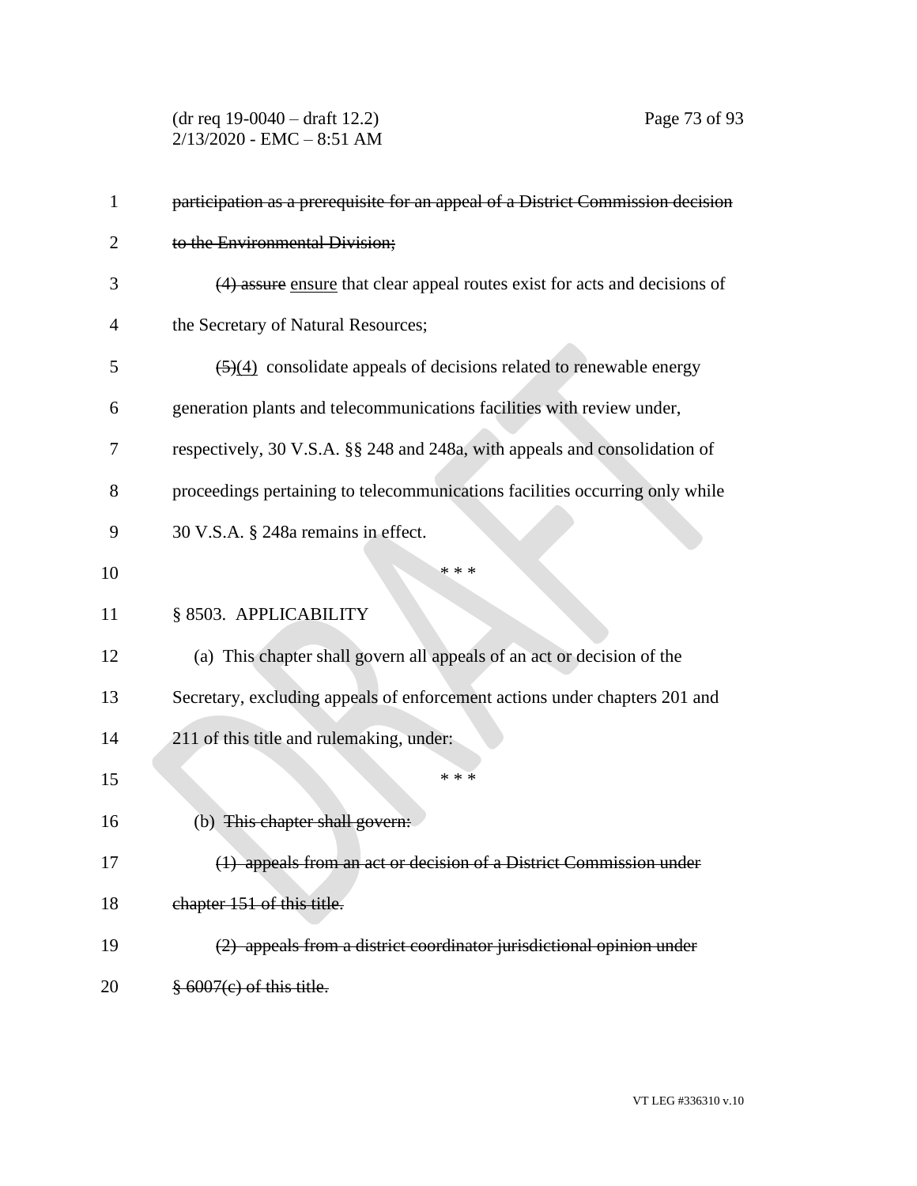~~participation as a prerequisite for an appeal of a District Commission decision to the Environmental Division;~~

~~(4) assure~~ ensure that clear appeal routes exist for acts and decisions of the Secretary of Natural Resources;

~~(5)~~(4) consolidate appeals of decisions related to renewable energy generation plants and telecommunications facilities with review under, respectively, 30 V.S.A. §§ 248 and 248a, with appeals and consolidation of proceedings pertaining to telecommunications facilities occurring only while 30 V.S.A. § 248a remains in effect.

\* \* \*

§ 8503. APPLICABILITY

(a) This chapter shall govern all appeals of an act or decision of the Secretary, excluding appeals of enforcement actions under chapters 201 and 211 of this title and rulemaking, under:

\* \* \*

(b) ~~This chapter shall govern:~~

~~(1) appeals from an act or decision of a District Commission under chapter 151 of this title.~~

~~(2) appeals from a district coordinator jurisdictional opinion under § 6007(c) of this title.~~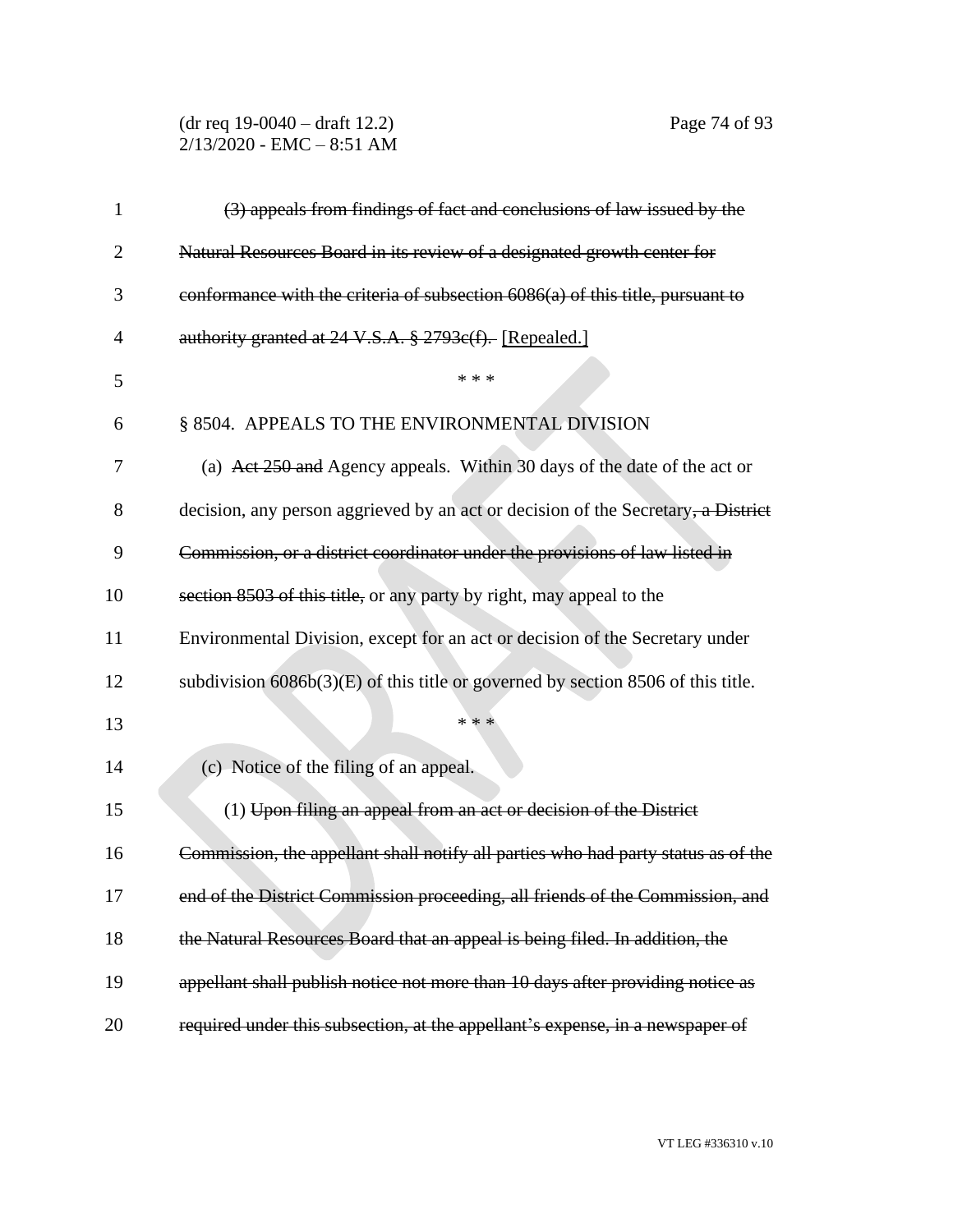(3) appeals from findings of fact and conclusions of law issued by the Natural Resources Board in its review of a designated growth center for conformance with the criteria of subsection 6086(a) of this title, pursuant to authority granted at 24 V.S.A. § 2793c(f). [Repealed.]

\* \* \*

§ 8504. APPEALS TO THE ENVIRONMENTAL DIVISION

(a) Act 250 and Agency appeals. Within 30 days of the date of the act or decision, any person aggrieved by an act or decision of the Secretary, a District Commission, or a district coordinator under the provisions of law listed in section 8503 of this title, or any party by right, may appeal to the Environmental Division, except for an act or decision of the Secretary under subdivision 6086b(3)(E) of this title or governed by section 8506 of this title.

\* \* \*

(c) Notice of the filing of an appeal.

(1) Upon filing an appeal from an act or decision of the District Commission, the appellant shall notify all parties who had party status as of the end of the District Commission proceeding, all friends of the Commission, and the Natural Resources Board that an appeal is being filed. In addition, the appellant shall publish notice not more than 10 days after providing notice as required under this subsection, at the appellant's expense, in a newspaper of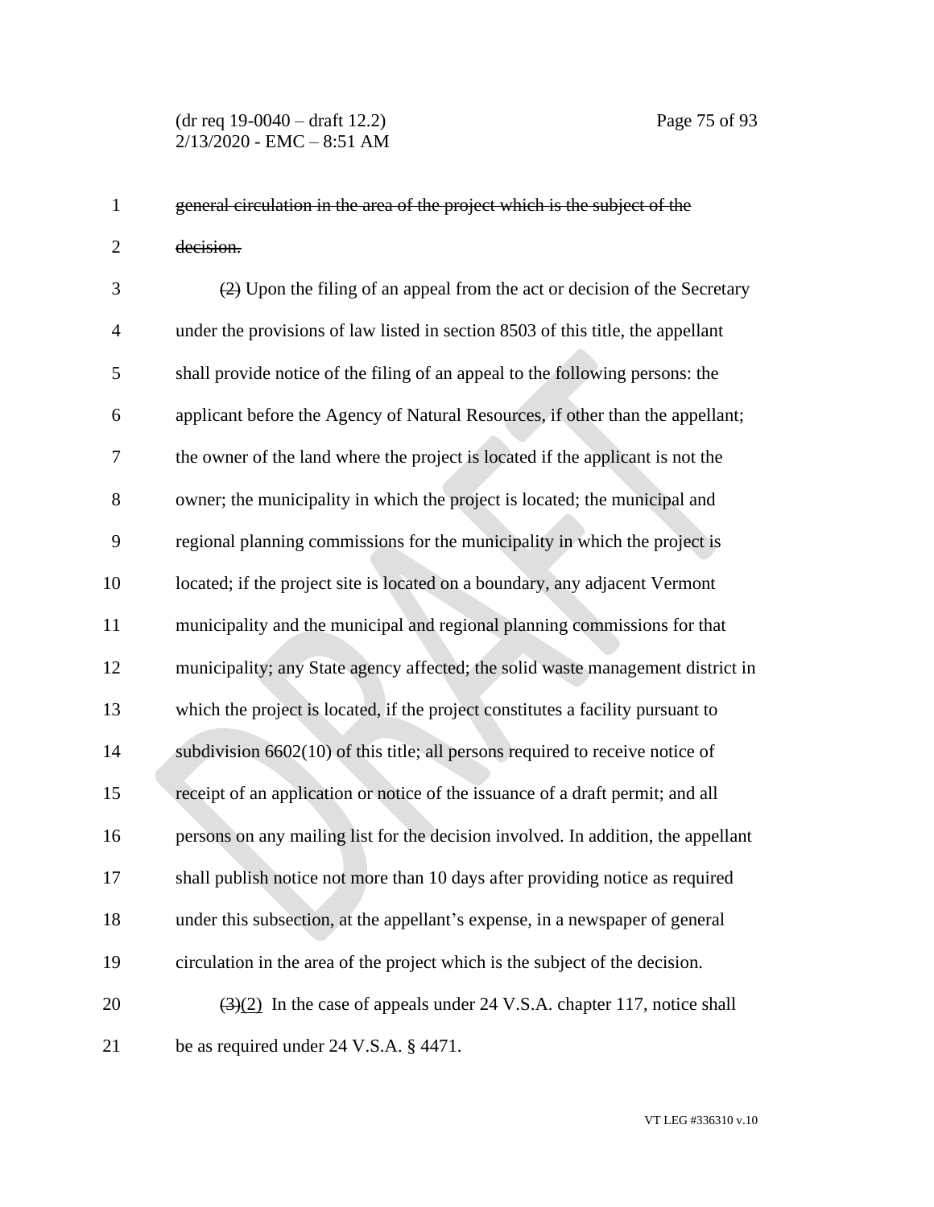~~general circulation in the area of the project which is the subject of the decision.~~

~~(2)~~ Upon the filing of an appeal from the act or decision of the Secretary under the provisions of law listed in section 8503 of this title, the appellant shall provide notice of the filing of an appeal to the following persons: the applicant before the Agency of Natural Resources, if other than the appellant; the owner of the land where the project is located if the applicant is not the owner; the municipality in which the project is located; the municipal and regional planning commissions for the municipality in which the project is located; if the project site is located on a boundary, any adjacent Vermont municipality and the municipal and regional planning commissions for that municipality; any State agency affected; the solid waste management district in which the project is located, if the project constitutes a facility pursuant to subdivision 6602(10) of this title; all persons required to receive notice of receipt of an application or notice of the issuance of a draft permit; and all persons on any mailing list for the decision involved. In addition, the appellant shall publish notice not more than 10 days after providing notice as required under this subsection, at the appellant's expense, in a newspaper of general circulation in the area of the project which is the subject of the decision.

~~(3)~~(2) In the case of appeals under 24 V.S.A. chapter 117, notice shall be as required under 24 V.S.A. § 4471.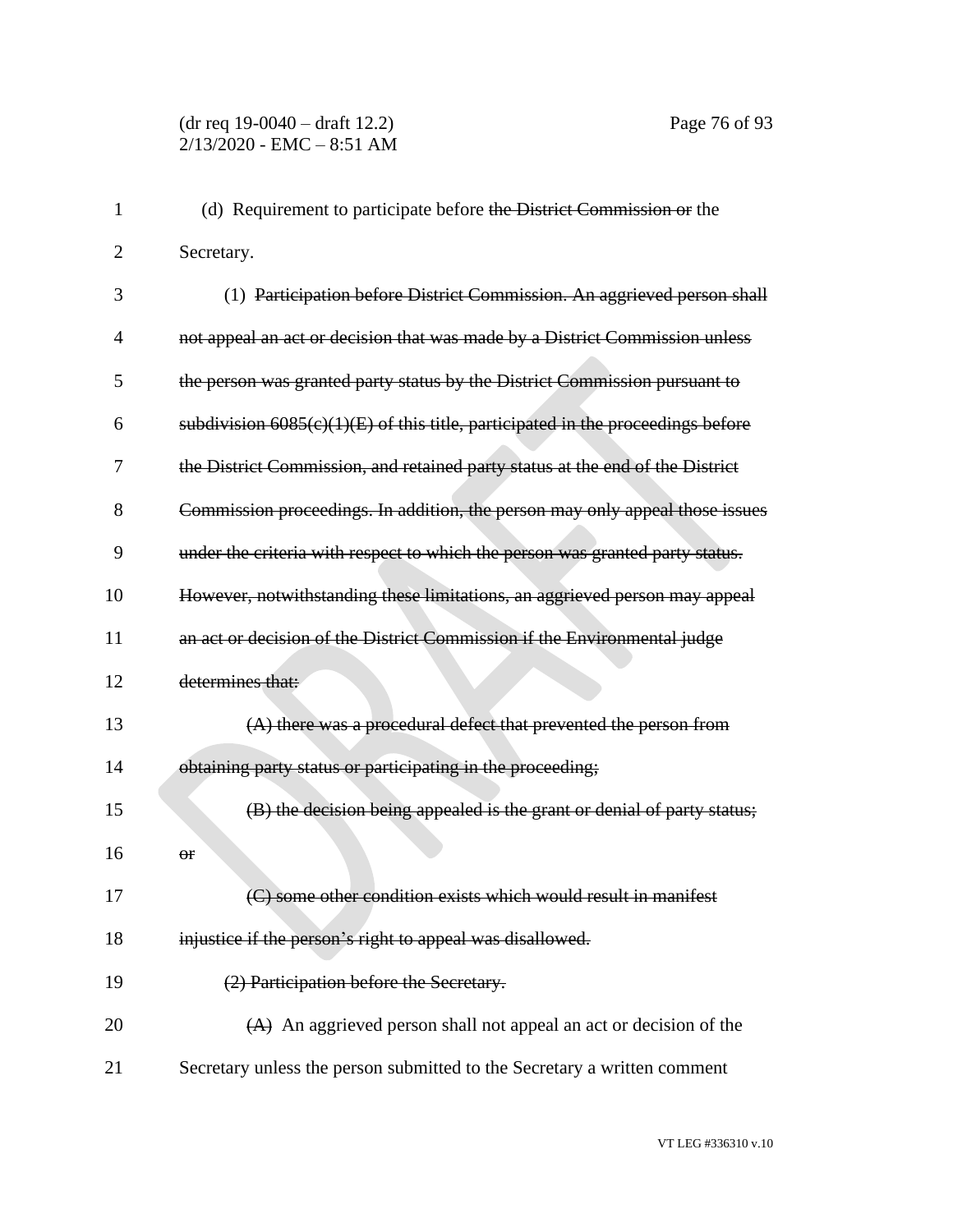(d) Requirement to participate before ~~the District Commission or~~ the Secretary.

(1) ~~Participation before District Commission. An aggrieved person shall not appeal an act or decision that was made by a District Commission unless the person was granted party status by the District Commission pursuant to subdivision 6085(c)(1)(E) of this title, participated in the proceedings before the District Commission, and retained party status at the end of the District Commission proceedings. In addition, the person may only appeal those issues under the criteria with respect to which the person was granted party status. However, notwithstanding these limitations, an aggrieved person may appeal an act or decision of the District Commission if the Environmental judge determines that:~~

~~(A) there was a procedural defect that prevented the person from obtaining party status or participating in the proceeding;~~

~~(B) the decision being appealed is the grant or denial of party status; or~~

~~(C) some other condition exists which would result in manifest injustice if the person's right to appeal was disallowed.~~

~~(2) Participation before the Secretary.~~

~~(A)~~ An aggrieved person shall not appeal an act or decision of the Secretary unless the person submitted to the Secretary a written comment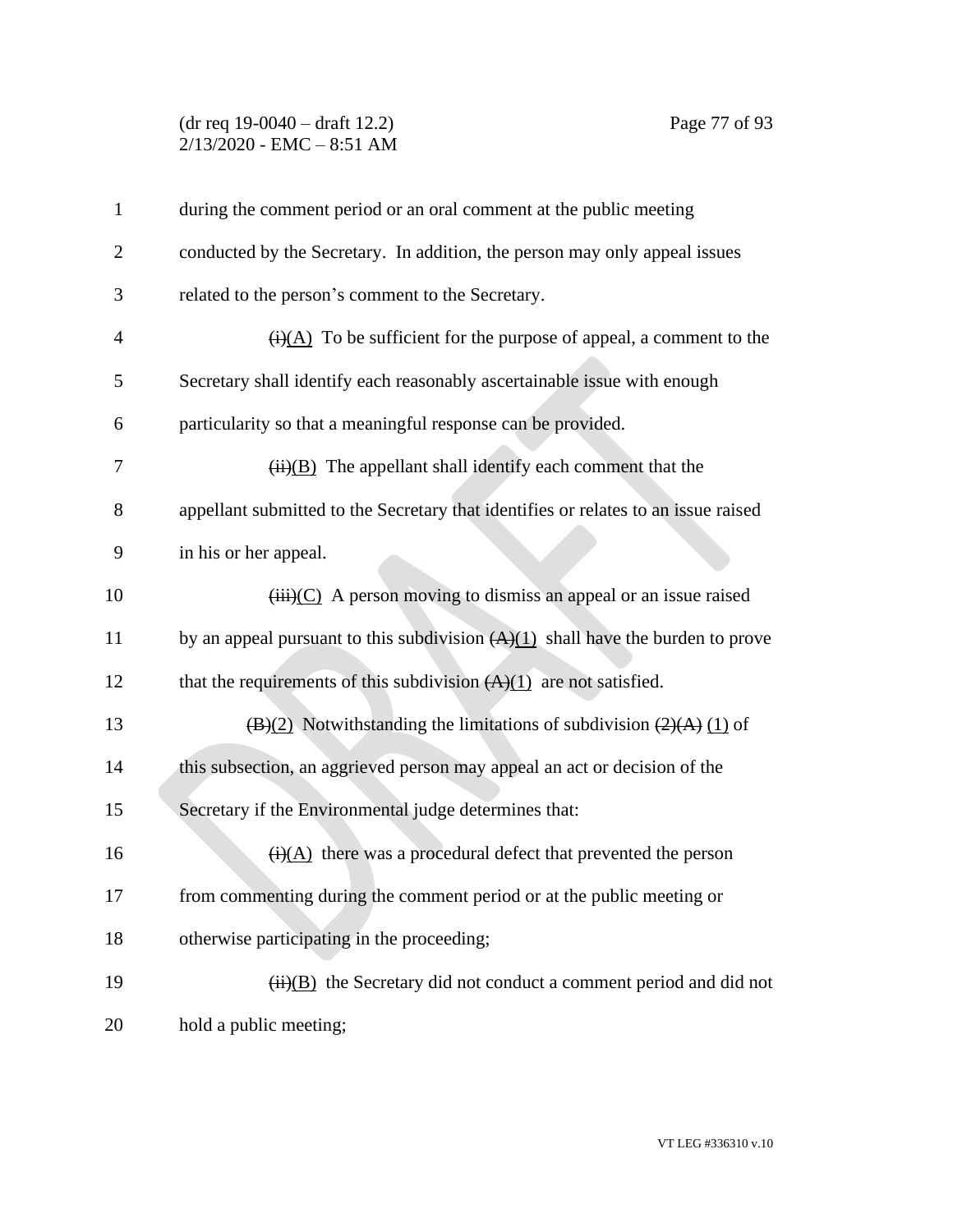during the comment period or an oral comment at the public meeting conducted by the Secretary. In addition, the person may only appeal issues related to the person's comment to the Secretary.

~~(i)~~(A) To be sufficient for the purpose of appeal, a comment to the Secretary shall identify each reasonably ascertainable issue with enough particularity so that a meaningful response can be provided.

~~(ii)~~(B) The appellant shall identify each comment that the appellant submitted to the Secretary that identifies or relates to an issue raised in his or her appeal.

~~(iii)~~(C) A person moving to dismiss an appeal or an issue raised by an appeal pursuant to this subdivision ~~(A)~~(1) shall have the burden to prove that the requirements of this subdivision ~~(A)~~(1) are not satisfied.

~~(B)~~(2) Notwithstanding the limitations of subdivision ~~(2)(A)~~ (1) of this subsection, an aggrieved person may appeal an act or decision of the Secretary if the Environmental judge determines that:

~~(i)~~(A) there was a procedural defect that prevented the person from commenting during the comment period or at the public meeting or otherwise participating in the proceeding;

~~(ii)~~(B) the Secretary did not conduct a comment period and did not hold a public meeting;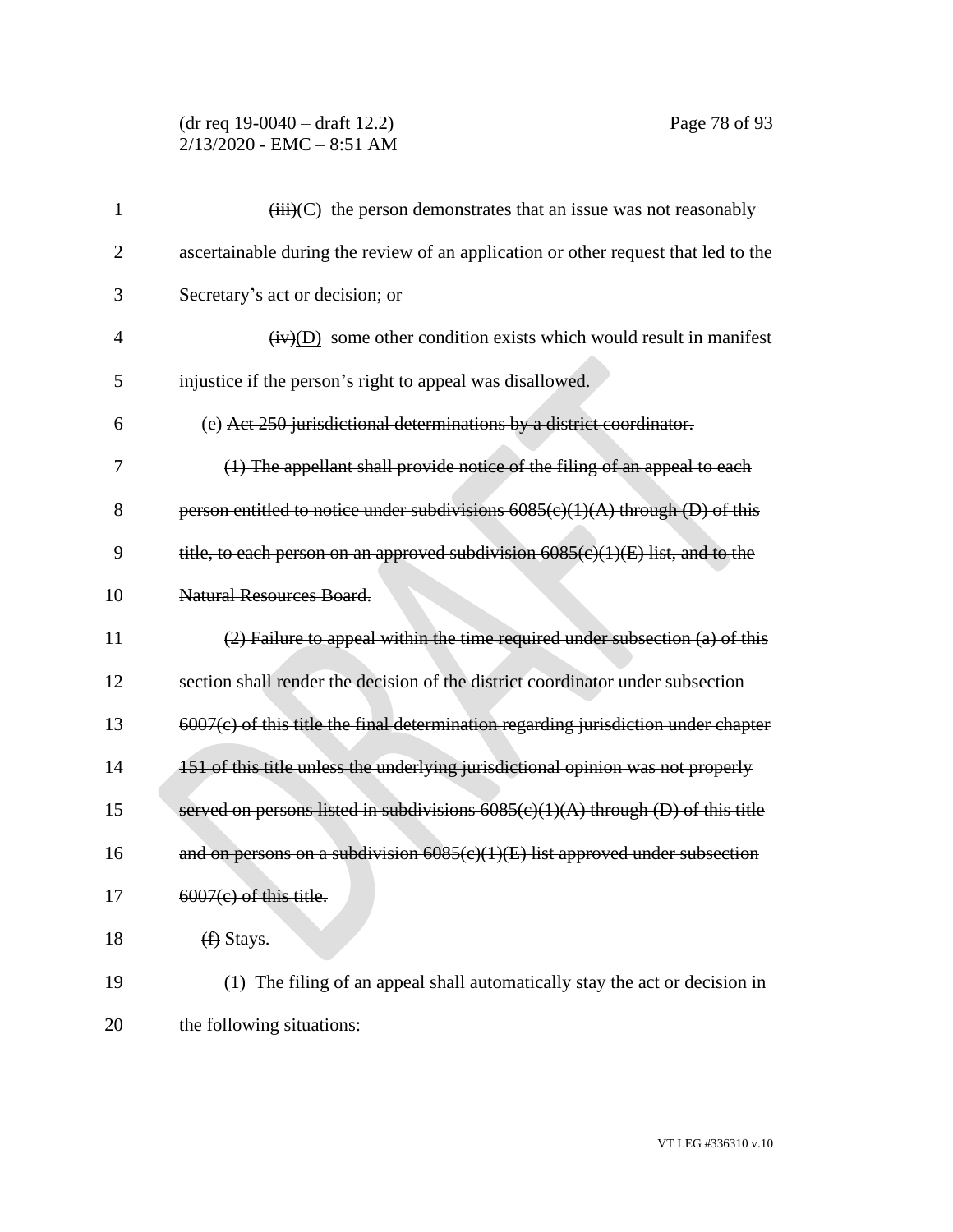(iii)(C) the person demonstrates that an issue was not reasonably ascertainable during the review of an application or other request that led to the Secretary's act or decision; or

(iv)(D) some other condition exists which would result in manifest injustice if the person's right to appeal was disallowed.

(e) ~~Act 250 jurisdictional determinations by a district coordinator.~~

~~(1) The appellant shall provide notice of the filing of an appeal to each person entitled to notice under subdivisions 6085(c)(1)(A) through (D) of this title, to each person on an approved subdivision 6085(c)(1)(E) list, and to the Natural Resources Board.~~

~~(2) Failure to appeal within the time required under subsection (a) of this section shall render the decision of the district coordinator under subsection 6007(c) of this title the final determination regarding jurisdiction under chapter 151 of this title unless the underlying jurisdictional opinion was not properly served on persons listed in subdivisions 6085(c)(1)(A) through (D) of this title and on persons on a subdivision 6085(c)(1)(E) list approved under subsection 6007(c) of this title.~~

~~(f)~~ Stays.

(1) The filing of an appeal shall automatically stay the act or decision in the following situations: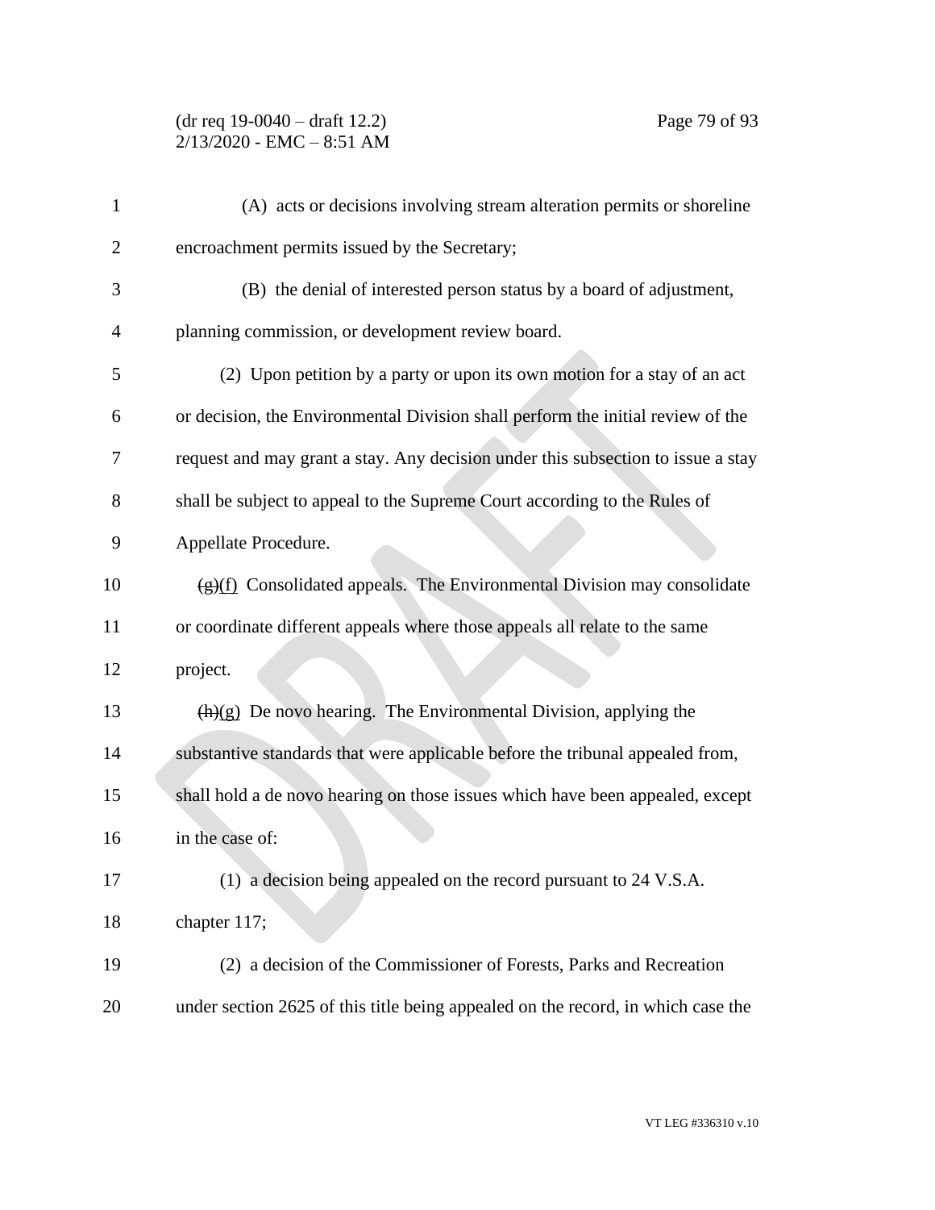(A) acts or decisions involving stream alteration permits or shoreline encroachment permits issued by the Secretary;

(B) the denial of interested person status by a board of adjustment, planning commission, or development review board.

(2) Upon petition by a party or upon its own motion for a stay of an act or decision, the Environmental Division shall perform the initial review of the request and may grant a stay. Any decision under this subsection to issue a stay shall be subject to appeal to the Supreme Court according to the Rules of Appellate Procedure.

~~(g)~~(f) Consolidated appeals. The Environmental Division may consolidate or coordinate different appeals where those appeals all relate to the same project.

~~(h)~~(g) De novo hearing. The Environmental Division, applying the substantive standards that were applicable before the tribunal appealed from, shall hold a de novo hearing on those issues which have been appealed, except in the case of:

(1) a decision being appealed on the record pursuant to 24 V.S.A. chapter 117;

(2) a decision of the Commissioner of Forests, Parks and Recreation under section 2625 of this title being appealed on the record, in which case the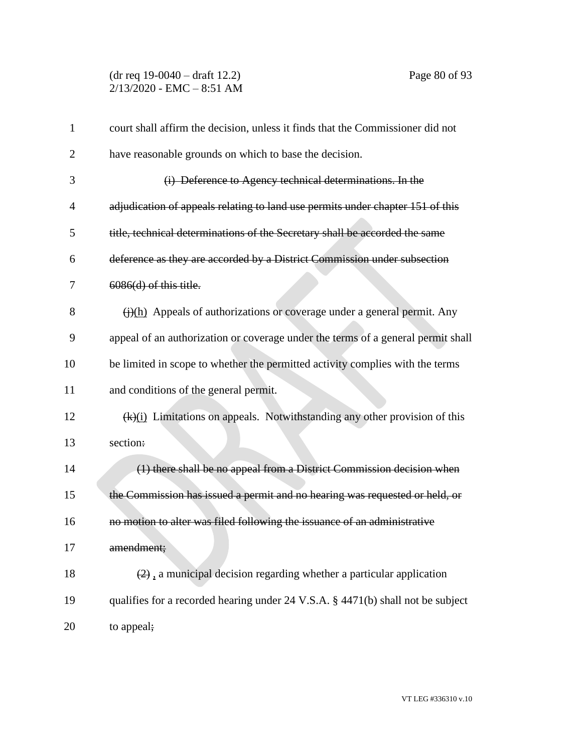court shall affirm the decision, unless it finds that the Commissioner did not have reasonable grounds on which to base the decision.

~~(i) Deference to Agency technical determinations. In the adjudication of appeals relating to land use permits under chapter 151 of this title, technical determinations of the Secretary shall be accorded the same deference as they are accorded by a District Commission under subsection 6086(d) of this title.~~

~~(j)~~(h) Appeals of authorizations or coverage under a general permit. Any appeal of an authorization or coverage under the terms of a general permit shall be limited in scope to whether the permitted activity complies with the terms and conditions of the general permit.

~~(k)~~(i) Limitations on appeals. Notwithstanding any other provision of this section~~:~~

~~(1) there shall be no appeal from a District Commission decision when the Commission has issued a permit and no hearing was requested or held, or no motion to alter was filed following the issuance of an administrative amendment;~~

~~(2)~~ , a municipal decision regarding whether a particular application qualifies for a recorded hearing under 24 V.S.A. § 4471(b) shall not be subject to appeal~~;~~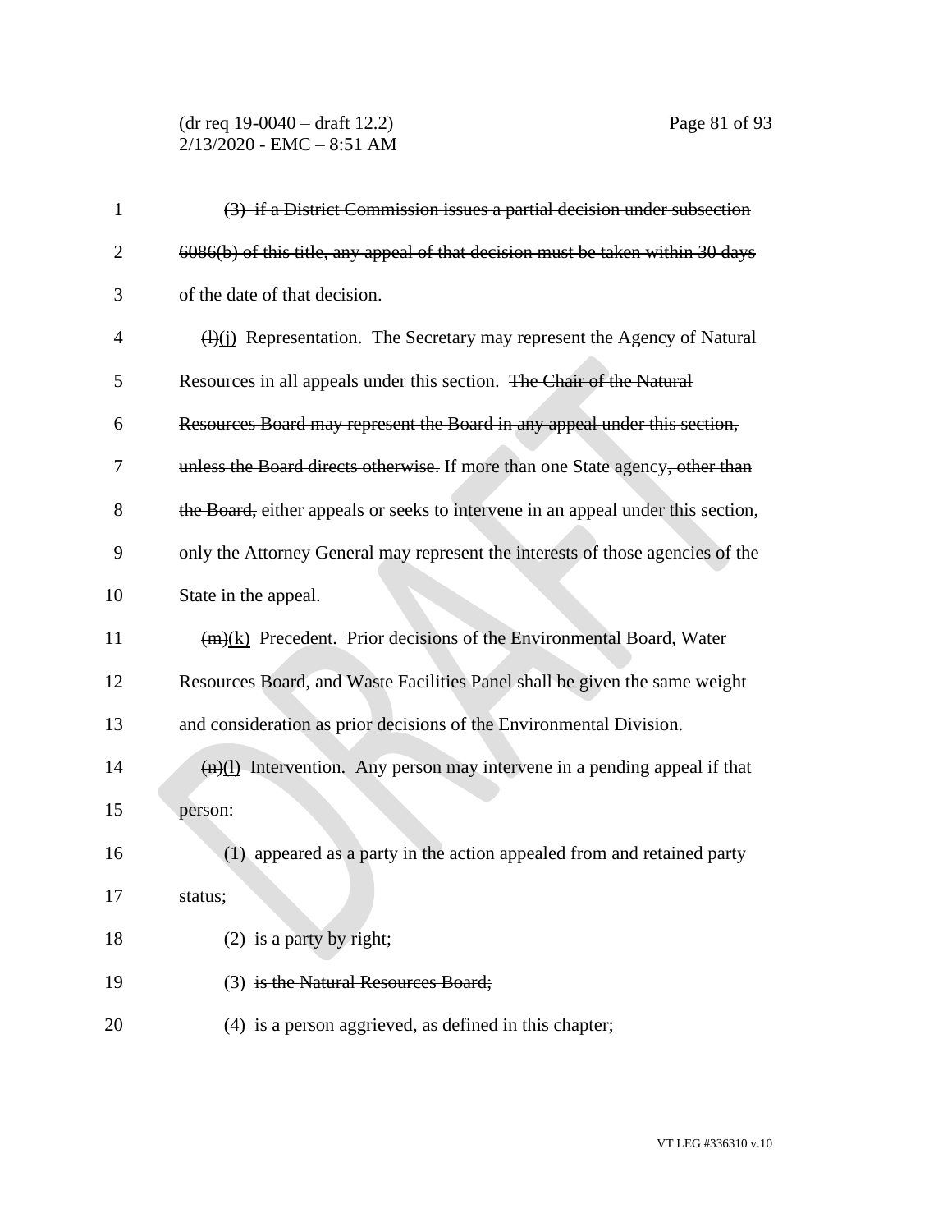~~(3) if a District Commission issues a partial decision under subsection 6086(b) of this title, any appeal of that decision must be taken within 30 days of the date of that decision~~.

~~(l)~~(j) Representation. The Secretary may represent the Agency of Natural Resources in all appeals under this section. ~~The Chair of the Natural Resources Board may represent the Board in any appeal under this section, unless the Board directs otherwise.~~ If more than one State agency~~, other than the Board,~~ either appeals or seeks to intervene in an appeal under this section, only the Attorney General may represent the interests of those agencies of the State in the appeal.

~~(m)~~(k) Precedent. Prior decisions of the Environmental Board, Water Resources Board, and Waste Facilities Panel shall be given the same weight and consideration as prior decisions of the Environmental Division.

~~(n)~~(l) Intervention. Any person may intervene in a pending appeal if that person:

(1) appeared as a party in the action appealed from and retained party status;

(2) is a party by right;

(3) ~~is the Natural Resources Board;~~

~~(4)~~ is a person aggrieved, as defined in this chapter;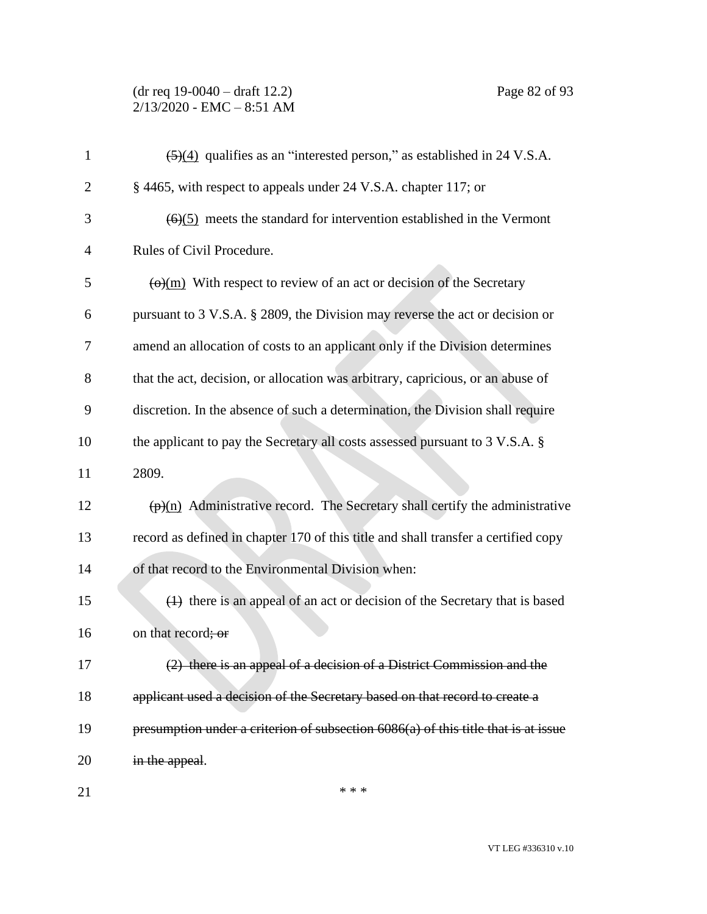~~(5)~~(4) qualifies as an "interested person," as established in 24 V.S.A. § 4465, with respect to appeals under 24 V.S.A. chapter 117; or

~~(6)~~(5) meets the standard for intervention established in the Vermont Rules of Civil Procedure.

~~(o)~~(m) With respect to review of an act or decision of the Secretary pursuant to 3 V.S.A. § 2809, the Division may reverse the act or decision or amend an allocation of costs to an applicant only if the Division determines that the act, decision, or allocation was arbitrary, capricious, or an abuse of discretion. In the absence of such a determination, the Division shall require the applicant to pay the Secretary all costs assessed pursuant to 3 V.S.A. § 2809.

~~(p)~~(n) Administrative record. The Secretary shall certify the administrative record as defined in chapter 170 of this title and shall transfer a certified copy of that record to the Environmental Division when:

~~(1)~~ there is an appeal of an act or decision of the Secretary that is based on that record~~; or~~

~~(2) there is an appeal of a decision of a District Commission and the applicant used a decision of the Secretary based on that record to create a presumption under a criterion of subsection 6086(a) of this title that is at issue in the appeal~~.

\* \* \*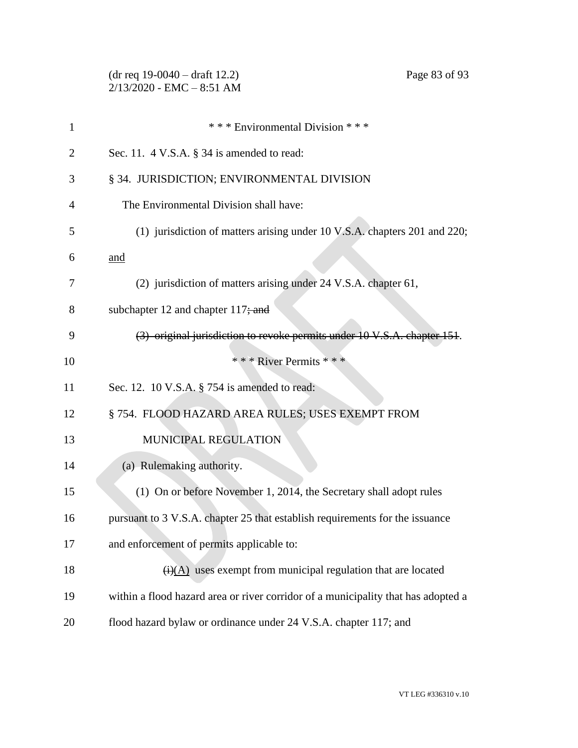\* \* \* Environmental Division \* \* \*

Sec. 11. 4 V.S.A. § 34 is amended to read:

§ 34. JURISDICTION; ENVIRONMENTAL DIVISION

The Environmental Division shall have:

(1) jurisdiction of matters arising under 10 V.S.A. chapters 201 and 220; <u>and</u>

(2) jurisdiction of matters arising under 24 V.S.A. chapter 61, subchapter 12 and chapter 117~~; and~~

~~(3) original jurisdiction to revoke permits under 10 V.S.A. chapter 151~~.

\* \* \* River Permits \* \* \*

Sec. 12. 10 V.S.A. § 754 is amended to read:

§ 754. FLOOD HAZARD AREA RULES; USES EXEMPT FROM MUNICIPAL REGULATION

(a) Rulemaking authority.

(1) On or before November 1, 2014, the Secretary shall adopt rules pursuant to 3 V.S.A. chapter 25 that establish requirements for the issuance and enforcement of permits applicable to:

~~(i)~~<u>(A)</u> uses exempt from municipal regulation that are located within a flood hazard area or river corridor of a municipality that has adopted a flood hazard bylaw or ordinance under 24 V.S.A. chapter 117; and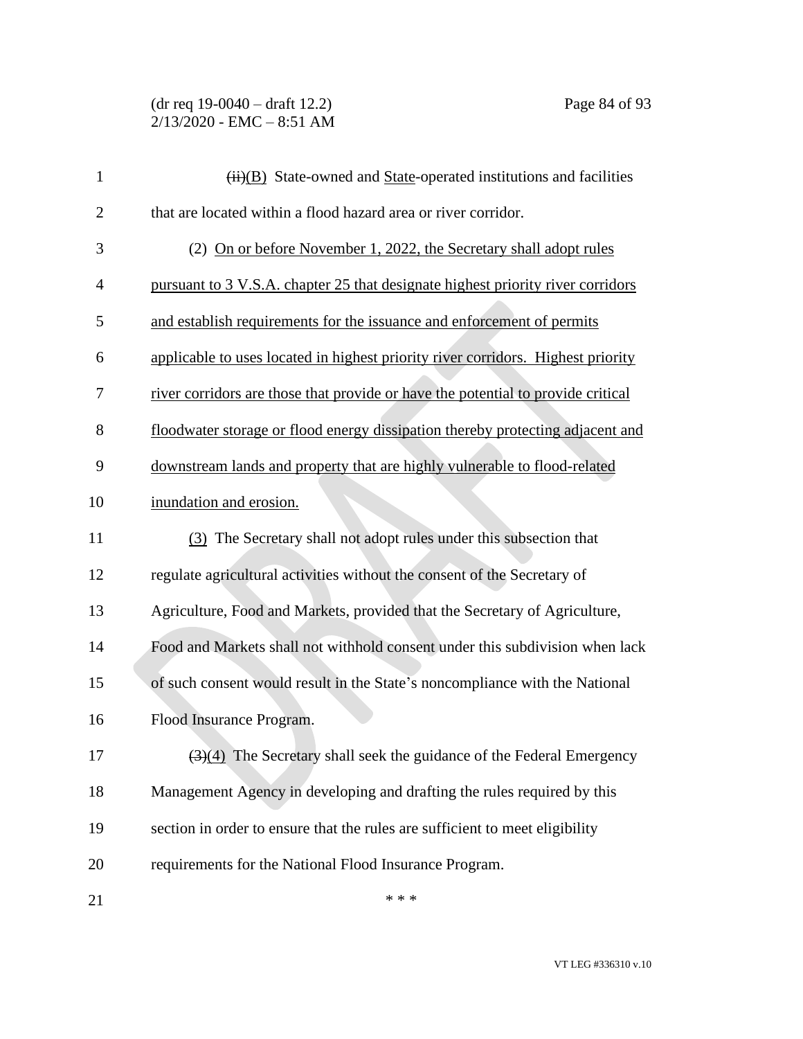~~(ii)~~(B) State-owned and State-operated institutions and facilities that are located within a flood hazard area or river corridor.

(2) On or before November 1, 2022, the Secretary shall adopt rules pursuant to 3 V.S.A. chapter 25 that designate highest priority river corridors and establish requirements for the issuance and enforcement of permits applicable to uses located in highest priority river corridors. Highest priority river corridors are those that provide or have the potential to provide critical floodwater storage or flood energy dissipation thereby protecting adjacent and downstream lands and property that are highly vulnerable to flood-related inundation and erosion.

(3) The Secretary shall not adopt rules under this subsection that regulate agricultural activities without the consent of the Secretary of Agriculture, Food and Markets, provided that the Secretary of Agriculture, Food and Markets shall not withhold consent under this subdivision when lack of such consent would result in the State's noncompliance with the National Flood Insurance Program.

~~(3)~~(4) The Secretary shall seek the guidance of the Federal Emergency Management Agency in developing and drafting the rules required by this section in order to ensure that the rules are sufficient to meet eligibility requirements for the National Flood Insurance Program.

\* \* \*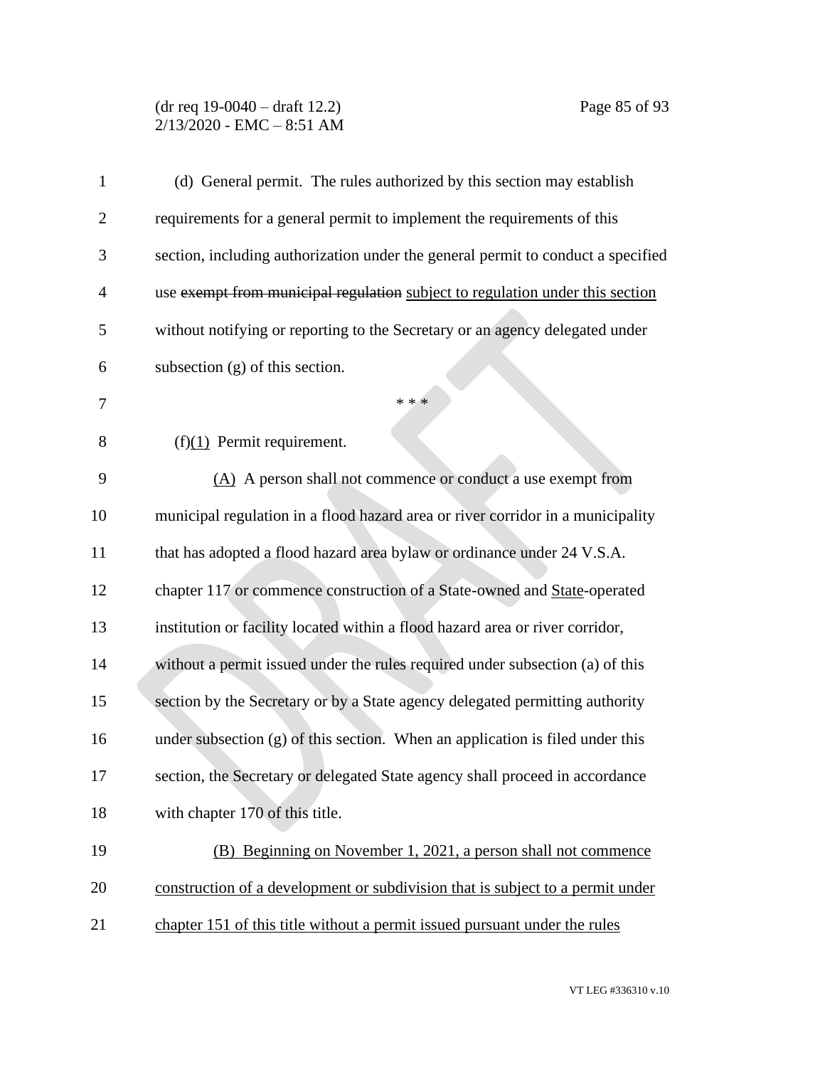(d) General permit. The rules authorized by this section may establish requirements for a general permit to implement the requirements of this section, including authorization under the general permit to conduct a specified use ~~exempt from municipal regulation~~ <u>subject to regulation under this section</u> without notifying or reporting to the Secretary or an agency delegated under subsection (g) of this section.

\* \* \*

(f)<u>(1)</u> Permit requirement.

<u>(A)</u> A person shall not commence or conduct a use exempt from municipal regulation in a flood hazard area or river corridor in a municipality that has adopted a flood hazard area bylaw or ordinance under 24 V.S.A. chapter 117 or commence construction of a State-owned and <u>State</u>-operated institution or facility located within a flood hazard area or river corridor, without a permit issued under the rules required under subsection (a) of this section by the Secretary or by a State agency delegated permitting authority under subsection (g) of this section. When an application is filed under this section, the Secretary or delegated State agency shall proceed in accordance with chapter 170 of this title.

<u>(B) Beginning on November 1, 2021, a person shall not commence construction of a development or subdivision that is subject to a permit under chapter 151 of this title without a permit issued pursuant under the rules</u>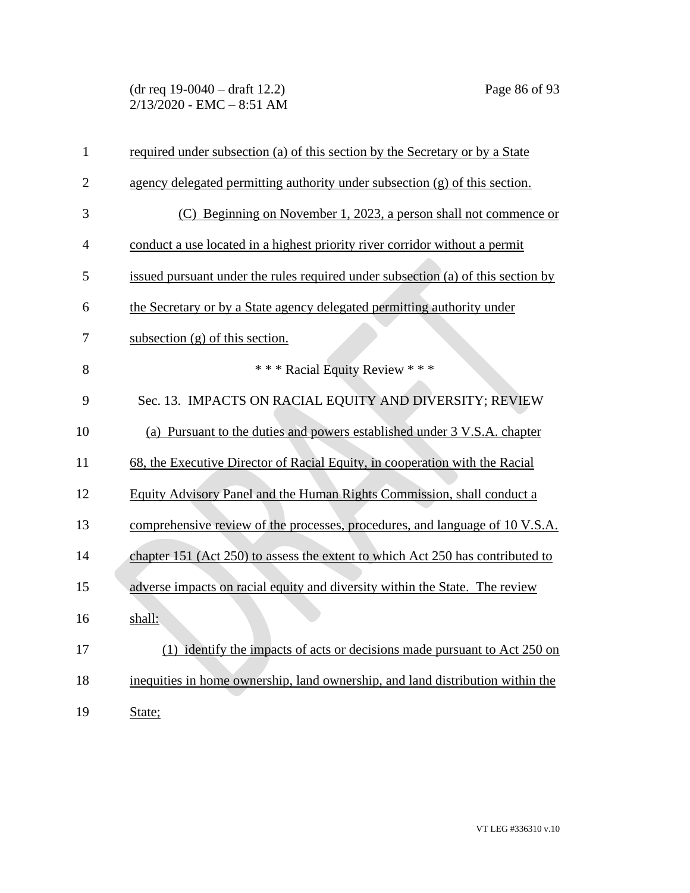required under subsection (a) of this section by the Secretary or by a State agency delegated permitting authority under subsection (g) of this section.

(C) Beginning on November 1, 2023, a person shall not commence or conduct a use located in a highest priority river corridor without a permit issued pursuant under the rules required under subsection (a) of this section by the Secretary or by a State agency delegated permitting authority under subsection (g) of this section.

\* \* \* Racial Equity Review \* \* \*

Sec. 13. IMPACTS ON RACIAL EQUITY AND DIVERSITY; REVIEW

(a) Pursuant to the duties and powers established under 3 V.S.A. chapter 68, the Executive Director of Racial Equity, in cooperation with the Racial Equity Advisory Panel and the Human Rights Commission, shall conduct a comprehensive review of the processes, procedures, and language of 10 V.S.A. chapter 151 (Act 250) to assess the extent to which Act 250 has contributed to adverse impacts on racial equity and diversity within the State. The review shall:

(1) identify the impacts of acts or decisions made pursuant to Act 250 on inequities in home ownership, land ownership, and land distribution within the State;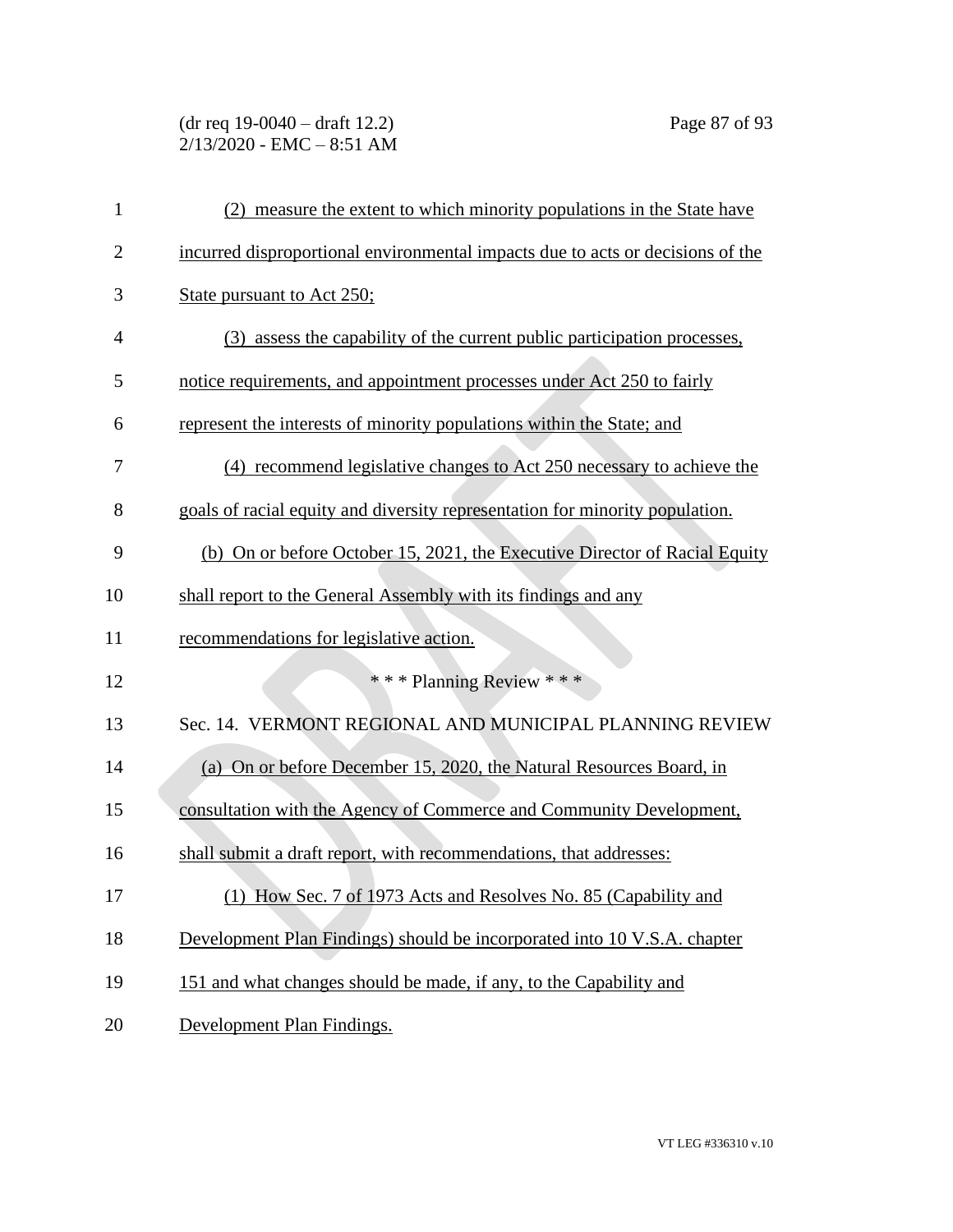(2) measure the extent to which minority populations in the State have incurred disproportional environmental impacts due to acts or decisions of the State pursuant to Act 250;

(3) assess the capability of the current public participation processes, notice requirements, and appointment processes under Act 250 to fairly represent the interests of minority populations within the State; and

(4) recommend legislative changes to Act 250 necessary to achieve the goals of racial equity and diversity representation for minority population.

(b) On or before October 15, 2021, the Executive Director of Racial Equity shall report to the General Assembly with its findings and any recommendations for legislative action.

\* \* \* Planning Review \* \* \*

Sec. 14. VERMONT REGIONAL AND MUNICIPAL PLANNING REVIEW

(a) On or before December 15, 2020, the Natural Resources Board, in consultation with the Agency of Commerce and Community Development, shall submit a draft report, with recommendations, that addresses:

(1) How Sec. 7 of 1973 Acts and Resolves No. 85 (Capability and Development Plan Findings) should be incorporated into 10 V.S.A. chapter 151 and what changes should be made, if any, to the Capability and Development Plan Findings.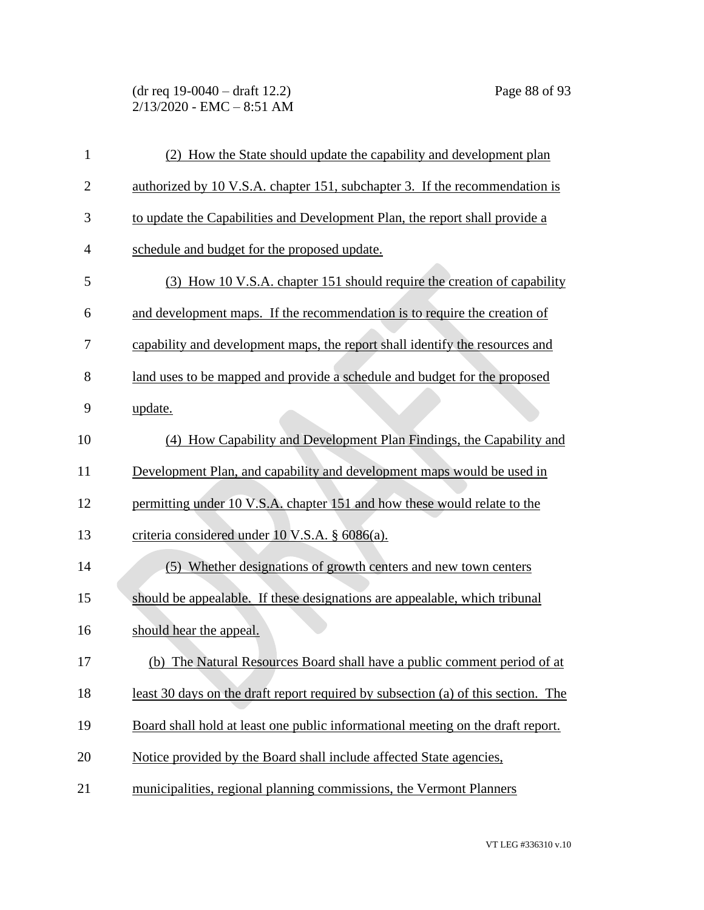(2) How the State should update the capability and development plan authorized by 10 V.S.A. chapter 151, subchapter 3. If the recommendation is to update the Capabilities and Development Plan, the report shall provide a schedule and budget for the proposed update.

(3) How 10 V.S.A. chapter 151 should require the creation of capability and development maps. If the recommendation is to require the creation of capability and development maps, the report shall identify the resources and land uses to be mapped and provide a schedule and budget for the proposed update.

(4) How Capability and Development Plan Findings, the Capability and Development Plan, and capability and development maps would be used in permitting under 10 V.S.A. chapter 151 and how these would relate to the criteria considered under 10 V.S.A. § 6086(a).

(5) Whether designations of growth centers and new town centers should be appealable. If these designations are appealable, which tribunal should hear the appeal.

(b) The Natural Resources Board shall have a public comment period of at least 30 days on the draft report required by subsection (a) of this section. The Board shall hold at least one public informational meeting on the draft report. Notice provided by the Board shall include affected State agencies, municipalities, regional planning commissions, the Vermont Planners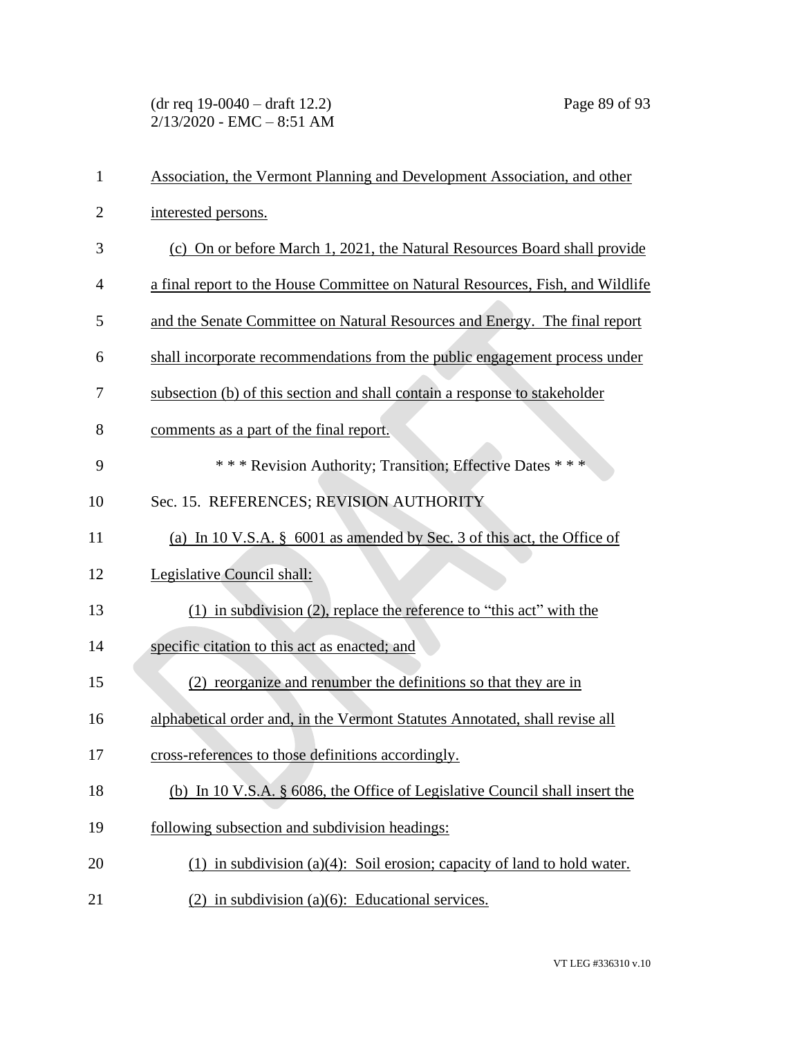Association, the Vermont Planning and Development Association, and other interested persons.

(c) On or before March 1, 2021, the Natural Resources Board shall provide a final report to the House Committee on Natural Resources, Fish, and Wildlife and the Senate Committee on Natural Resources and Energy. The final report shall incorporate recommendations from the public engagement process under subsection (b) of this section and shall contain a response to stakeholder comments as a part of the final report.

\* \* \* Revision Authority; Transition; Effective Dates \* \* \*

Sec. 15. REFERENCES; REVISION AUTHORITY

(a) In 10 V.S.A. § 6001 as amended by Sec. 3 of this act, the Office of Legislative Council shall:

(1) in subdivision (2), replace the reference to "this act" with the specific citation to this act as enacted; and

(2) reorganize and renumber the definitions so that they are in alphabetical order and, in the Vermont Statutes Annotated, shall revise all cross-references to those definitions accordingly.

(b) In 10 V.S.A. § 6086, the Office of Legislative Council shall insert the following subsection and subdivision headings:

(1) in subdivision (a)(4): Soil erosion; capacity of land to hold water.

(2) in subdivision (a)(6): Educational services.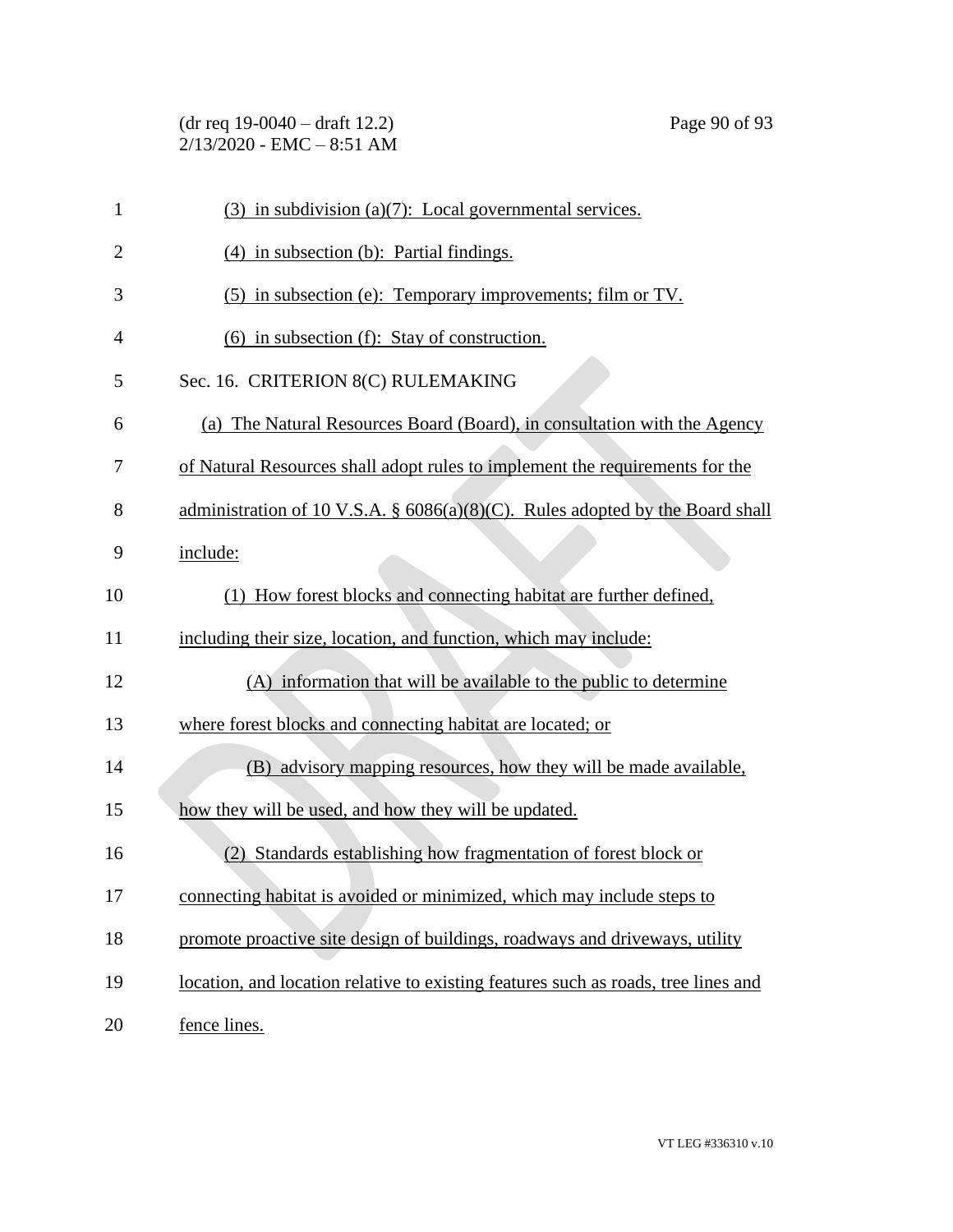(3) in subdivision (a)(7): Local governmental services.

(4) in subsection (b): Partial findings.

(5) in subsection (e): Temporary improvements; film or TV.

(6) in subsection (f): Stay of construction.

Sec. 16. CRITERION 8(C) RULEMAKING

(a) The Natural Resources Board (Board), in consultation with the Agency of Natural Resources shall adopt rules to implement the requirements for the administration of 10 V.S.A. § 6086(a)(8)(C). Rules adopted by the Board shall include:

(1) How forest blocks and connecting habitat are further defined, including their size, location, and function, which may include:

(A) information that will be available to the public to determine where forest blocks and connecting habitat are located; or

(B) advisory mapping resources, how they will be made available, how they will be used, and how they will be updated.

(2) Standards establishing how fragmentation of forest block or connecting habitat is avoided or minimized, which may include steps to promote proactive site design of buildings, roadways and driveways, utility location, and location relative to existing features such as roads, tree lines and fence lines.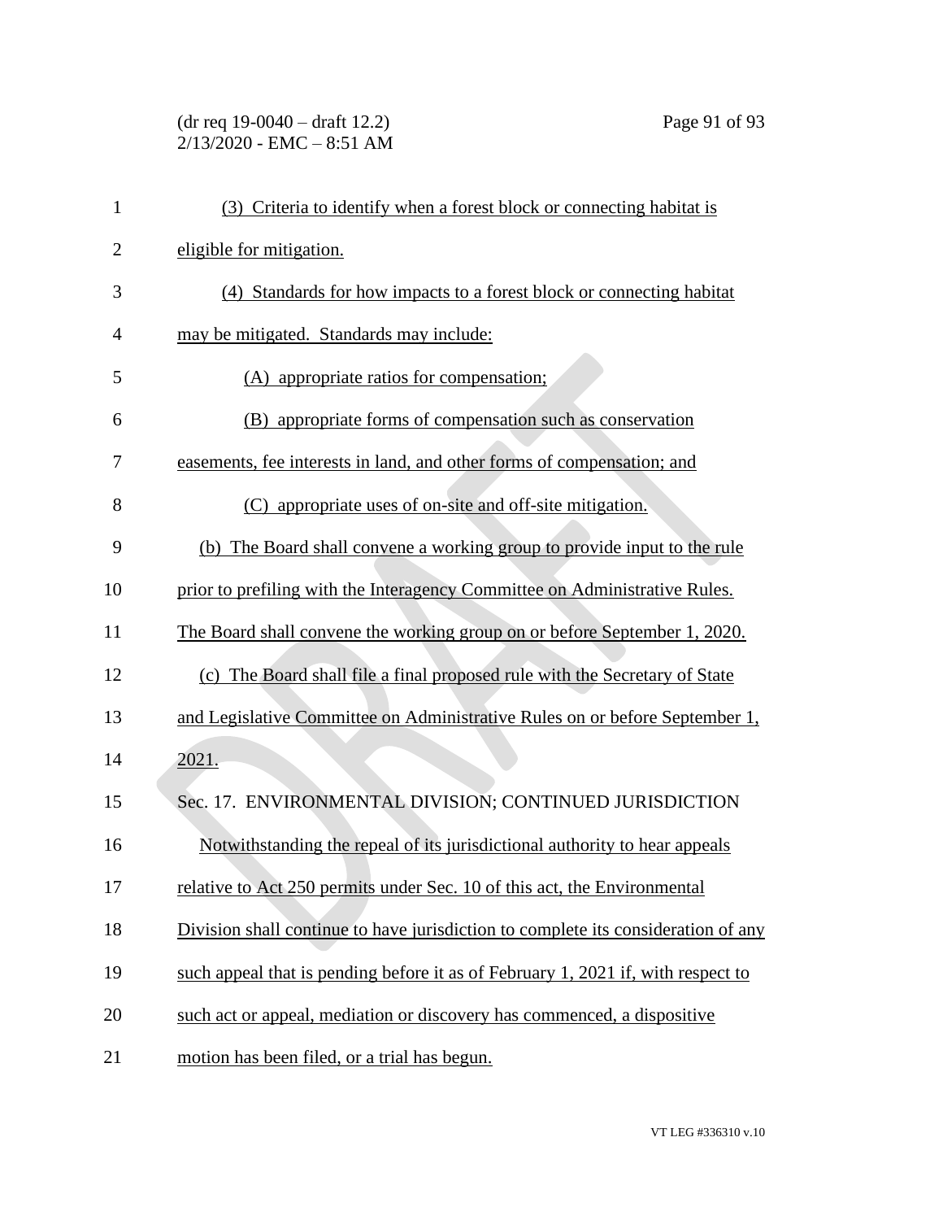(3) Criteria to identify when a forest block or connecting habitat is eligible for mitigation.

(4) Standards for how impacts to a forest block or connecting habitat may be mitigated. Standards may include:

(A) appropriate ratios for compensation;

(B) appropriate forms of compensation such as conservation easements, fee interests in land, and other forms of compensation; and

(C) appropriate uses of on-site and off-site mitigation.

(b) The Board shall convene a working group to provide input to the rule prior to prefiling with the Interagency Committee on Administrative Rules. The Board shall convene the working group on or before September 1, 2020.

(c) The Board shall file a final proposed rule with the Secretary of State and Legislative Committee on Administrative Rules on or before September 1, 2021.

Sec. 17. ENVIRONMENTAL DIVISION; CONTINUED JURISDICTION

Notwithstanding the repeal of its jurisdictional authority to hear appeals relative to Act 250 permits under Sec. 10 of this act, the Environmental Division shall continue to have jurisdiction to complete its consideration of any such appeal that is pending before it as of February 1, 2021 if, with respect to such act or appeal, mediation or discovery has commenced, a dispositive motion has been filed, or a trial has begun.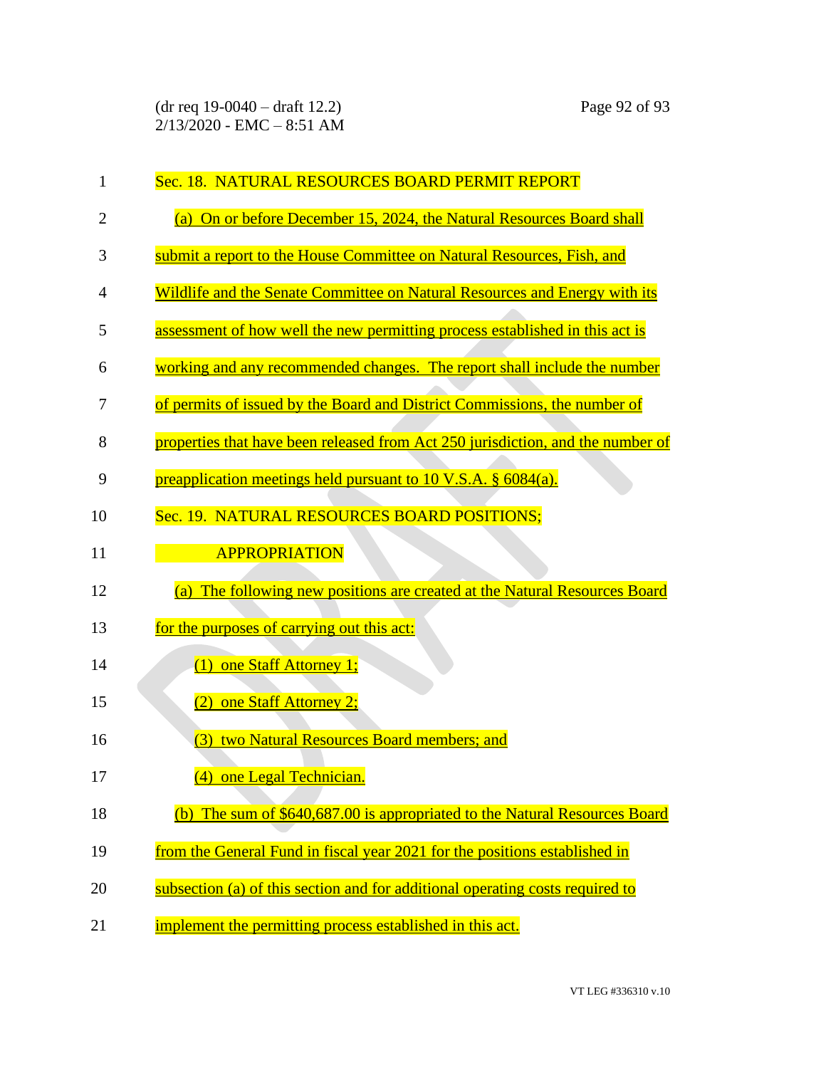Sec. 18. NATURAL RESOURCES BOARD PERMIT REPORT

(a) On or before December 15, 2024, the Natural Resources Board shall submit a report to the House Committee on Natural Resources, Fish, and Wildlife and the Senate Committee on Natural Resources and Energy with its assessment of how well the new permitting process established in this act is working and any recommended changes. The report shall include the number of permits of issued by the Board and District Commissions, the number of properties that have been released from Act 250 jurisdiction, and the number of preapplication meetings held pursuant to 10 V.S.A. § 6084(a).

Sec. 19. NATURAL RESOURCES BOARD POSITIONS; APPROPRIATION

(a) The following new positions are created at the Natural Resources Board for the purposes of carrying out this act:

(1) one Staff Attorney 1;

(2) one Staff Attorney 2;

(3) two Natural Resources Board members; and

(4) one Legal Technician.

(b) The sum of $640,687.00 is appropriated to the Natural Resources Board from the General Fund in fiscal year 2021 for the positions established in subsection (a) of this section and for additional operating costs required to implement the permitting process established in this act.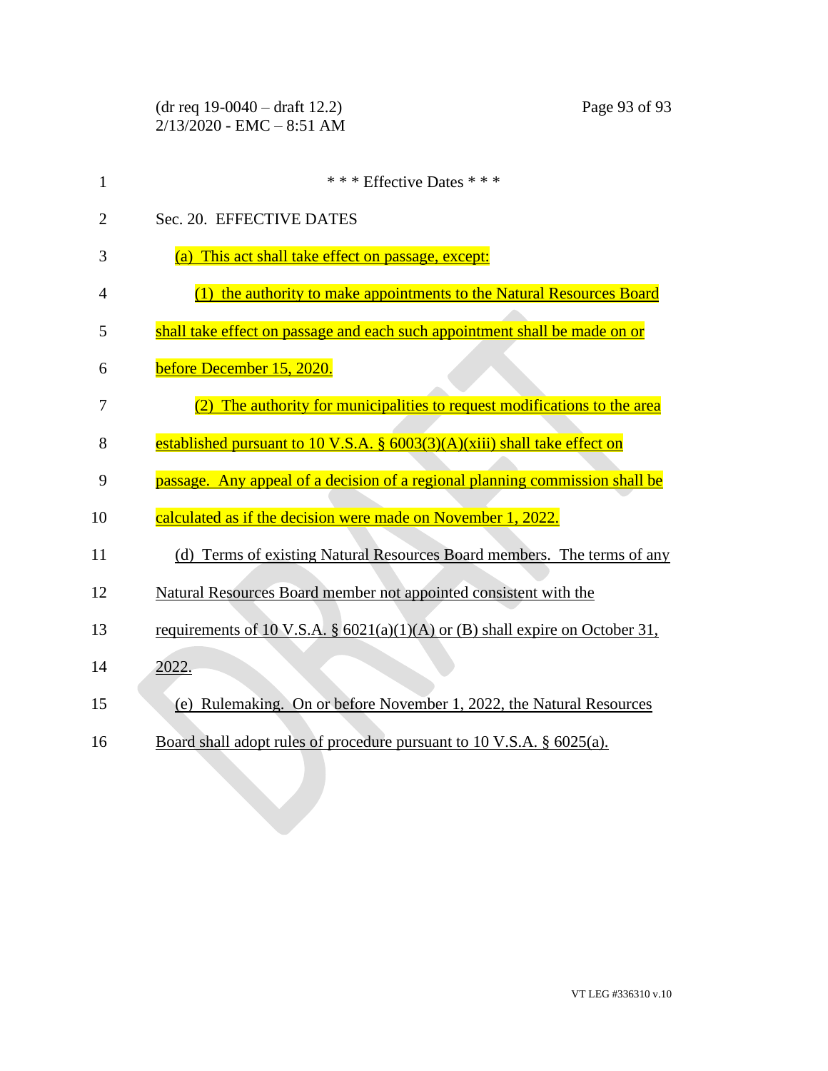\* \* \* Effective Dates \* \* \*

Sec. 20. EFFECTIVE DATES

(a) This act shall take effect on passage, except:

(1) the authority to make appointments to the Natural Resources Board shall take effect on passage and each such appointment shall be made on or before December 15, 2020.

(2) The authority for municipalities to request modifications to the area established pursuant to 10 V.S.A. § 6003(3)(A)(xiii) shall take effect on passage. Any appeal of a decision of a regional planning commission shall be calculated as if the decision were made on November 1, 2022.

(d) Terms of existing Natural Resources Board members. The terms of any Natural Resources Board member not appointed consistent with the requirements of 10 V.S.A. § 6021(a)(1)(A) or (B) shall expire on October 31, 2022.

(e) Rulemaking. On or before November 1, 2022, the Natural Resources Board shall adopt rules of procedure pursuant to 10 V.S.A. § 6025(a).